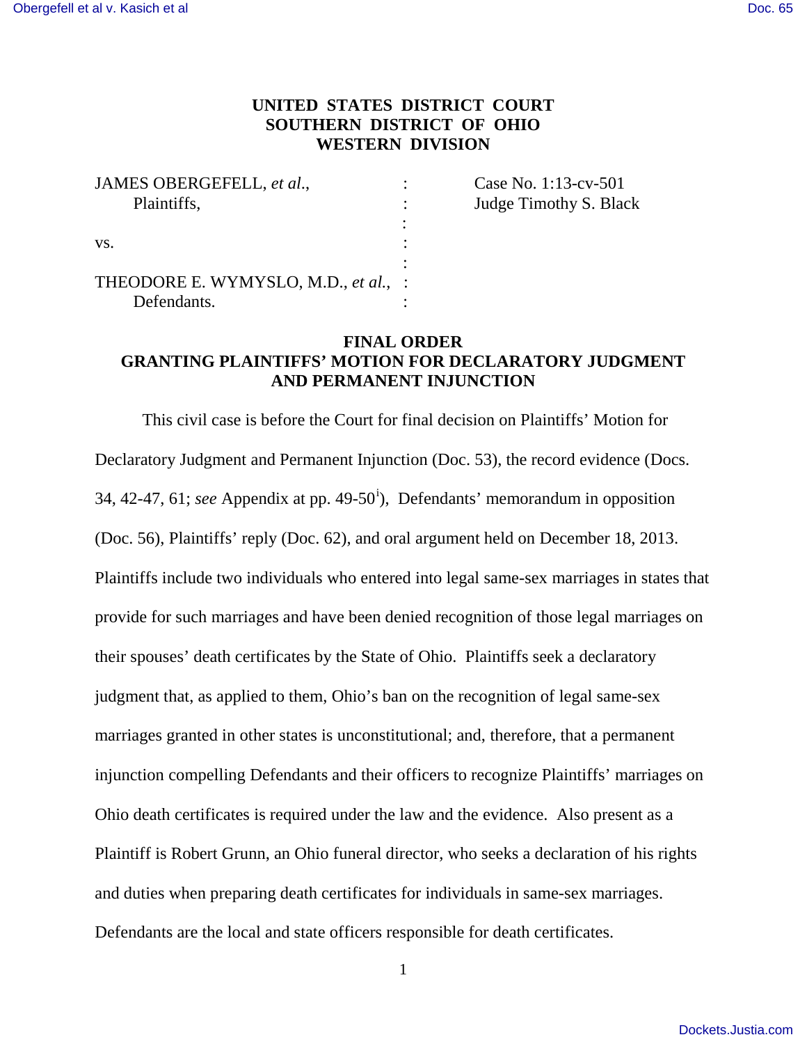**UNITED STATES DISTRICT COURT**
**SOUTHERN DISTRICT OF OHIO**
**WESTERN DIVISION**

| | | |
|---|---|---|
| JAMES OBERGEFELL, *et al.*, Plaintiffs, | : | Case No. 1:13-cv-501 |
| | : | Judge Timothy S. Black |
| vs. | : | |
| | : | |
| THEODORE E. WYMYSLO, M.D., *et al.*, Defendants. | : | |

**FINAL ORDER**
**GRANTING PLAINTIFFS' MOTION FOR DECLARATORY JUDGMENT AND PERMANENT INJUNCTION**

This civil case is before the Court for final decision on Plaintiffs' Motion for Declaratory Judgment and Permanent Injunction (Doc. 53), the record evidence (Docs. 34, 42-47, 61; *see* Appendix at pp. 49-50[i]), Defendants' memorandum in opposition (Doc. 56), Plaintiffs' reply (Doc. 62), and oral argument held on December 18, 2013. Plaintiffs include two individuals who entered into legal same-sex marriages in states that provide for such marriages and have been denied recognition of those legal marriages on their spouses' death certificates by the State of Ohio. Plaintiffs seek a declaratory judgment that, as applied to them, Ohio's ban on the recognition of legal same-sex marriages granted in other states is unconstitutional; and, therefore, that a permanent injunction compelling Defendants and their officers to recognize Plaintiffs' marriages on Ohio death certificates is required under the law and the evidence. Also present as a Plaintiff is Robert Grunn, an Ohio funeral director, who seeks a declaration of his rights and duties when preparing death certificates for individuals in same-sex marriages. Defendants are the local and state officers responsible for death certificates.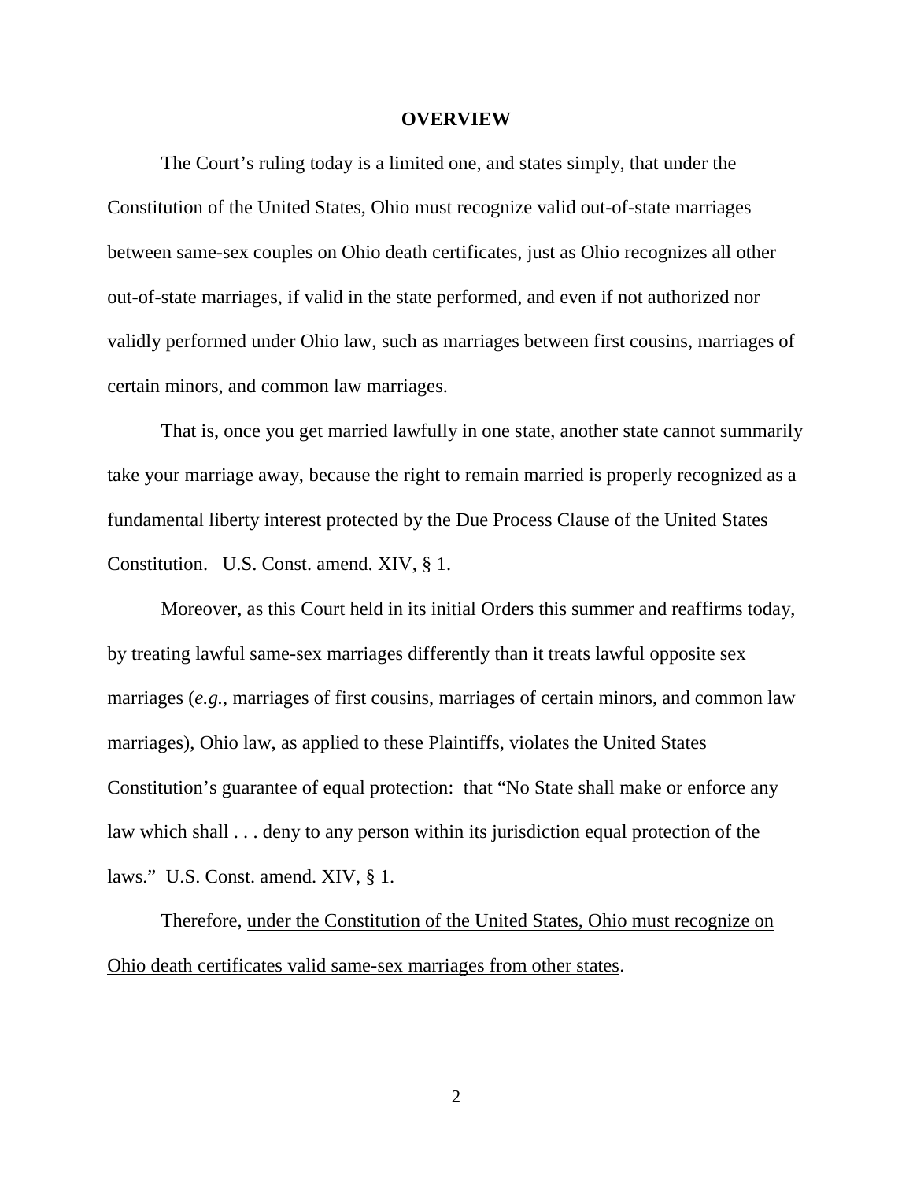## OVERVIEW

The Court's ruling today is a limited one, and states simply, that under the Constitution of the United States, Ohio must recognize valid out-of-state marriages between same-sex couples on Ohio death certificates, just as Ohio recognizes all other out-of-state marriages, if valid in the state performed, and even if not authorized nor validly performed under Ohio law, such as marriages between first cousins, marriages of certain minors, and common law marriages.

That is, once you get married lawfully in one state, another state cannot summarily take your marriage away, because the right to remain married is properly recognized as a fundamental liberty interest protected by the Due Process Clause of the United States Constitution. U.S. Const. amend. XIV, § 1.

Moreover, as this Court held in its initial Orders this summer and reaffirms today, by treating lawful same-sex marriages differently than it treats lawful opposite sex marriages (*e.g.*, marriages of first cousins, marriages of certain minors, and common law marriages), Ohio law, as applied to these Plaintiffs, violates the United States Constitution's guarantee of equal protection: that "No State shall make or enforce any law which shall . . . deny to any person within its jurisdiction equal protection of the laws." U.S. Const. amend. XIV, § 1.

Therefore, <u>under the Constitution of the United States, Ohio must recognize on Ohio death certificates valid same-sex marriages from other states</u>.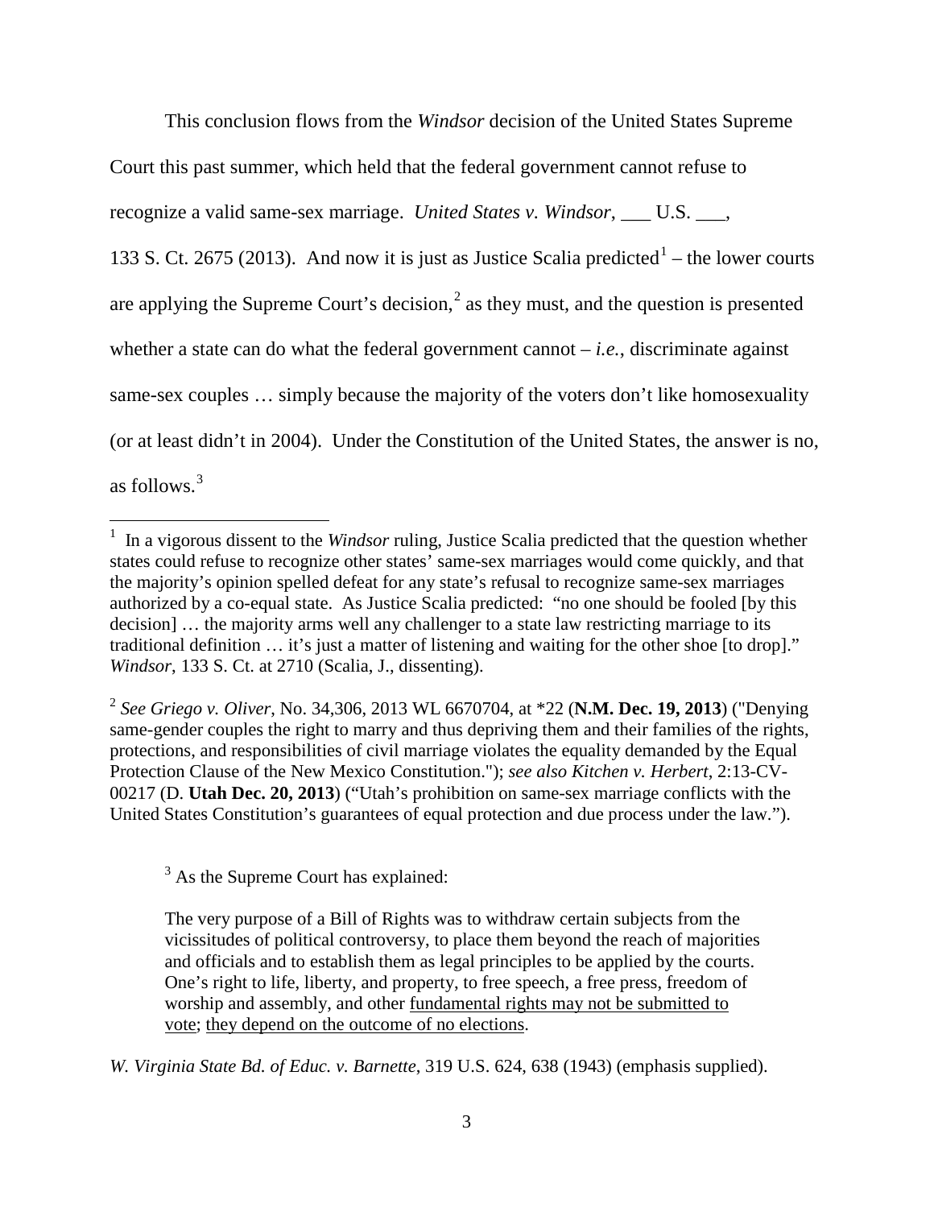This conclusion flows from the *Windsor* decision of the United States Supreme Court this past summer, which held that the federal government cannot refuse to recognize a valid same-sex marriage. *United States v. Windsor*, ___ U.S. ___, 133 S. Ct. 2675 (2013). And now it is just as Justice Scalia predicted[1] – the lower courts are applying the Supreme Court's decision,[2] as they must, and the question is presented whether a state can do what the federal government cannot – *i.e.*, discriminate against same-sex couples … simply because the majority of the voters don't like homosexuality (or at least didn't in 2004). Under the Constitution of the United States, the answer is no, as follows.[3]

---

[1] In a vigorous dissent to the *Windsor* ruling, Justice Scalia predicted that the question whether states could refuse to recognize other states' same-sex marriages would come quickly, and that the majority's opinion spelled defeat for any state's refusal to recognize same-sex marriages authorized by a co-equal state. As Justice Scalia predicted: "no one should be fooled [by this decision] … the majority arms well any challenger to a state law restricting marriage to its traditional definition … it's just a matter of listening and waiting for the other shoe [to drop]." *Windsor*, 133 S. Ct. at 2710 (Scalia, J., dissenting).

[2] *See Griego v. Oliver*, No. 34,306, 2013 WL 6670704, at *22 (**N.M. Dec. 19, 2013**) ("Denying same-gender couples the right to marry and thus depriving them and their families of the rights, protections, and responsibilities of civil marriage violates the equality demanded by the Equal Protection Clause of the New Mexico Constitution."); *see also Kitchen v. Herbert*, 2:13-CV-00217 (D. **Utah Dec. 20, 2013**) ("Utah's prohibition on same-sex marriage conflicts with the United States Constitution's guarantees of equal protection and due process under the law.").

[3] As the Supreme Court has explained:

> The very purpose of a Bill of Rights was to withdraw certain subjects from the vicissitudes of political controversy, to place them beyond the reach of majorities and officials and to establish them as legal principles to be applied by the courts. One's right to life, liberty, and property, to free speech, a free press, freedom of worship and assembly, and other <u>fundamental rights may not be submitted to vote</u>; <u>they depend on the outcome of no elections</u>.

*W. Virginia State Bd. of Educ. v. Barnette*, 319 U.S. 624, 638 (1943) (emphasis supplied).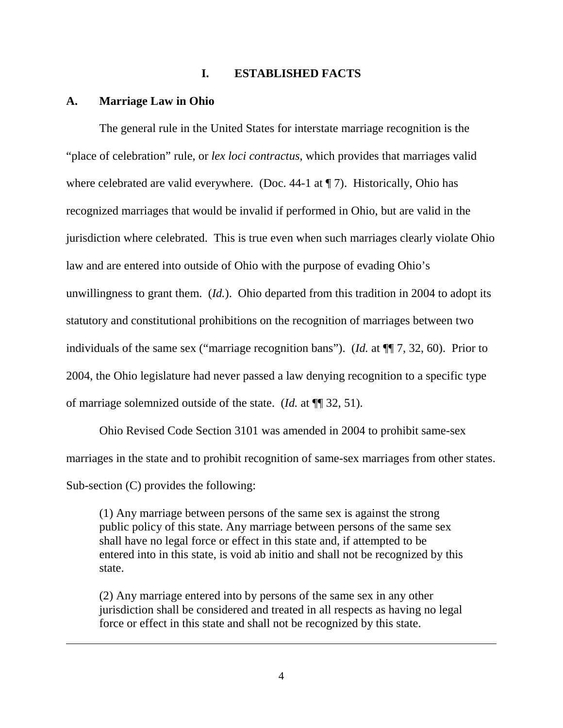## I. ESTABLISHED FACTS

### A. Marriage Law in Ohio

The general rule in the United States for interstate marriage recognition is the "place of celebration" rule, or *lex loci contractus*, which provides that marriages valid where celebrated are valid everywhere. (Doc. 44-1 at ¶ 7). Historically, Ohio has recognized marriages that would be invalid if performed in Ohio, but are valid in the jurisdiction where celebrated. This is true even when such marriages clearly violate Ohio law and are entered into outside of Ohio with the purpose of evading Ohio's unwillingness to grant them. (*Id.*). Ohio departed from this tradition in 2004 to adopt its statutory and constitutional prohibitions on the recognition of marriages between two individuals of the same sex ("marriage recognition bans"). (*Id.* at ¶¶ 7, 32, 60). Prior to 2004, the Ohio legislature had never passed a law denying recognition to a specific type of marriage solemnized outside of the state. (*Id.* at ¶¶ 32, 51).

Ohio Revised Code Section 3101 was amended in 2004 to prohibit same-sex marriages in the state and to prohibit recognition of same-sex marriages from other states. Sub-section (C) provides the following:

> (1) Any marriage between persons of the same sex is against the strong public policy of this state. Any marriage between persons of the same sex shall have no legal force or effect in this state and, if attempted to be entered into in this state, is void ab initio and shall not be recognized by this state.
>
> (2) Any marriage entered into by persons of the same sex in any other jurisdiction shall be considered and treated in all respects as having no legal force or effect in this state and shall not be recognized by this state.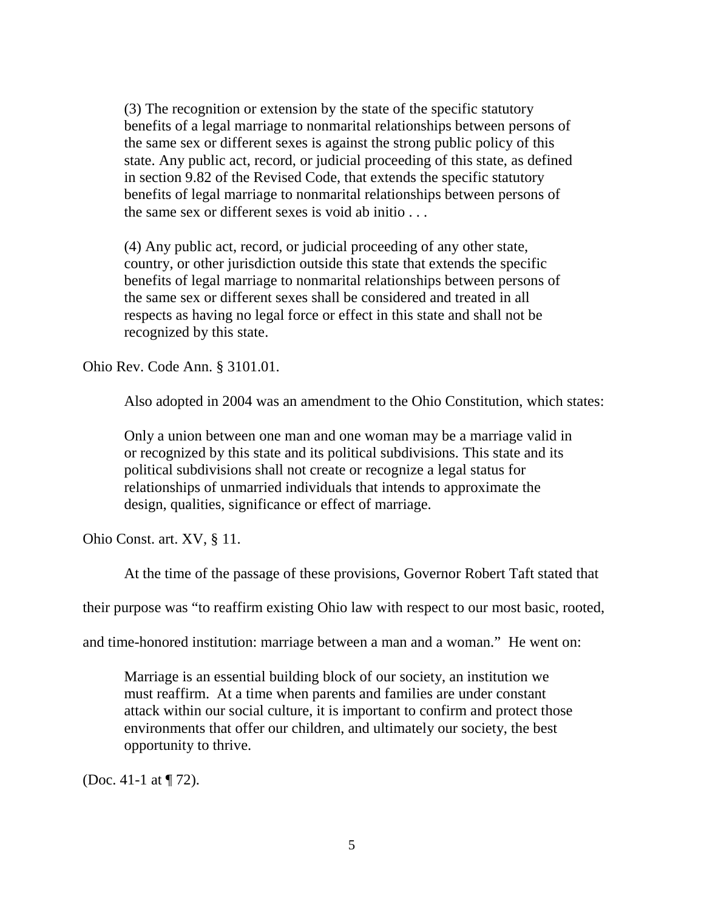> (3) The recognition or extension by the state of the specific statutory benefits of a legal marriage to nonmarital relationships between persons of the same sex or different sexes is against the strong public policy of this state. Any public act, record, or judicial proceeding of this state, as defined in section 9.82 of the Revised Code, that extends the specific statutory benefits of legal marriage to nonmarital relationships between persons of the same sex or different sexes is void ab initio . . .
>
> (4) Any public act, record, or judicial proceeding of any other state, country, or other jurisdiction outside this state that extends the specific benefits of legal marriage to nonmarital relationships between persons of the same sex or different sexes shall be considered and treated in all respects as having no legal force or effect in this state and shall not be recognized by this state.

Ohio Rev. Code Ann. § 3101.01.

Also adopted in 2004 was an amendment to the Ohio Constitution, which states:

> Only a union between one man and one woman may be a marriage valid in or recognized by this state and its political subdivisions. This state and its political subdivisions shall not create or recognize a legal status for relationships of unmarried individuals that intends to approximate the design, qualities, significance or effect of marriage.

Ohio Const. art. XV, § 11.

At the time of the passage of these provisions, Governor Robert Taft stated that their purpose was "to reaffirm existing Ohio law with respect to our most basic, rooted, and time-honored institution: marriage between a man and a woman." He went on:

> Marriage is an essential building block of our society, an institution we must reaffirm. At a time when parents and families are under constant attack within our social culture, it is important to confirm and protect those environments that offer our children, and ultimately our society, the best opportunity to thrive.

(Doc. 41-1 at ¶ 72).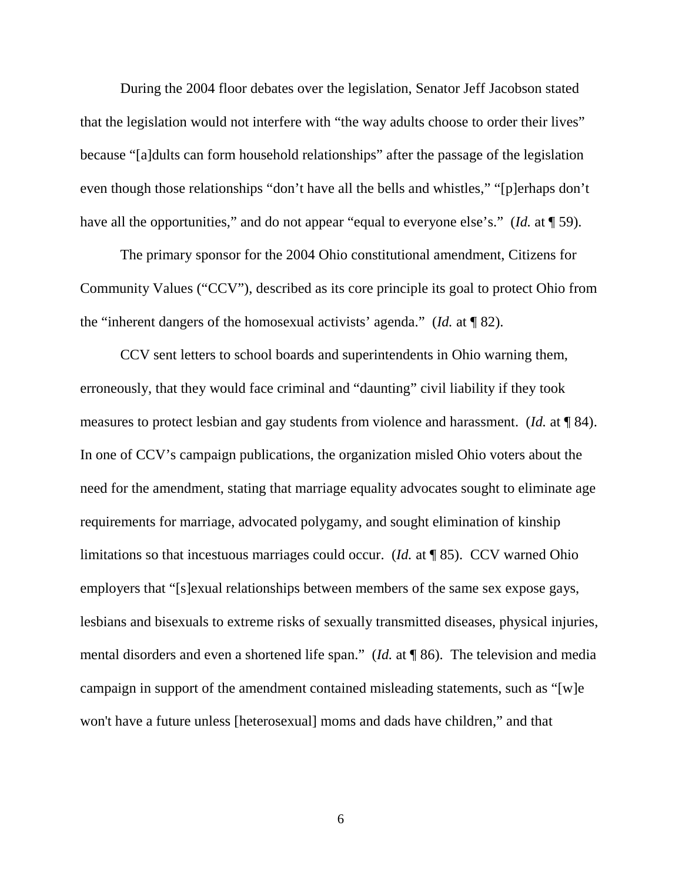During the 2004 floor debates over the legislation, Senator Jeff Jacobson stated that the legislation would not interfere with "the way adults choose to order their lives" because "[a]dults can form household relationships" after the passage of the legislation even though those relationships "don't have all the bells and whistles," "[p]erhaps don't have all the opportunities," and do not appear "equal to everyone else's." (*Id.* at ¶ 59).

The primary sponsor for the 2004 Ohio constitutional amendment, Citizens for Community Values ("CCV"), described as its core principle its goal to protect Ohio from the "inherent dangers of the homosexual activists' agenda." (*Id.* at ¶ 82).

CCV sent letters to school boards and superintendents in Ohio warning them, erroneously, that they would face criminal and "daunting" civil liability if they took measures to protect lesbian and gay students from violence and harassment. (*Id.* at ¶ 84). In one of CCV's campaign publications, the organization misled Ohio voters about the need for the amendment, stating that marriage equality advocates sought to eliminate age requirements for marriage, advocated polygamy, and sought elimination of kinship limitations so that incestuous marriages could occur. (*Id.* at ¶ 85). CCV warned Ohio employers that "[s]exual relationships between members of the same sex expose gays, lesbians and bisexuals to extreme risks of sexually transmitted diseases, physical injuries, mental disorders and even a shortened life span." (*Id.* at ¶ 86). The television and media campaign in support of the amendment contained misleading statements, such as "[w]e won't have a future unless [heterosexual] moms and dads have children," and that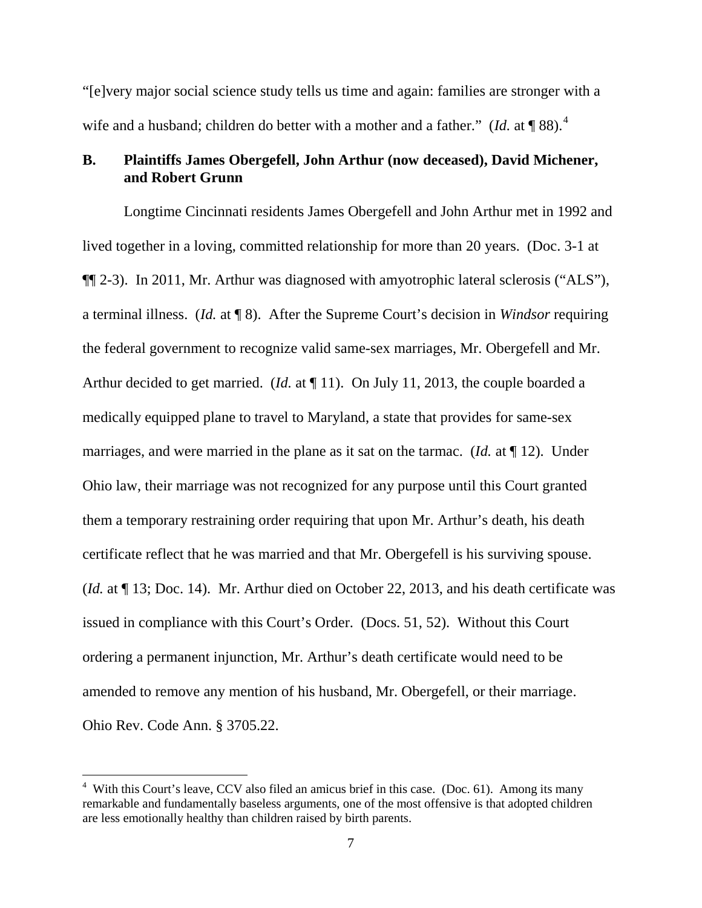"[e]very major social science study tells us time and again: families are stronger with a wife and a husband; children do better with a mother and a father." (*Id.* at ¶ 88).[4]

### B. Plaintiffs James Obergefell, John Arthur (now deceased), David Michener, and Robert Grunn

Longtime Cincinnati residents James Obergefell and John Arthur met in 1992 and lived together in a loving, committed relationship for more than 20 years. (Doc. 3-1 at ¶¶ 2-3). In 2011, Mr. Arthur was diagnosed with amyotrophic lateral sclerosis ("ALS"), a terminal illness. (*Id.* at ¶ 8). After the Supreme Court's decision in *Windsor* requiring the federal government to recognize valid same-sex marriages, Mr. Obergefell and Mr. Arthur decided to get married. (*Id.* at ¶ 11). On July 11, 2013, the couple boarded a medically equipped plane to travel to Maryland, a state that provides for same-sex marriages, and were married in the plane as it sat on the tarmac. (*Id.* at ¶ 12). Under Ohio law, their marriage was not recognized for any purpose until this Court granted them a temporary restraining order requiring that upon Mr. Arthur's death, his death certificate reflect that he was married and that Mr. Obergefell is his surviving spouse. (*Id.* at ¶ 13; Doc. 14). Mr. Arthur died on October 22, 2013, and his death certificate was issued in compliance with this Court's Order. (Docs. 51, 52). Without this Court ordering a permanent injunction, Mr. Arthur's death certificate would need to be amended to remove any mention of his husband, Mr. Obergefell, or their marriage. Ohio Rev. Code Ann. § 3705.22.

---

[4] With this Court's leave, CCV also filed an amicus brief in this case. (Doc. 61). Among its many remarkable and fundamentally baseless arguments, one of the most offensive is that adopted children are less emotionally healthy than children raised by birth parents.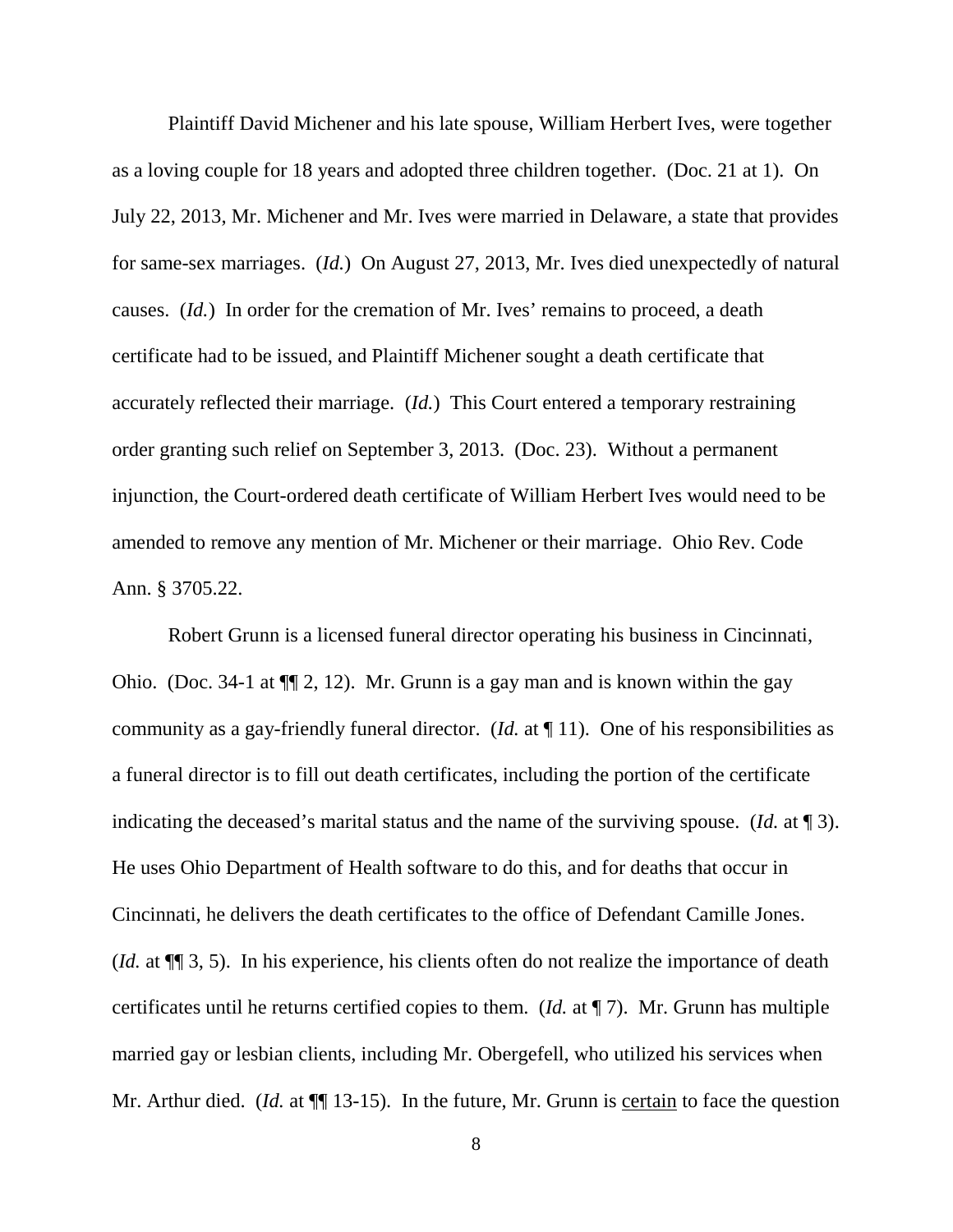Plaintiff David Michener and his late spouse, William Herbert Ives, were together as a loving couple for 18 years and adopted three children together. (Doc. 21 at 1). On July 22, 2013, Mr. Michener and Mr. Ives were married in Delaware, a state that provides for same-sex marriages. (*Id.*) On August 27, 2013, Mr. Ives died unexpectedly of natural causes. (*Id.*) In order for the cremation of Mr. Ives' remains to proceed, a death certificate had to be issued, and Plaintiff Michener sought a death certificate that accurately reflected their marriage. (*Id.*) This Court entered a temporary restraining order granting such relief on September 3, 2013. (Doc. 23). Without a permanent injunction, the Court-ordered death certificate of William Herbert Ives would need to be amended to remove any mention of Mr. Michener or their marriage. Ohio Rev. Code Ann. § 3705.22.

Robert Grunn is a licensed funeral director operating his business in Cincinnati, Ohio. (Doc. 34-1 at ¶¶ 2, 12). Mr. Grunn is a gay man and is known within the gay community as a gay-friendly funeral director. (*Id.* at ¶ 11). One of his responsibilities as a funeral director is to fill out death certificates, including the portion of the certificate indicating the deceased's marital status and the name of the surviving spouse. (*Id.* at ¶ 3). He uses Ohio Department of Health software to do this, and for deaths that occur in Cincinnati, he delivers the death certificates to the office of Defendant Camille Jones. (*Id.* at ¶¶ 3, 5). In his experience, his clients often do not realize the importance of death certificates until he returns certified copies to them. (*Id.* at ¶ 7). Mr. Grunn has multiple married gay or lesbian clients, including Mr. Obergefell, who utilized his services when Mr. Arthur died. (*Id.* at ¶¶ 13-15). In the future, Mr. Grunn is <u>certain</u> to face the question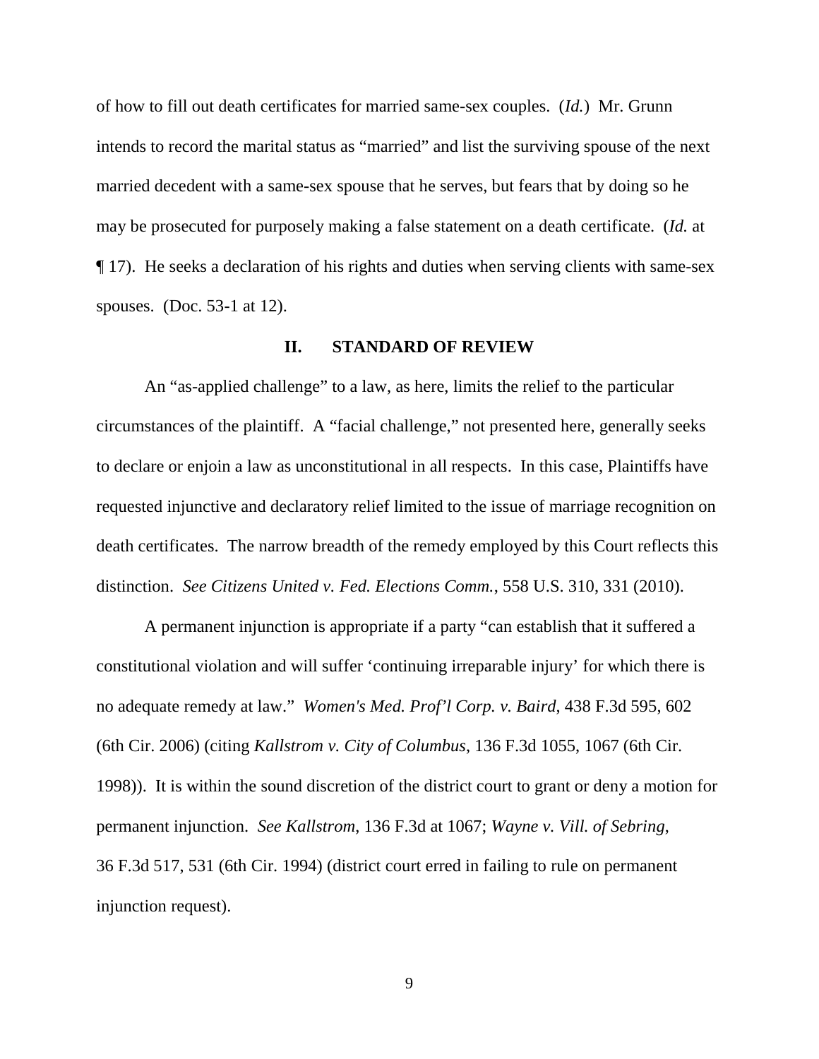of how to fill out death certificates for married same-sex couples. (*Id.*) Mr. Grunn intends to record the marital status as "married" and list the surviving spouse of the next married decedent with a same-sex spouse that he serves, but fears that by doing so he may be prosecuted for purposely making a false statement on a death certificate. (*Id.* at ¶ 17). He seeks a declaration of his rights and duties when serving clients with same-sex spouses. (Doc. 53-1 at 12).

## II. STANDARD OF REVIEW

An "as-applied challenge" to a law, as here, limits the relief to the particular circumstances of the plaintiff. A "facial challenge," not presented here, generally seeks to declare or enjoin a law as unconstitutional in all respects. In this case, Plaintiffs have requested injunctive and declaratory relief limited to the issue of marriage recognition on death certificates. The narrow breadth of the remedy employed by this Court reflects this distinction. *See Citizens United v. Fed. Elections Comm.*, 558 U.S. 310, 331 (2010).

A permanent injunction is appropriate if a party "can establish that it suffered a constitutional violation and will suffer 'continuing irreparable injury' for which there is no adequate remedy at law." *Women's Med. Prof'l Corp. v. Baird*, 438 F.3d 595, 602 (6th Cir. 2006) (citing *Kallstrom v. City of Columbus*, 136 F.3d 1055, 1067 (6th Cir. 1998)). It is within the sound discretion of the district court to grant or deny a motion for permanent injunction. *See Kallstrom*, 136 F.3d at 1067; *Wayne v. Vill. of Sebring*, 36 F.3d 517, 531 (6th Cir. 1994) (district court erred in failing to rule on permanent injunction request).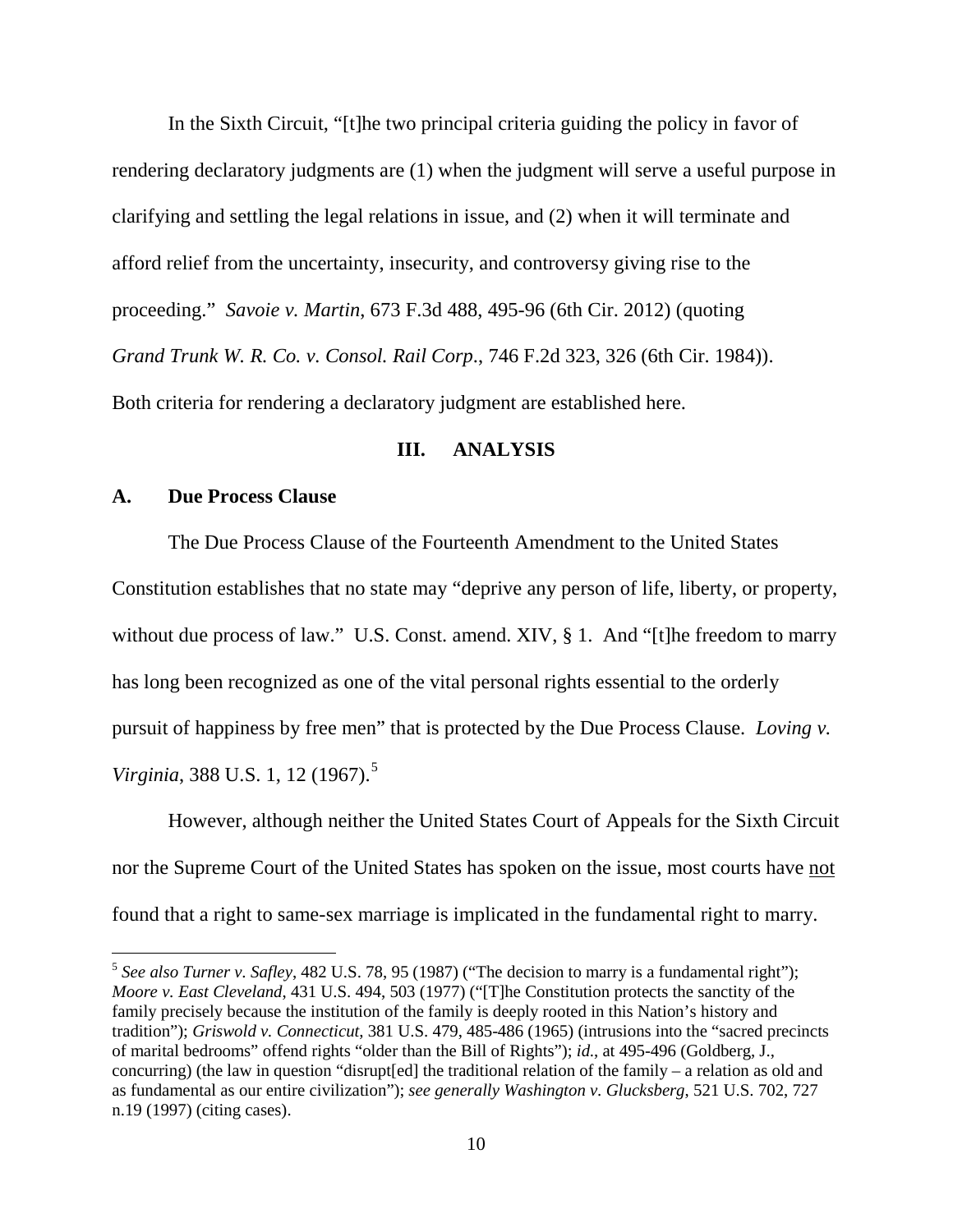In the Sixth Circuit, "[t]he two principal criteria guiding the policy in favor of rendering declaratory judgments are (1) when the judgment will serve a useful purpose in clarifying and settling the legal relations in issue, and (2) when it will terminate and afford relief from the uncertainty, insecurity, and controversy giving rise to the proceeding." *Savoie v. Martin*, 673 F.3d 488, 495-96 (6th Cir. 2012) (quoting *Grand Trunk W. R. Co. v. Consol. Rail Corp.*, 746 F.2d 323, 326 (6th Cir. 1984)). Both criteria for rendering a declaratory judgment are established here.

## III. ANALYSIS

### A. Due Process Clause

The Due Process Clause of the Fourteenth Amendment to the United States Constitution establishes that no state may "deprive any person of life, liberty, or property, without due process of law." U.S. Const. amend. XIV, § 1. And "[t]he freedom to marry has long been recognized as one of the vital personal rights essential to the orderly pursuit of happiness by free men" that is protected by the Due Process Clause. *Loving v. Virginia*, 388 U.S. 1, 12 (1967).[5]

However, although neither the United States Court of Appeals for the Sixth Circuit nor the Supreme Court of the United States has spoken on the issue, most courts have <u>not</u> found that a right to same-sex marriage is implicated in the fundamental right to marry.

[5] *See also Turner v. Safley*, 482 U.S. 78, 95 (1987) ("The decision to marry is a fundamental right"); *Moore v. East Cleveland*, 431 U.S. 494, 503 (1977) ("[T]he Constitution protects the sanctity of the family precisely because the institution of the family is deeply rooted in this Nation's history and tradition"); *Griswold v. Connecticut*, 381 U.S. 479, 485-486 (1965) (intrusions into the "sacred precincts of marital bedrooms" offend rights "older than the Bill of Rights"); *id.*, at 495-496 (Goldberg, J., concurring) (the law in question "disrupt[ed] the traditional relation of the family – a relation as old and as fundamental as our entire civilization"); *see generally Washington v. Glucksberg*, 521 U.S. 702, 727 n.19 (1997) (citing cases).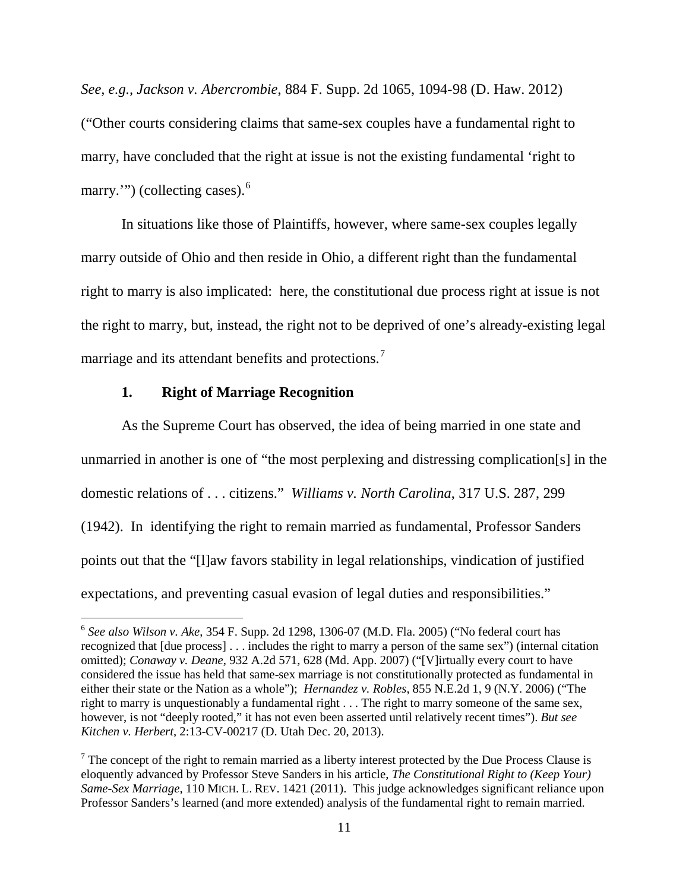*See, e.g., Jackson v. Abercrombie*, 884 F. Supp. 2d 1065, 1094-98 (D. Haw. 2012) ("Other courts considering claims that same-sex couples have a fundamental right to marry, have concluded that the right at issue is not the existing fundamental 'right to marry.'") (collecting cases).[6]

In situations like those of Plaintiffs, however, where same-sex couples legally marry outside of Ohio and then reside in Ohio, a different right than the fundamental right to marry is also implicated: here, the constitutional due process right at issue is not the right to marry, but, instead, the right not to be deprived of one's already-existing legal marriage and its attendant benefits and protections.[7]

### 1. Right of Marriage Recognition

As the Supreme Court has observed, the idea of being married in one state and unmarried in another is one of "the most perplexing and distressing complication[s] in the domestic relations of . . . citizens." *Williams v. North Carolina*, 317 U.S. 287, 299 (1942). In identifying the right to remain married as fundamental, Professor Sanders points out that the "[l]aw favors stability in legal relationships, vindication of justified expectations, and preventing casual evasion of legal duties and responsibilities."

---

[6] *See also Wilson v. Ake*, 354 F. Supp. 2d 1298, 1306-07 (M.D. Fla. 2005) ("No federal court has recognized that [due process] . . . includes the right to marry a person of the same sex") (internal citation omitted); *Conaway v. Deane*, 932 A.2d 571, 628 (Md. App. 2007) ("[V]irtually every court to have considered the issue has held that same-sex marriage is not constitutionally protected as fundamental in either their state or the Nation as a whole"); *Hernandez v. Robles*, 855 N.E.2d 1, 9 (N.Y. 2006) ("The right to marry is unquestionably a fundamental right . . . The right to marry someone of the same sex, however, is not "deeply rooted," it has not even been asserted until relatively recent times"). *But see Kitchen v. Herbert*, 2:13-CV-00217 (D. Utah Dec. 20, 2013).

[7] The concept of the right to remain married as a liberty interest protected by the Due Process Clause is eloquently advanced by Professor Steve Sanders in his article, *The Constitutional Right to (Keep Your) Same-Sex Marriage*, 110 MICH. L. REV. 1421 (2011). This judge acknowledges significant reliance upon Professor Sanders's learned (and more extended) analysis of the fundamental right to remain married.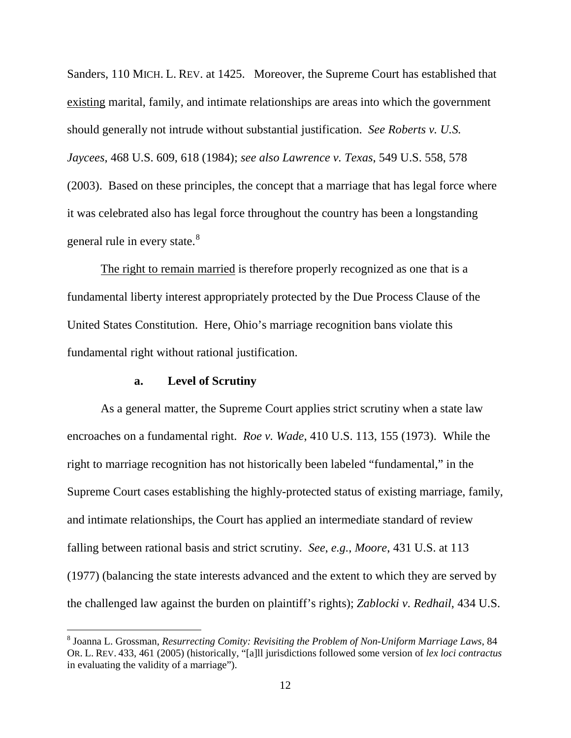Sanders, 110 MICH. L. REV. at 1425. Moreover, the Supreme Court has established that existing marital, family, and intimate relationships are areas into which the government should generally not intrude without substantial justification. *See Roberts v. U.S. Jaycees*, 468 U.S. 609, 618 (1984); *see also Lawrence v. Texas*, 549 U.S. 558, 578 (2003). Based on these principles, the concept that a marriage that has legal force where it was celebrated also has legal force throughout the country has been a longstanding general rule in every state.[8]

The right to remain married is therefore properly recognized as one that is a fundamental liberty interest appropriately protected by the Due Process Clause of the United States Constitution. Here, Ohio's marriage recognition bans violate this fundamental right without rational justification.

**a. Level of Scrutiny**

As a general matter, the Supreme Court applies strict scrutiny when a state law encroaches on a fundamental right. *Roe v. Wade*, 410 U.S. 113, 155 (1973). While the right to marriage recognition has not historically been labeled "fundamental," in the Supreme Court cases establishing the highly-protected status of existing marriage, family, and intimate relationships, the Court has applied an intermediate standard of review falling between rational basis and strict scrutiny. *See, e.g.*, *Moore*, 431 U.S. at 113 (1977) (balancing the state interests advanced and the extent to which they are served by the challenged law against the burden on plaintiff's rights); *Zablocki v. Redhail*, 434 U.S.

---

[8] Joanna L. Grossman, *Resurrecting Comity: Revisiting the Problem of Non-Uniform Marriage Laws*, 84 OR. L. REV. 433, 461 (2005) (historically, "[a]ll jurisdictions followed some version of *lex loci contractus* in evaluating the validity of a marriage").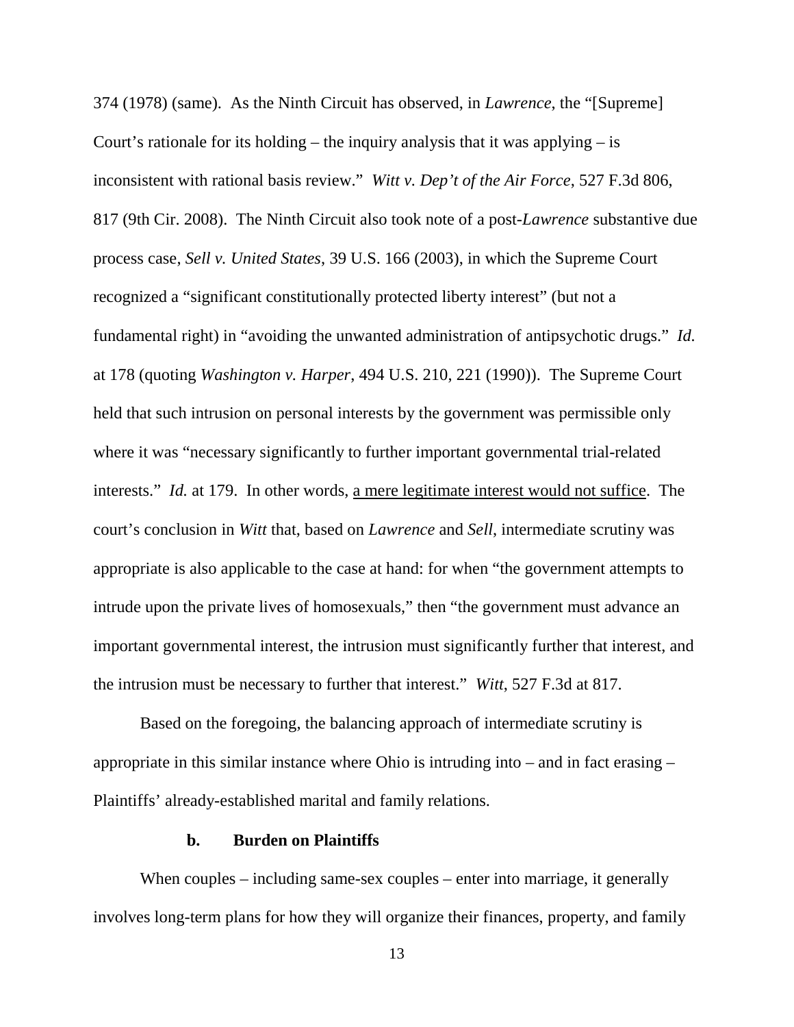374 (1978) (same). As the Ninth Circuit has observed, in *Lawrence*, the "[Supreme] Court's rationale for its holding – the inquiry analysis that it was applying – is inconsistent with rational basis review." *Witt v. Dep't of the Air Force*, 527 F.3d 806, 817 (9th Cir. 2008). The Ninth Circuit also took note of a post-*Lawrence* substantive due process case, *Sell v. United States*, 39 U.S. 166 (2003), in which the Supreme Court recognized a "significant constitutionally protected liberty interest" (but not a fundamental right) in "avoiding the unwanted administration of antipsychotic drugs." *Id.* at 178 (quoting *Washington v. Harper*, 494 U.S. 210, 221 (1990)). The Supreme Court held that such intrusion on personal interests by the government was permissible only where it was "necessary significantly to further important governmental trial-related interests." *Id.* at 179. In other words, <u>a mere legitimate interest would not suffice</u>. The court's conclusion in *Witt* that, based on *Lawrence* and *Sell*, intermediate scrutiny was appropriate is also applicable to the case at hand: for when "the government attempts to intrude upon the private lives of homosexuals," then "the government must advance an important governmental interest, the intrusion must significantly further that interest, and the intrusion must be necessary to further that interest." *Witt*, 527 F.3d at 817.

Based on the foregoing, the balancing approach of intermediate scrutiny is appropriate in this similar instance where Ohio is intruding into – and in fact erasing – Plaintiffs' already-established marital and family relations.

**b. Burden on Plaintiffs**

When couples – including same-sex couples – enter into marriage, it generally involves long-term plans for how they will organize their finances, property, and family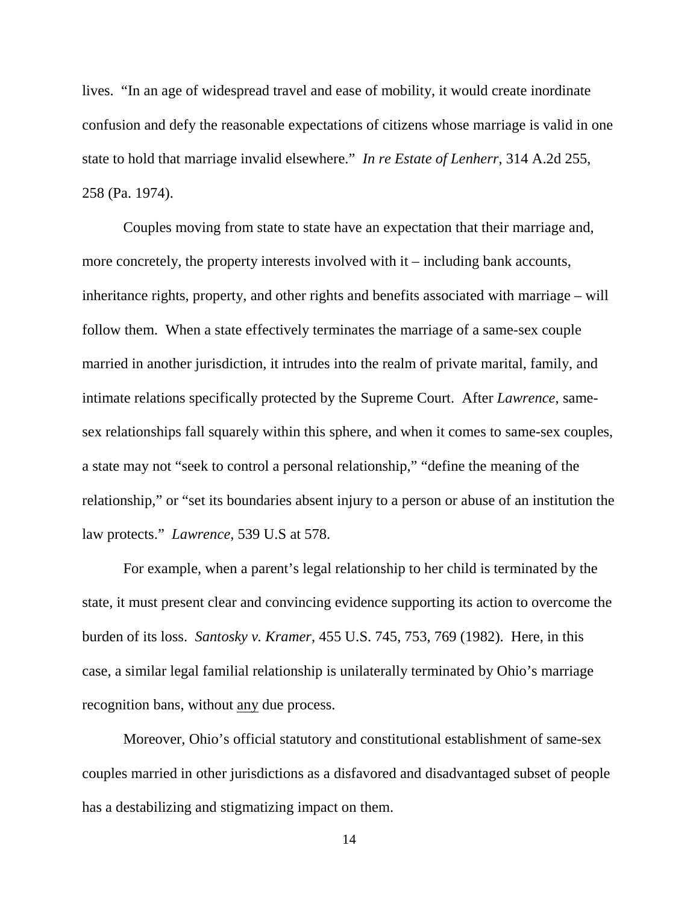lives. "In an age of widespread travel and ease of mobility, it would create inordinate confusion and defy the reasonable expectations of citizens whose marriage is valid in one state to hold that marriage invalid elsewhere." *In re Estate of Lenherr*, 314 A.2d 255, 258 (Pa. 1974).

Couples moving from state to state have an expectation that their marriage and, more concretely, the property interests involved with it – including bank accounts, inheritance rights, property, and other rights and benefits associated with marriage – will follow them. When a state effectively terminates the marriage of a same-sex couple married in another jurisdiction, it intrudes into the realm of private marital, family, and intimate relations specifically protected by the Supreme Court. After *Lawrence*, same-sex relationships fall squarely within this sphere, and when it comes to same-sex couples, a state may not "seek to control a personal relationship," "define the meaning of the relationship," or "set its boundaries absent injury to a person or abuse of an institution the law protects." *Lawrence*, 539 U.S at 578.

For example, when a parent's legal relationship to her child is terminated by the state, it must present clear and convincing evidence supporting its action to overcome the burden of its loss. *Santosky v. Kramer*, 455 U.S. 745, 753, 769 (1982). Here, in this case, a similar legal familial relationship is unilaterally terminated by Ohio's marriage recognition bans, without <u>any</u> due process.

Moreover, Ohio's official statutory and constitutional establishment of same-sex couples married in other jurisdictions as a disfavored and disadvantaged subset of people has a destabilizing and stigmatizing impact on them.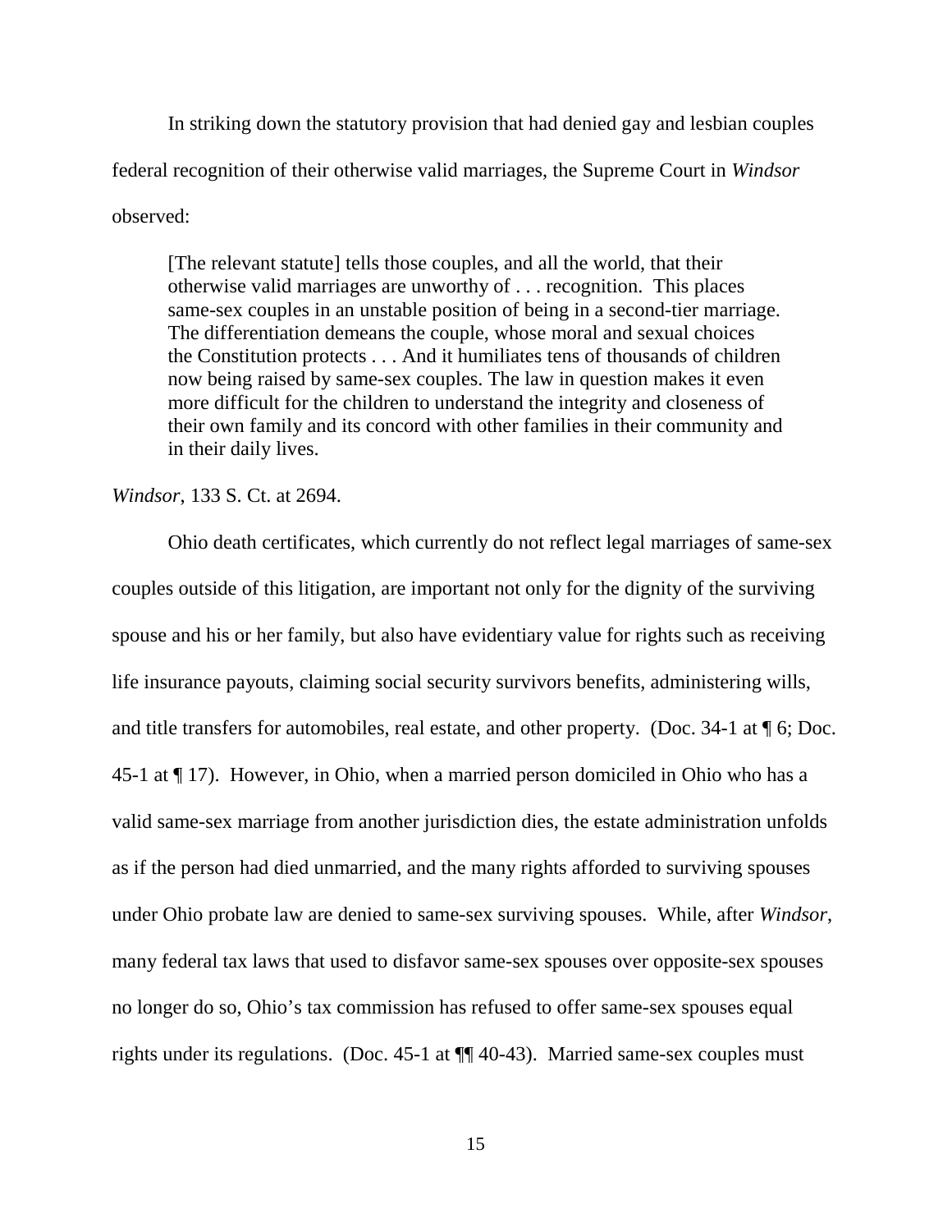In striking down the statutory provision that had denied gay and lesbian couples federal recognition of their otherwise valid marriages, the Supreme Court in *Windsor* observed:

> [The relevant statute] tells those couples, and all the world, that their otherwise valid marriages are unworthy of . . . recognition. This places same-sex couples in an unstable position of being in a second-tier marriage. The differentiation demeans the couple, whose moral and sexual choices the Constitution protects . . . And it humiliates tens of thousands of children now being raised by same-sex couples. The law in question makes it even more difficult for the children to understand the integrity and closeness of their own family and its concord with other families in their community and in their daily lives.

*Windsor*, 133 S. Ct. at 2694.

Ohio death certificates, which currently do not reflect legal marriages of same-sex couples outside of this litigation, are important not only for the dignity of the surviving spouse and his or her family, but also have evidentiary value for rights such as receiving life insurance payouts, claiming social security survivors benefits, administering wills, and title transfers for automobiles, real estate, and other property. (Doc. 34-1 at ¶ 6; Doc. 45-1 at ¶ 17). However, in Ohio, when a married person domiciled in Ohio who has a valid same-sex marriage from another jurisdiction dies, the estate administration unfolds as if the person had died unmarried, and the many rights afforded to surviving spouses under Ohio probate law are denied to same-sex surviving spouses. While, after *Windsor*, many federal tax laws that used to disfavor same-sex spouses over opposite-sex spouses no longer do so, Ohio's tax commission has refused to offer same-sex spouses equal rights under its regulations. (Doc. 45-1 at ¶¶ 40-43). Married same-sex couples must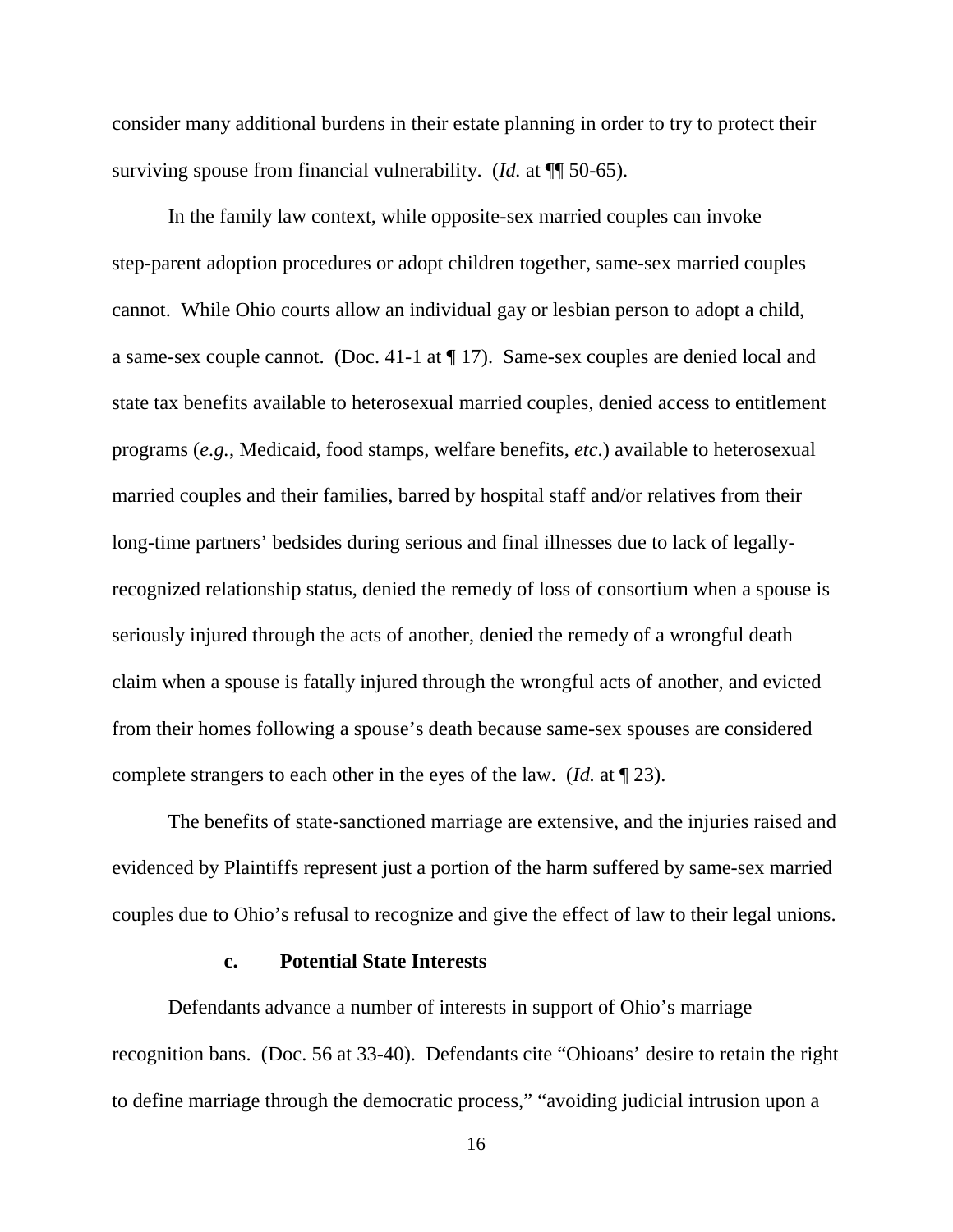consider many additional burdens in their estate planning in order to try to protect their surviving spouse from financial vulnerability. (*Id.* at ¶¶ 50-65).

In the family law context, while opposite-sex married couples can invoke step-parent adoption procedures or adopt children together, same-sex married couples cannot. While Ohio courts allow an individual gay or lesbian person to adopt a child, a same-sex couple cannot. (Doc. 41-1 at ¶ 17). Same-sex couples are denied local and state tax benefits available to heterosexual married couples, denied access to entitlement programs (*e.g.*, Medicaid, food stamps, welfare benefits, *etc*.) available to heterosexual married couples and their families, barred by hospital staff and/or relatives from their long-time partners' bedsides during serious and final illnesses due to lack of legally-recognized relationship status, denied the remedy of loss of consortium when a spouse is seriously injured through the acts of another, denied the remedy of a wrongful death claim when a spouse is fatally injured through the wrongful acts of another, and evicted from their homes following a spouse's death because same-sex spouses are considered complete strangers to each other in the eyes of the law. (*Id.* at ¶ 23).

The benefits of state-sanctioned marriage are extensive, and the injuries raised and evidenced by Plaintiffs represent just a portion of the harm suffered by same-sex married couples due to Ohio's refusal to recognize and give the effect of law to their legal unions.

**c. Potential State Interests**

Defendants advance a number of interests in support of Ohio's marriage recognition bans. (Doc. 56 at 33-40). Defendants cite "Ohioans' desire to retain the right to define marriage through the democratic process," "avoiding judicial intrusion upon a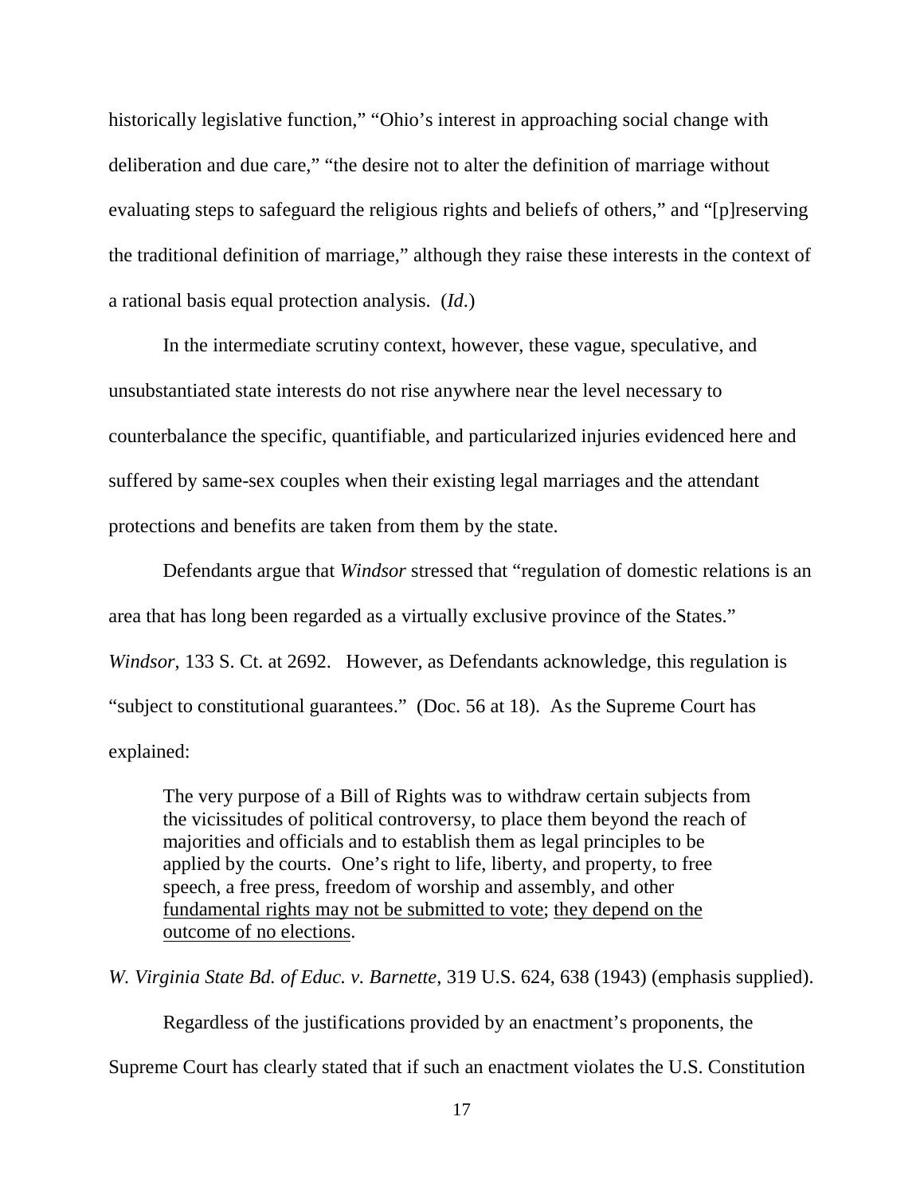historically legislative function," "Ohio's interest in approaching social change with deliberation and due care," "the desire not to alter the definition of marriage without evaluating steps to safeguard the religious rights and beliefs of others," and "[p]reserving the traditional definition of marriage," although they raise these interests in the context of a rational basis equal protection analysis. (*Id.*)

In the intermediate scrutiny context, however, these vague, speculative, and unsubstantiated state interests do not rise anywhere near the level necessary to counterbalance the specific, quantifiable, and particularized injuries evidenced here and suffered by same-sex couples when their existing legal marriages and the attendant protections and benefits are taken from them by the state.

Defendants argue that *Windsor* stressed that "regulation of domestic relations is an area that has long been regarded as a virtually exclusive province of the States." *Windsor*, 133 S. Ct. at 2692. However, as Defendants acknowledge, this regulation is "subject to constitutional guarantees." (Doc. 56 at 18). As the Supreme Court has explained:

> The very purpose of a Bill of Rights was to withdraw certain subjects from the vicissitudes of political controversy, to place them beyond the reach of majorities and officials and to establish them as legal principles to be applied by the courts. One's right to life, liberty, and property, to free speech, a free press, freedom of worship and assembly, and other <u>fundamental rights may not be submitted to vote</u>; <u>they depend on the outcome of no elections</u>.

*W. Virginia State Bd. of Educ. v. Barnette*, 319 U.S. 624, 638 (1943) (emphasis supplied).

Regardless of the justifications provided by an enactment's proponents, the Supreme Court has clearly stated that if such an enactment violates the U.S. Constitution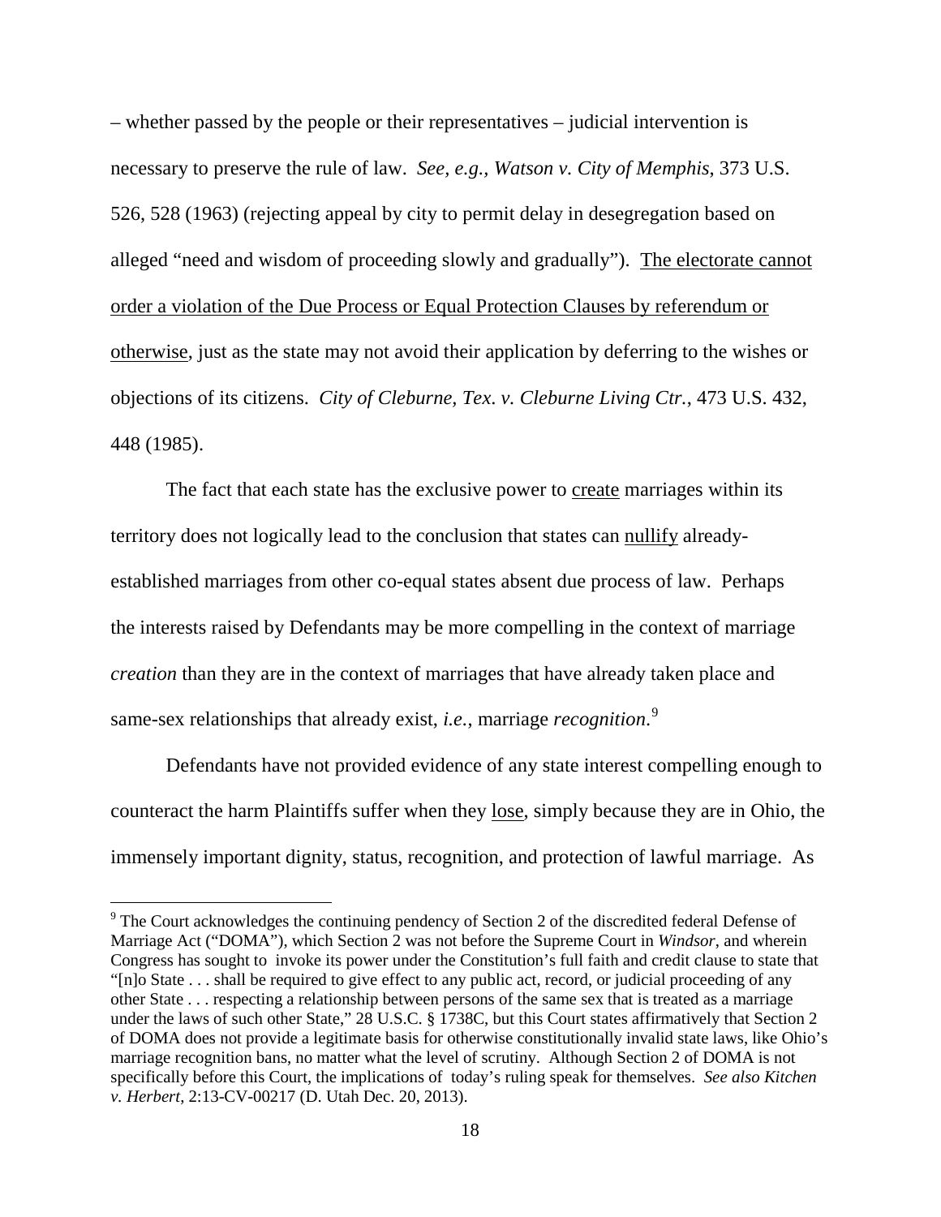– whether passed by the people or their representatives – judicial intervention is necessary to preserve the rule of law. *See, e.g.*, *Watson v. City of Memphis*, 373 U.S. 526, 528 (1963) (rejecting appeal by city to permit delay in desegregation based on alleged "need and wisdom of proceeding slowly and gradually"). <u>The electorate cannot order a violation of the Due Process or Equal Protection Clauses by referendum or otherwise</u>, just as the state may not avoid their application by deferring to the wishes or objections of its citizens. *City of Cleburne, Tex. v. Cleburne Living Ctr.*, 473 U.S. 432, 448 (1985).

The fact that each state has the exclusive power to <u>create</u> marriages within its territory does not logically lead to the conclusion that states can <u>nullify</u> already-established marriages from other co-equal states absent due process of law. Perhaps the interests raised by Defendants may be more compelling in the context of marriage *creation* than they are in the context of marriages that have already taken place and same-sex relationships that already exist, *i.e.*, marriage *recognition*.[9]

Defendants have not provided evidence of any state interest compelling enough to counteract the harm Plaintiffs suffer when they <u>lose</u>, simply because they are in Ohio, the immensely important dignity, status, recognition, and protection of lawful marriage. As

---

[9] The Court acknowledges the continuing pendency of Section 2 of the discredited federal Defense of Marriage Act ("DOMA"), which Section 2 was not before the Supreme Court in *Windsor*, and wherein Congress has sought to invoke its power under the Constitution's full faith and credit clause to state that "[n]o State . . . shall be required to give effect to any public act, record, or judicial proceeding of any other State . . . respecting a relationship between persons of the same sex that is treated as a marriage under the laws of such other State," 28 U.S.C. § 1738C, but this Court states affirmatively that Section 2 of DOMA does not provide a legitimate basis for otherwise constitutionally invalid state laws, like Ohio's marriage recognition bans, no matter what the level of scrutiny. Although Section 2 of DOMA is not specifically before this Court, the implications of today's ruling speak for themselves. *See also Kitchen v. Herbert*, 2:13-CV-00217 (D. Utah Dec. 20, 2013).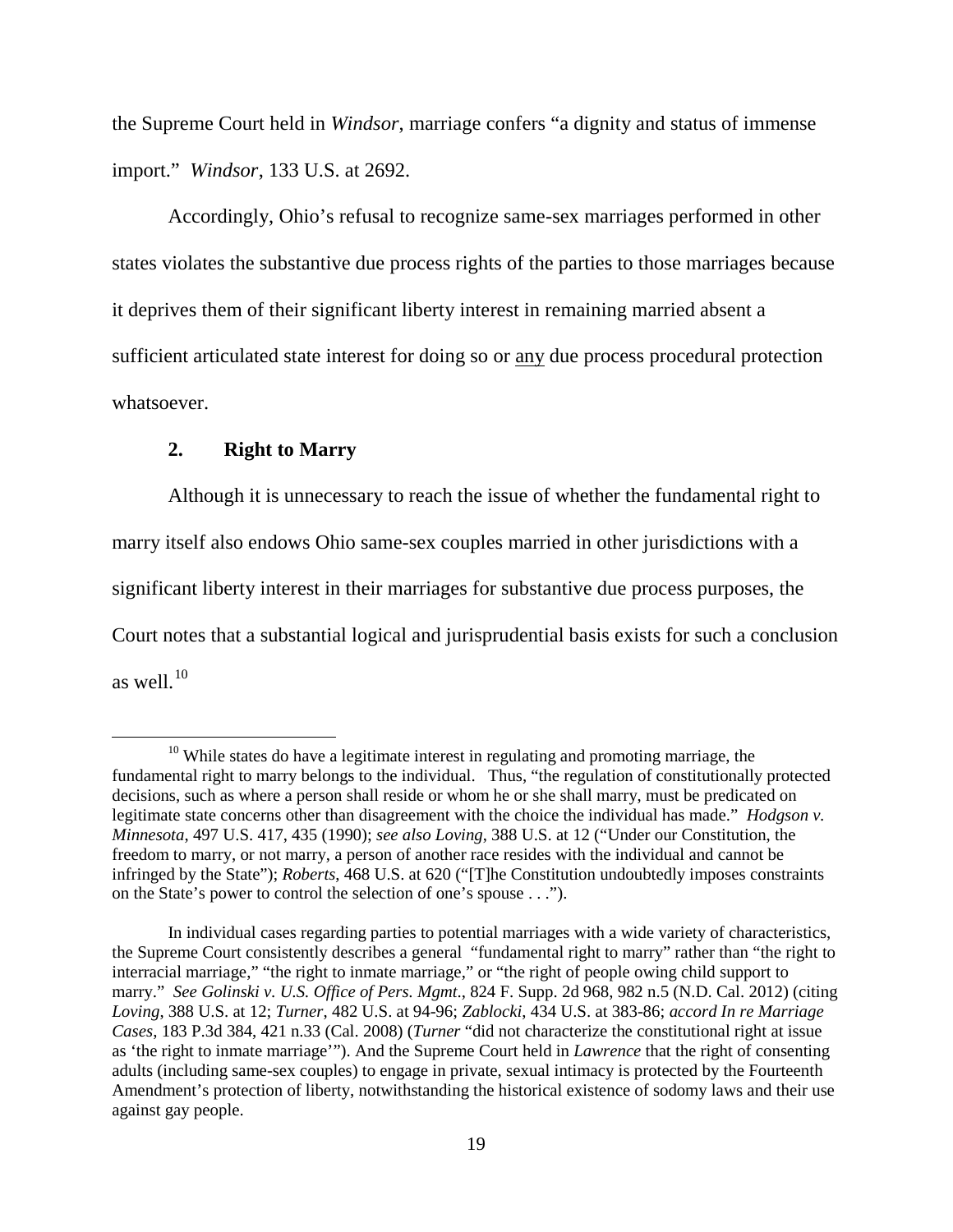the Supreme Court held in *Windsor*, marriage confers "a dignity and status of immense import." *Windsor*, 133 U.S. at 2692.

Accordingly, Ohio's refusal to recognize same-sex marriages performed in other states violates the substantive due process rights of the parties to those marriages because it deprives them of their significant liberty interest in remaining married absent a sufficient articulated state interest for doing so or <u>any</u> due process procedural protection whatsoever.

### 2. Right to Marry

Although it is unnecessary to reach the issue of whether the fundamental right to marry itself also endows Ohio same-sex couples married in other jurisdictions with a significant liberty interest in their marriages for substantive due process purposes, the Court notes that a substantial logical and jurisprudential basis exists for such a conclusion as well.[10]

---

[10] While states do have a legitimate interest in regulating and promoting marriage, the fundamental right to marry belongs to the individual. Thus, "the regulation of constitutionally protected decisions, such as where a person shall reside or whom he or she shall marry, must be predicated on legitimate state concerns other than disagreement with the choice the individual has made." *Hodgson v. Minnesota*, 497 U.S. 417, 435 (1990); *see also Loving*, 388 U.S. at 12 ("Under our Constitution, the freedom to marry, or not marry, a person of another race resides with the individual and cannot be infringed by the State"); *Roberts*, 468 U.S. at 620 ("[T]he Constitution undoubtedly imposes constraints on the State's power to control the selection of one's spouse . . .").

In individual cases regarding parties to potential marriages with a wide variety of characteristics, the Supreme Court consistently describes a general "fundamental right to marry" rather than "the right to interracial marriage," "the right to inmate marriage," or "the right of people owing child support to marry." *See Golinski v. U.S. Office of Pers. Mgmt*., 824 F. Supp. 2d 968, 982 n.5 (N.D. Cal. 2012) (citing *Loving*, 388 U.S. at 12; *Turner*, 482 U.S. at 94-96; *Zablocki*, 434 U.S. at 383-86; *accord In re Marriage Cases*, 183 P.3d 384, 421 n.33 (Cal. 2008) (*Turner* "did not characterize the constitutional right at issue as 'the right to inmate marriage'"). And the Supreme Court held in *Lawrence* that the right of consenting adults (including same-sex couples) to engage in private, sexual intimacy is protected by the Fourteenth Amendment's protection of liberty, notwithstanding the historical existence of sodomy laws and their use against gay people.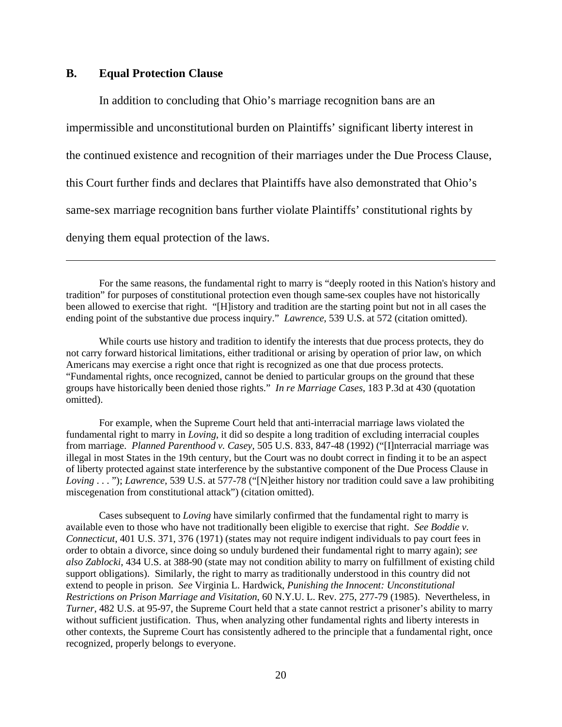## B. Equal Protection Clause

In addition to concluding that Ohio's marriage recognition bans are an impermissible and unconstitutional burden on Plaintiffs' significant liberty interest in the continued existence and recognition of their marriages under the Due Process Clause, this Court further finds and declares that Plaintiffs have also demonstrated that Ohio's same-sex marriage recognition bans further violate Plaintiffs' constitutional rights by denying them equal protection of the laws.

---

For the same reasons, the fundamental right to marry is "deeply rooted in this Nation's history and tradition" for purposes of constitutional protection even though same-sex couples have not historically been allowed to exercise that right. "[H]istory and tradition are the starting point but not in all cases the ending point of the substantive due process inquiry." *Lawrence*, 539 U.S. at 572 (citation omitted).

While courts use history and tradition to identify the interests that due process protects, they do not carry forward historical limitations, either traditional or arising by operation of prior law, on which Americans may exercise a right once that right is recognized as one that due process protects. "Fundamental rights, once recognized, cannot be denied to particular groups on the ground that these groups have historically been denied those rights." *In re Marriage Cases*, 183 P.3d at 430 (quotation omitted).

For example, when the Supreme Court held that anti-interracial marriage laws violated the fundamental right to marry in *Loving*, it did so despite a long tradition of excluding interracial couples from marriage. *Planned Parenthood v. Casey*, 505 U.S. 833, 847-48 (1992) ("[I]nterracial marriage was illegal in most States in the 19th century, but the Court was no doubt correct in finding it to be an aspect of liberty protected against state interference by the substantive component of the Due Process Clause in *Loving* . . . "); *Lawrence*, 539 U.S. at 577-78 ("[N]either history nor tradition could save a law prohibiting miscegenation from constitutional attack") (citation omitted).

Cases subsequent to *Loving* have similarly confirmed that the fundamental right to marry is available even to those who have not traditionally been eligible to exercise that right. *See Boddie v. Connecticut*, 401 U.S. 371, 376 (1971) (states may not require indigent individuals to pay court fees in order to obtain a divorce, since doing so unduly burdened their fundamental right to marry again); *see also Zablocki*, 434 U.S. at 388-90 (state may not condition ability to marry on fulfillment of existing child support obligations). Similarly, the right to marry as traditionally understood in this country did not extend to people in prison. *See* Virginia L. Hardwick, *Punishing the Innocent: Unconstitutional Restrictions on Prison Marriage and Visitation*, 60 N.Y.U. L. Rev. 275, 277-79 (1985). Nevertheless, in *Turner*, 482 U.S. at 95-97, the Supreme Court held that a state cannot restrict a prisoner's ability to marry without sufficient justification. Thus, when analyzing other fundamental rights and liberty interests in other contexts, the Supreme Court has consistently adhered to the principle that a fundamental right, once recognized, properly belongs to everyone.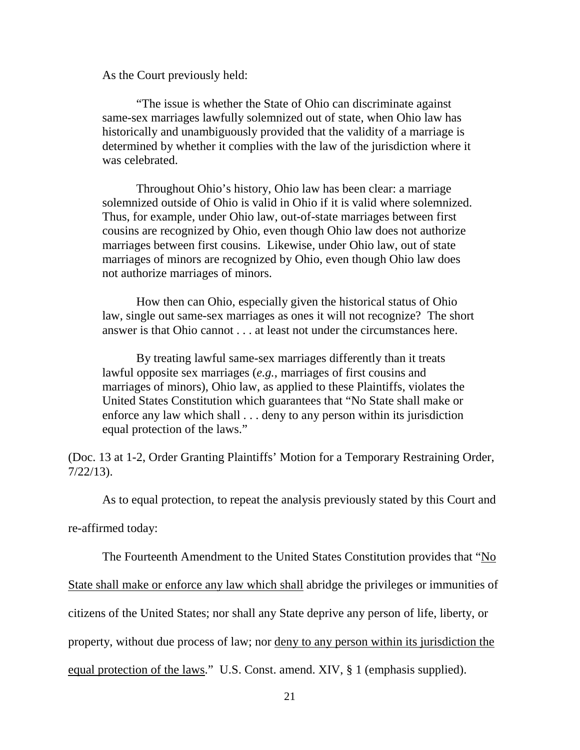As the Court previously held:

> "The issue is whether the State of Ohio can discriminate against same-sex marriages lawfully solemnized out of state, when Ohio law has historically and unambiguously provided that the validity of a marriage is determined by whether it complies with the law of the jurisdiction where it was celebrated.
>
> Throughout Ohio's history, Ohio law has been clear: a marriage solemnized outside of Ohio is valid in Ohio if it is valid where solemnized. Thus, for example, under Ohio law, out-of-state marriages between first cousins are recognized by Ohio, even though Ohio law does not authorize marriages between first cousins. Likewise, under Ohio law, out of state marriages of minors are recognized by Ohio, even though Ohio law does not authorize marriages of minors.
>
> How then can Ohio, especially given the historical status of Ohio law, single out same-sex marriages as ones it will not recognize? The short answer is that Ohio cannot . . . at least not under the circumstances here.
>
> By treating lawful same-sex marriages differently than it treats lawful opposite sex marriages (*e.g.*, marriages of first cousins and marriages of minors), Ohio law, as applied to these Plaintiffs, violates the United States Constitution which guarantees that "No State shall make or enforce any law which shall . . . deny to any person within its jurisdiction equal protection of the laws."

(Doc. 13 at 1-2, Order Granting Plaintiffs' Motion for a Temporary Restraining Order, 7/22/13).

As to equal protection, to repeat the analysis previously stated by this Court and re-affirmed today:

The Fourteenth Amendment to the United States Constitution provides that "<u>No State shall make or enforce any law which shall</u> abridge the privileges or immunities of citizens of the United States; nor shall any State deprive any person of life, liberty, or property, without due process of law; nor <u>deny to any person within its jurisdiction the equal protection of the laws</u>." U.S. Const. amend. XIV, § 1 (emphasis supplied).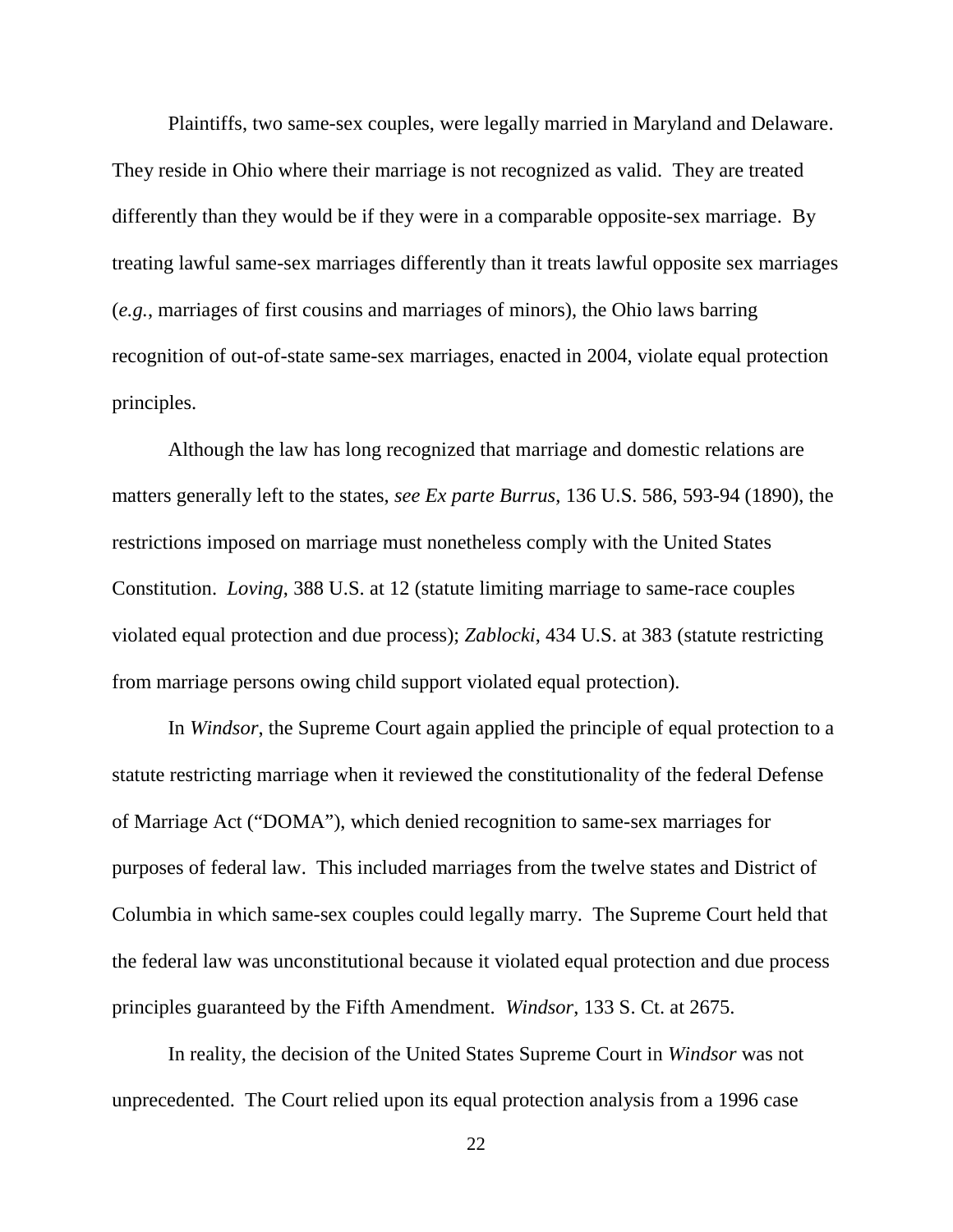Plaintiffs, two same-sex couples, were legally married in Maryland and Delaware. They reside in Ohio where their marriage is not recognized as valid. They are treated differently than they would be if they were in a comparable opposite-sex marriage. By treating lawful same-sex marriages differently than it treats lawful opposite sex marriages (*e.g.*, marriages of first cousins and marriages of minors), the Ohio laws barring recognition of out-of-state same-sex marriages, enacted in 2004, violate equal protection principles.

Although the law has long recognized that marriage and domestic relations are matters generally left to the states, *see Ex parte Burrus*, 136 U.S. 586, 593-94 (1890), the restrictions imposed on marriage must nonetheless comply with the United States Constitution. *Loving*, 388 U.S. at 12 (statute limiting marriage to same-race couples violated equal protection and due process); *Zablocki*, 434 U.S. at 383 (statute restricting from marriage persons owing child support violated equal protection).

In *Windsor*, the Supreme Court again applied the principle of equal protection to a statute restricting marriage when it reviewed the constitutionality of the federal Defense of Marriage Act ("DOMA"), which denied recognition to same-sex marriages for purposes of federal law. This included marriages from the twelve states and District of Columbia in which same-sex couples could legally marry. The Supreme Court held that the federal law was unconstitutional because it violated equal protection and due process principles guaranteed by the Fifth Amendment. *Windsor*, 133 S. Ct. at 2675.

In reality, the decision of the United States Supreme Court in *Windsor* was not unprecedented. The Court relied upon its equal protection analysis from a 1996 case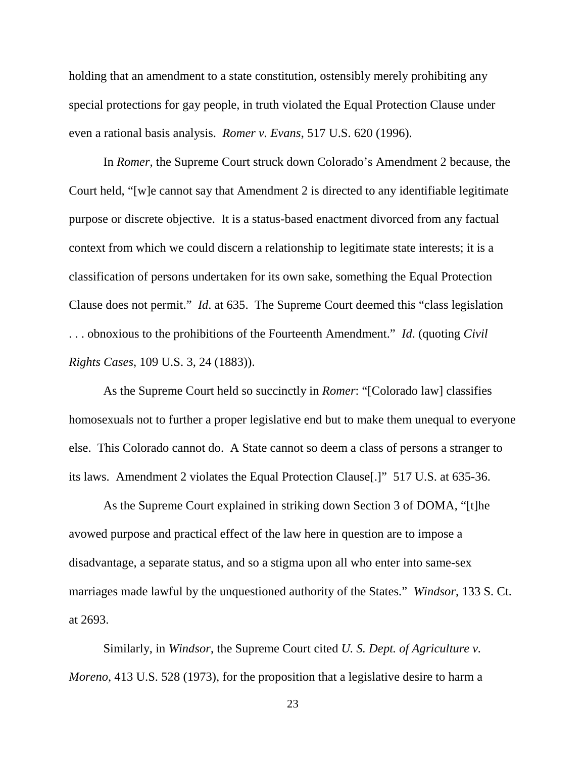holding that an amendment to a state constitution, ostensibly merely prohibiting any special protections for gay people, in truth violated the Equal Protection Clause under even a rational basis analysis. *Romer v. Evans*, 517 U.S. 620 (1996).

In *Romer*, the Supreme Court struck down Colorado's Amendment 2 because, the Court held, "[w]e cannot say that Amendment 2 is directed to any identifiable legitimate purpose or discrete objective. It is a status-based enactment divorced from any factual context from which we could discern a relationship to legitimate state interests; it is a classification of persons undertaken for its own sake, something the Equal Protection Clause does not permit." *Id*. at 635. The Supreme Court deemed this "class legislation . . . obnoxious to the prohibitions of the Fourteenth Amendment." *Id*. (quoting *Civil Rights Cases*, 109 U.S. 3, 24 (1883)).

As the Supreme Court held so succinctly in *Romer*: "[Colorado law] classifies homosexuals not to further a proper legislative end but to make them unequal to everyone else. This Colorado cannot do. A State cannot so deem a class of persons a stranger to its laws. Amendment 2 violates the Equal Protection Clause[.]" 517 U.S. at 635-36.

As the Supreme Court explained in striking down Section 3 of DOMA, "[t]he avowed purpose and practical effect of the law here in question are to impose a disadvantage, a separate status, and so a stigma upon all who enter into same-sex marriages made lawful by the unquestioned authority of the States." *Windsor*, 133 S. Ct. at 2693.

Similarly, in *Windsor*, the Supreme Court cited *U. S. Dept. of Agriculture v. Moreno*, 413 U.S. 528 (1973), for the proposition that a legislative desire to harm a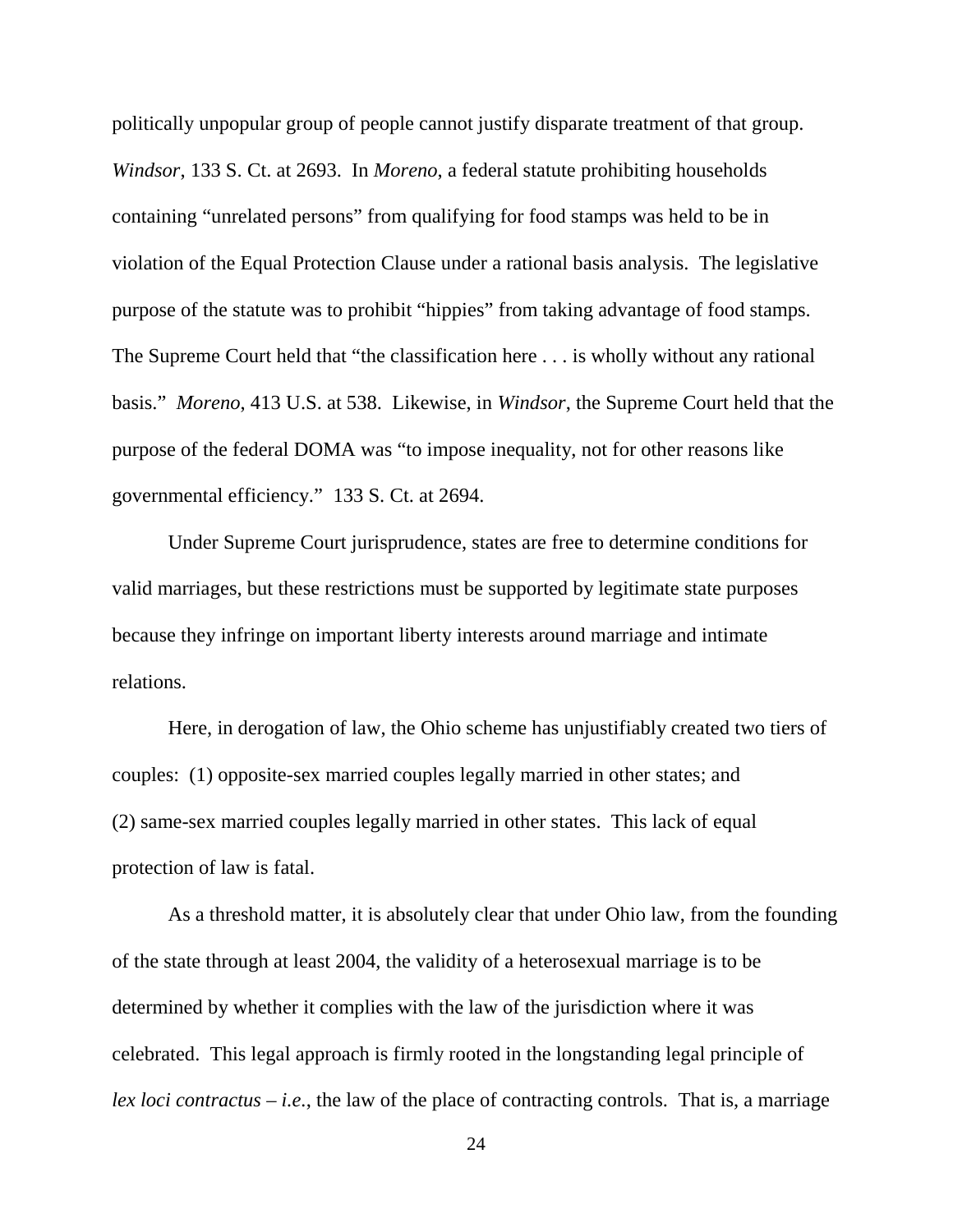politically unpopular group of people cannot justify disparate treatment of that group. *Windsor*, 133 S. Ct. at 2693. In *Moreno*, a federal statute prohibiting households containing "unrelated persons" from qualifying for food stamps was held to be in violation of the Equal Protection Clause under a rational basis analysis. The legislative purpose of the statute was to prohibit "hippies" from taking advantage of food stamps. The Supreme Court held that "the classification here . . . is wholly without any rational basis." *Moreno*, 413 U.S. at 538. Likewise, in *Windsor*, the Supreme Court held that the purpose of the federal DOMA was "to impose inequality, not for other reasons like governmental efficiency." 133 S. Ct. at 2694.

Under Supreme Court jurisprudence, states are free to determine conditions for valid marriages, but these restrictions must be supported by legitimate state purposes because they infringe on important liberty interests around marriage and intimate relations.

Here, in derogation of law, the Ohio scheme has unjustifiably created two tiers of couples: (1) opposite-sex married couples legally married in other states; and (2) same-sex married couples legally married in other states. This lack of equal protection of law is fatal.

As a threshold matter, it is absolutely clear that under Ohio law, from the founding of the state through at least 2004, the validity of a heterosexual marriage is to be determined by whether it complies with the law of the jurisdiction where it was celebrated. This legal approach is firmly rooted in the longstanding legal principle of *lex loci contractus* – *i.e.*, the law of the place of contracting controls. That is, a marriage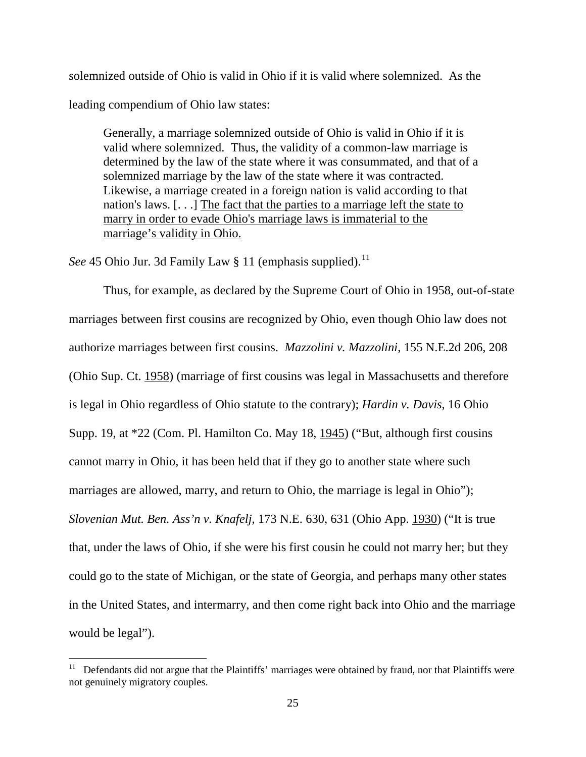solemnized outside of Ohio is valid in Ohio if it is valid where solemnized. As the leading compendium of Ohio law states:

> Generally, a marriage solemnized outside of Ohio is valid in Ohio if it is valid where solemnized. Thus, the validity of a common-law marriage is determined by the law of the state where it was consummated, and that of a solemnized marriage by the law of the state where it was contracted. Likewise, a marriage created in a foreign nation is valid according to that nation's laws. [. . .] <u>The fact that the parties to a marriage left the state to marry in order to evade Ohio's marriage laws is immaterial to the marriage's validity in Ohio.</u>

*See* 45 Ohio Jur. 3d Family Law § 11 (emphasis supplied).[11]

Thus, for example, as declared by the Supreme Court of Ohio in 1958, out-of-state marriages between first cousins are recognized by Ohio, even though Ohio law does not authorize marriages between first cousins. *Mazzolini v. Mazzolini*, 155 N.E.2d 206, 208 (Ohio Sup. Ct. <u>1958</u>) (marriage of first cousins was legal in Massachusetts and therefore is legal in Ohio regardless of Ohio statute to the contrary); *Hardin v. Davis*, 16 Ohio Supp. 19, at *22 (Com. Pl. Hamilton Co. May 18, <u>1945</u>) ("But, although first cousins cannot marry in Ohio, it has been held that if they go to another state where such marriages are allowed, marry, and return to Ohio, the marriage is legal in Ohio"); *Slovenian Mut. Ben. Ass'n v. Knafelj*, 173 N.E. 630, 631 (Ohio App. <u>1930</u>) ("It is true that, under the laws of Ohio, if she were his first cousin he could not marry her; but they could go to the state of Michigan, or the state of Georgia, and perhaps many other states in the United States, and intermarry, and then come right back into Ohio and the marriage would be legal").

---

[11] Defendants did not argue that the Plaintiffs' marriages were obtained by fraud, nor that Plaintiffs were not genuinely migratory couples.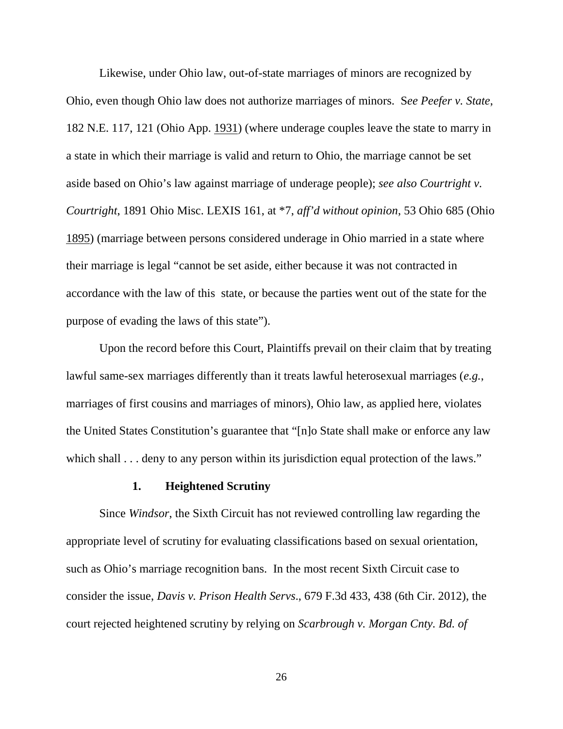Likewise, under Ohio law, out-of-state marriages of minors are recognized by Ohio, even though Ohio law does not authorize marriages of minors. S*ee Peefer v. State*, 182 N.E. 117, 121 (Ohio App. 1931) (where underage couples leave the state to marry in a state in which their marriage is valid and return to Ohio, the marriage cannot be set aside based on Ohio's law against marriage of underage people); *see also Courtright v. Courtright*, 1891 Ohio Misc. LEXIS 161, at *7, *aff'd without opinion*, 53 Ohio 685 (Ohio 1895) (marriage between persons considered underage in Ohio married in a state where their marriage is legal "cannot be set aside, either because it was not contracted in accordance with the law of this state, or because the parties went out of the state for the purpose of evading the laws of this state").

Upon the record before this Court, Plaintiffs prevail on their claim that by treating lawful same-sex marriages differently than it treats lawful heterosexual marriages (*e.g.*, marriages of first cousins and marriages of minors), Ohio law, as applied here, violates the United States Constitution's guarantee that "[n]o State shall make or enforce any law which shall . . . deny to any person within its jurisdiction equal protection of the laws."

### 1. Heightened Scrutiny

Since *Windsor*, the Sixth Circuit has not reviewed controlling law regarding the appropriate level of scrutiny for evaluating classifications based on sexual orientation, such as Ohio's marriage recognition bans. In the most recent Sixth Circuit case to consider the issue, *Davis v. Prison Health Servs*., 679 F.3d 433, 438 (6th Cir. 2012), the court rejected heightened scrutiny by relying on *Scarbrough v. Morgan Cnty. Bd. of*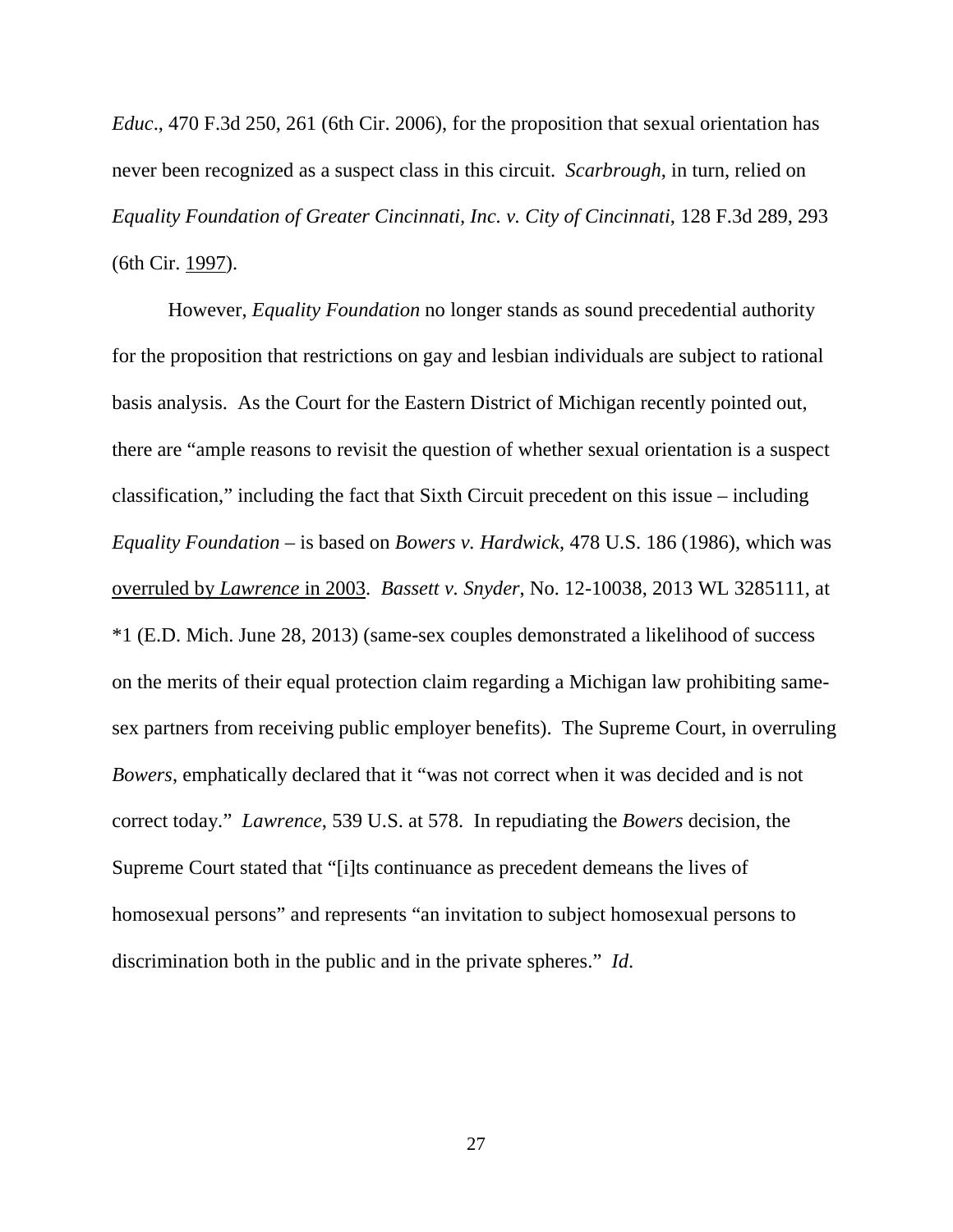*Educ*., 470 F.3d 250, 261 (6th Cir. 2006), for the proposition that sexual orientation has never been recognized as a suspect class in this circuit. *Scarbrough*, in turn, relied on *Equality Foundation of Greater Cincinnati, Inc. v. City of Cincinnati*, 128 F.3d 289, 293 (6th Cir. 1997).

However, *Equality Foundation* no longer stands as sound precedential authority for the proposition that restrictions on gay and lesbian individuals are subject to rational basis analysis. As the Court for the Eastern District of Michigan recently pointed out, there are "ample reasons to revisit the question of whether sexual orientation is a suspect classification," including the fact that Sixth Circuit precedent on this issue – including *Equality Foundation* – is based on *Bowers v. Hardwick*, 478 U.S. 186 (1986), which was overruled by *Lawrence* in 2003. *Bassett v. Snyder*, No. 12-10038, 2013 WL 3285111, at *1 (E.D. Mich. June 28, 2013) (same-sex couples demonstrated a likelihood of success on the merits of their equal protection claim regarding a Michigan law prohibiting same-sex partners from receiving public employer benefits). The Supreme Court, in overruling *Bowers*, emphatically declared that it "was not correct when it was decided and is not correct today." *Lawrence*, 539 U.S. at 578. In repudiating the *Bowers* decision, the Supreme Court stated that "[i]ts continuance as precedent demeans the lives of homosexual persons" and represents "an invitation to subject homosexual persons to discrimination both in the public and in the private spheres." *Id*.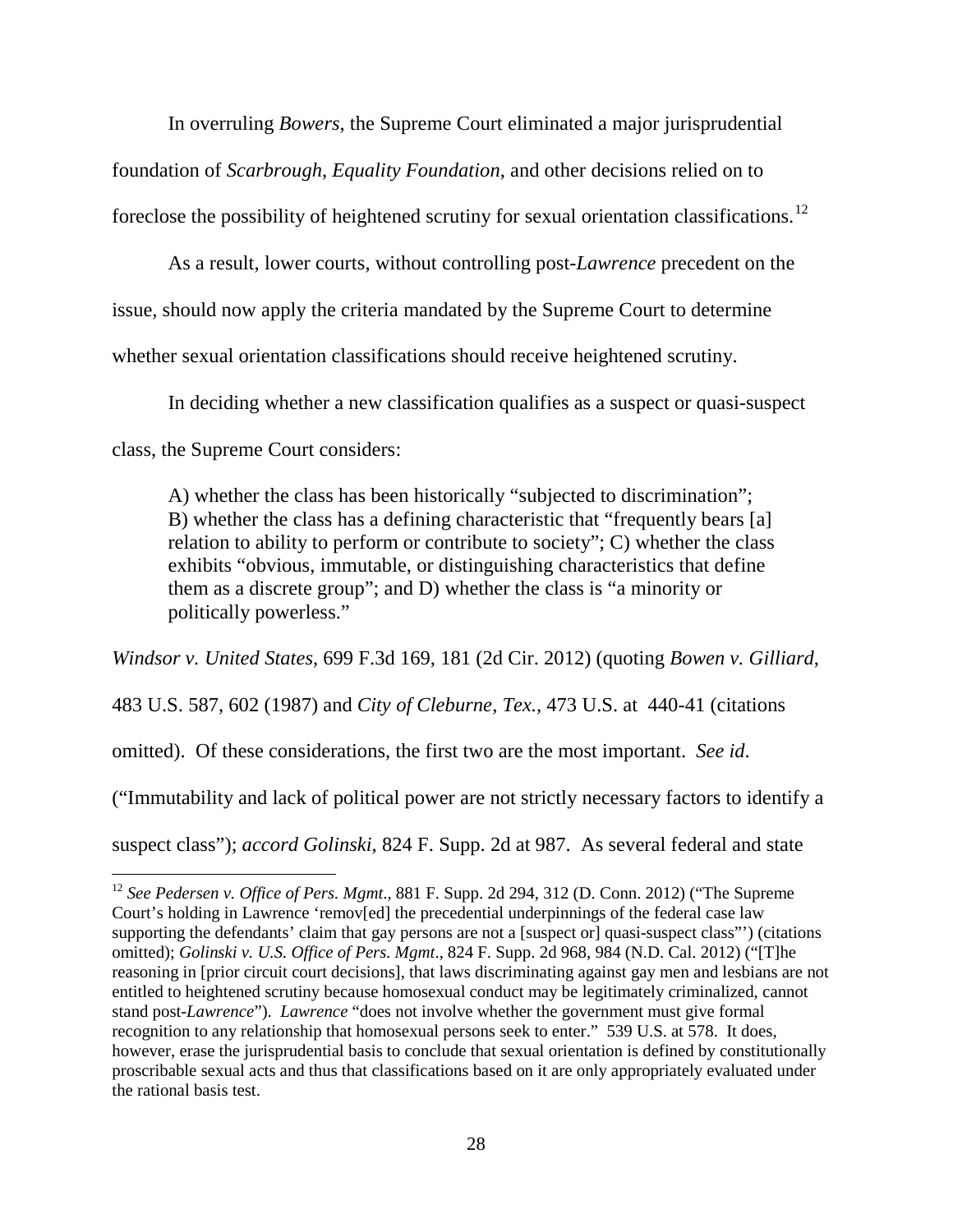In overruling *Bowers*, the Supreme Court eliminated a major jurisprudential foundation of *Scarbrough*, *Equality Foundation*, and other decisions relied on to foreclose the possibility of heightened scrutiny for sexual orientation classifications.[12]

As a result, lower courts, without controlling post-*Lawrence* precedent on the issue, should now apply the criteria mandated by the Supreme Court to determine whether sexual orientation classifications should receive heightened scrutiny.

In deciding whether a new classification qualifies as a suspect or quasi-suspect class, the Supreme Court considers:

> A) whether the class has been historically "subjected to discrimination"; B) whether the class has a defining characteristic that "frequently bears [a] relation to ability to perform or contribute to society"; C) whether the class exhibits "obvious, immutable, or distinguishing characteristics that define them as a discrete group"; and D) whether the class is "a minority or politically powerless."

*Windsor v. United States*, 699 F.3d 169, 181 (2d Cir. 2012) (quoting *Bowen v. Gilliard*, 483 U.S. 587, 602 (1987) and *City of Cleburne, Tex.*, 473 U.S. at 440-41 (citations omitted). Of these considerations, the first two are the most important. *See id*. ("Immutability and lack of political power are not strictly necessary factors to identify a suspect class"); *accord Golinski*, 824 F. Supp. 2d at 987. As several federal and state

---

[12] *See Pedersen v. Office of Pers. Mgmt*., 881 F. Supp. 2d 294, 312 (D. Conn. 2012) ("The Supreme Court's holding in Lawrence 'remov[ed] the precedential underpinnings of the federal case law supporting the defendants' claim that gay persons are not a [suspect or] quasi-suspect class"') (citations omitted); *Golinski v. U.S. Office of Pers. Mgmt*., 824 F. Supp. 2d 968, 984 (N.D. Cal. 2012) ("[T]he reasoning in [prior circuit court decisions], that laws discriminating against gay men and lesbians are not entitled to heightened scrutiny because homosexual conduct may be legitimately criminalized, cannot stand post-*Lawrence*"). *Lawrence* "does not involve whether the government must give formal recognition to any relationship that homosexual persons seek to enter." 539 U.S. at 578. It does, however, erase the jurisprudential basis to conclude that sexual orientation is defined by constitutionally proscribable sexual acts and thus that classifications based on it are only appropriately evaluated under the rational basis test.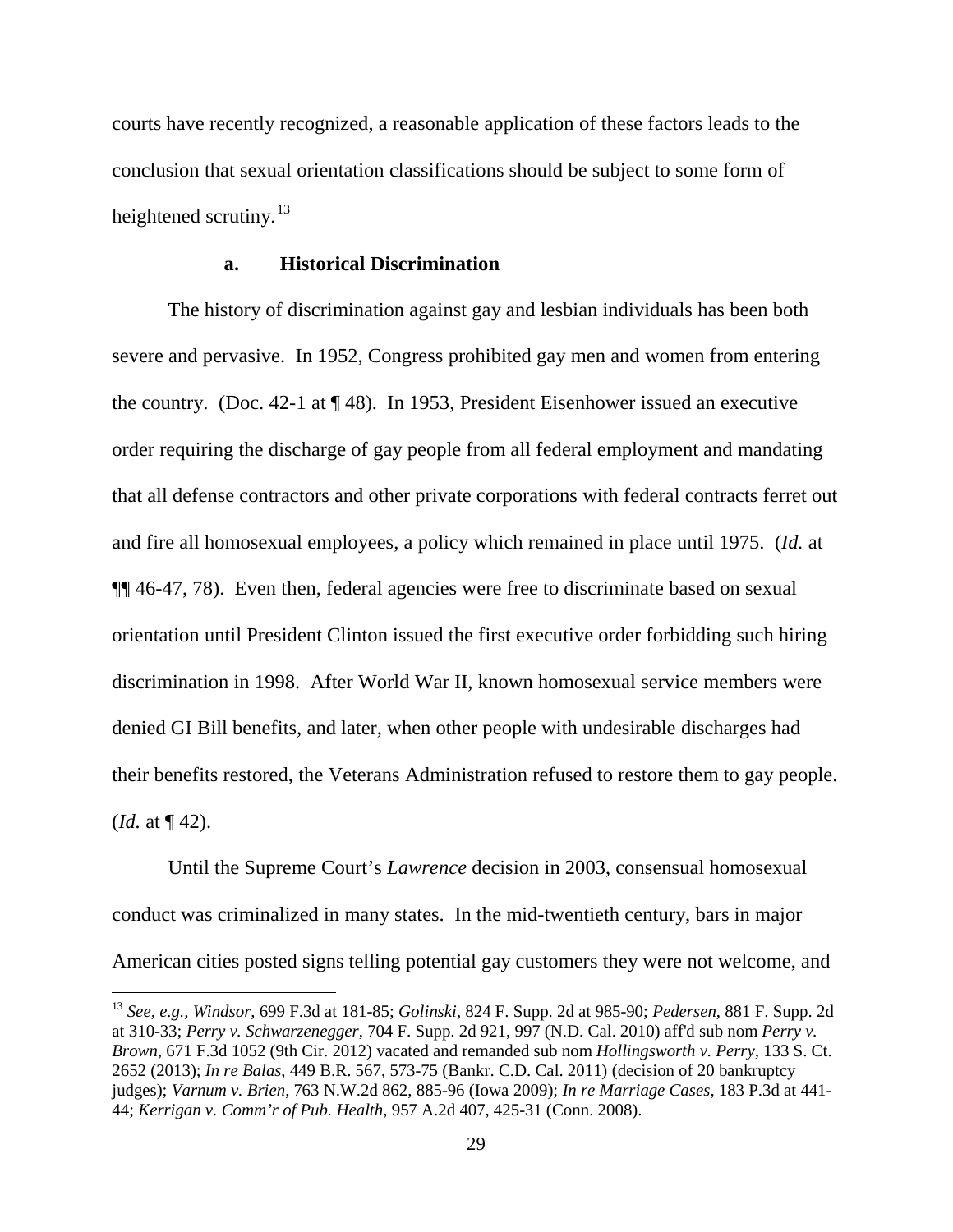courts have recently recognized, a reasonable application of these factors leads to the conclusion that sexual orientation classifications should be subject to some form of heightened scrutiny.[13]

### a. Historical Discrimination

The history of discrimination against gay and lesbian individuals has been both severe and pervasive. In 1952, Congress prohibited gay men and women from entering the country. (Doc. 42-1 at ¶ 48). In 1953, President Eisenhower issued an executive order requiring the discharge of gay people from all federal employment and mandating that all defense contractors and other private corporations with federal contracts ferret out and fire all homosexual employees, a policy which remained in place until 1975. (*Id.* at ¶¶ 46-47, 78). Even then, federal agencies were free to discriminate based on sexual orientation until President Clinton issued the first executive order forbidding such hiring discrimination in 1998. After World War II, known homosexual service members were denied GI Bill benefits, and later, when other people with undesirable discharges had their benefits restored, the Veterans Administration refused to restore them to gay people. (*Id.* at ¶ 42).

Until the Supreme Court's *Lawrence* decision in 2003, consensual homosexual conduct was criminalized in many states. In the mid-twentieth century, bars in major American cities posted signs telling potential gay customers they were not welcome, and

[13] *See, e.g., Windsor*, 699 F.3d at 181-85; *Golinski*, 824 F. Supp. 2d at 985-90; *Pedersen*, 881 F. Supp. 2d at 310-33; *Perry v. Schwarzenegger*, 704 F. Supp. 2d 921, 997 (N.D. Cal. 2010) aff'd sub nom *Perry v. Brown*, 671 F.3d 1052 (9th Cir. 2012) vacated and remanded sub nom *Hollingsworth v. Perry*, 133 S. Ct. 2652 (2013); *In re Balas*, 449 B.R. 567, 573-75 (Bankr. C.D. Cal. 2011) (decision of 20 bankruptcy judges); *Varnum v. Brien*, 763 N.W.2d 862, 885-96 (Iowa 2009); *In re Marriage Cases*, 183 P.3d at 441-44; *Kerrigan v. Comm'r of Pub. Health*, 957 A.2d 407, 425-31 (Conn. 2008).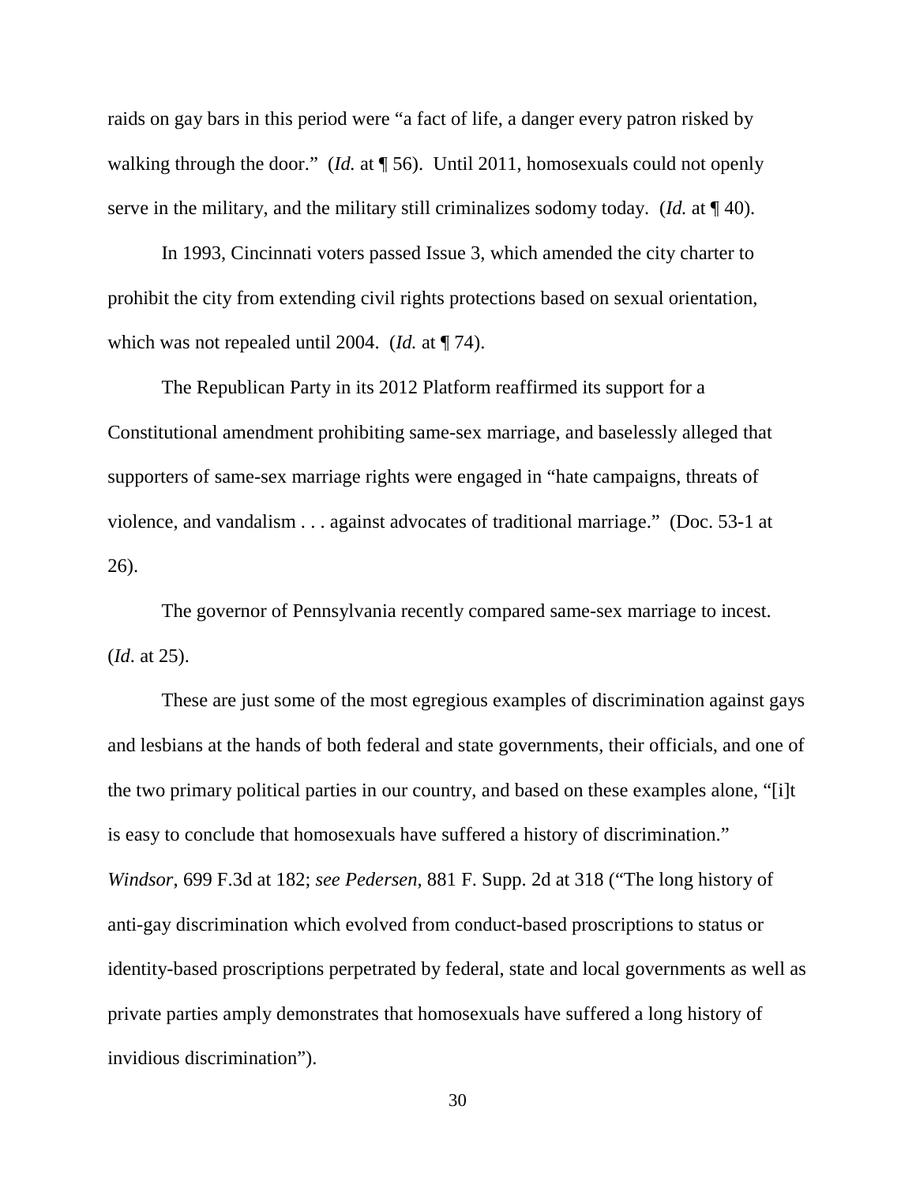raids on gay bars in this period were "a fact of life, a danger every patron risked by walking through the door." (*Id.* at ¶ 56). Until 2011, homosexuals could not openly serve in the military, and the military still criminalizes sodomy today. (*Id.* at ¶ 40).

In 1993, Cincinnati voters passed Issue 3, which amended the city charter to prohibit the city from extending civil rights protections based on sexual orientation, which was not repealed until 2004. (*Id.* at ¶ 74).

The Republican Party in its 2012 Platform reaffirmed its support for a Constitutional amendment prohibiting same-sex marriage, and baselessly alleged that supporters of same-sex marriage rights were engaged in "hate campaigns, threats of violence, and vandalism . . . against advocates of traditional marriage." (Doc. 53-1 at 26).

The governor of Pennsylvania recently compared same-sex marriage to incest. (*Id*. at 25).

These are just some of the most egregious examples of discrimination against gays and lesbians at the hands of both federal and state governments, their officials, and one of the two primary political parties in our country, and based on these examples alone, "[i]t is easy to conclude that homosexuals have suffered a history of discrimination." *Windsor*, 699 F.3d at 182; *see Pedersen*, 881 F. Supp. 2d at 318 ("The long history of anti-gay discrimination which evolved from conduct-based proscriptions to status or identity-based proscriptions perpetrated by federal, state and local governments as well as private parties amply demonstrates that homosexuals have suffered a long history of invidious discrimination").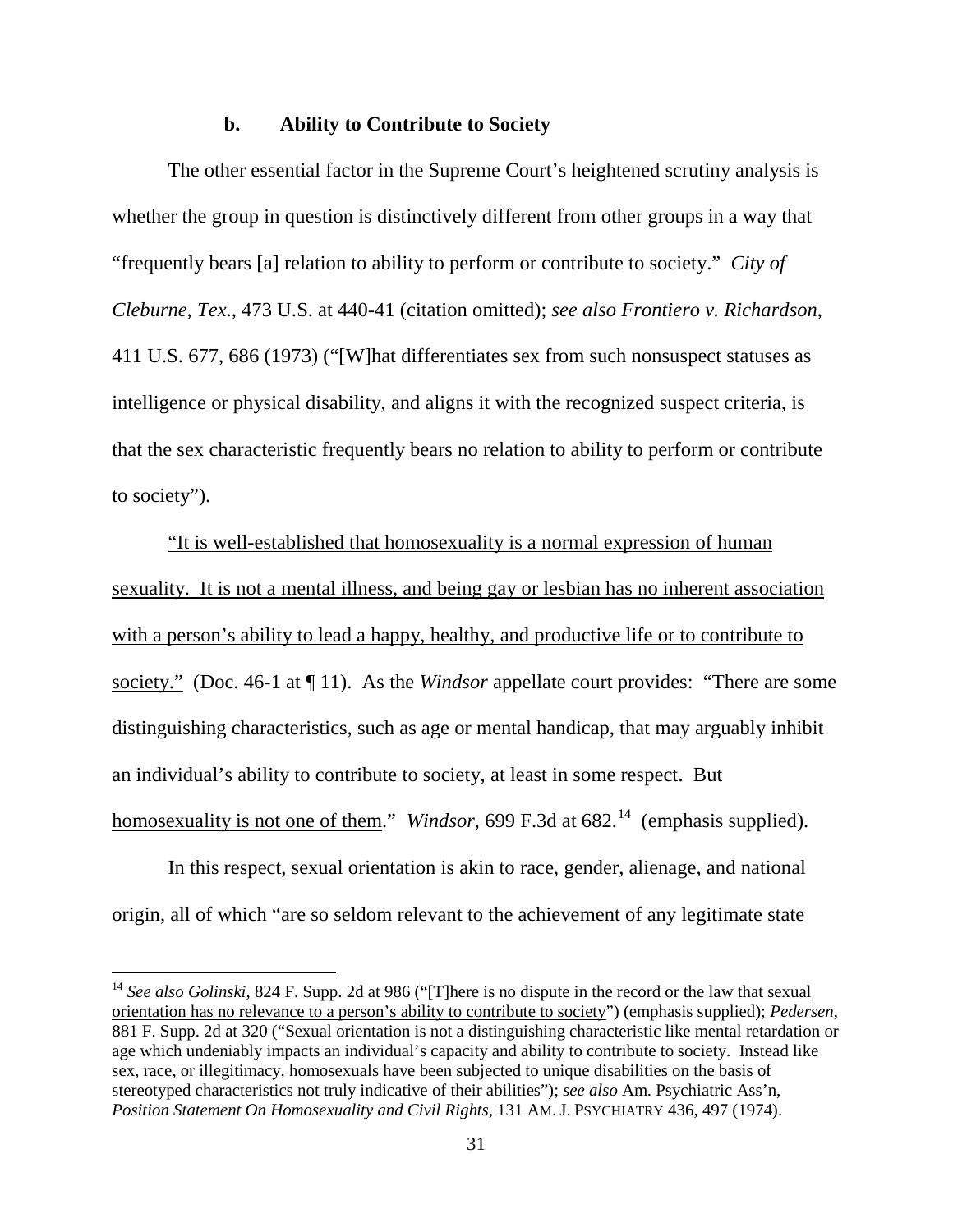### b. Ability to Contribute to Society

The other essential factor in the Supreme Court's heightened scrutiny analysis is whether the group in question is distinctively different from other groups in a way that "frequently bears [a] relation to ability to perform or contribute to society." *City of Cleburne, Tex*., 473 U.S. at 440-41 (citation omitted); *see also Frontiero v. Richardson*, 411 U.S. 677, 686 (1973) ("[W]hat differentiates sex from such nonsuspect statuses as intelligence or physical disability, and aligns it with the recognized suspect criteria, is that the sex characteristic frequently bears no relation to ability to perform or contribute to society").

<u>"It is well-established that homosexuality is a normal expression of human sexuality. It is not a mental illness, and being gay or lesbian has no inherent association with a person's ability to lead a happy, healthy, and productive life or to contribute to society."</u> (Doc. 46-1 at ¶ 11). As the *Windsor* appellate court provides: "There are some distinguishing characteristics, such as age or mental handicap, that may arguably inhibit an individual's ability to contribute to society, at least in some respect. But <u>homosexuality is not one of them</u>." *Windsor*, 699 F.3d at 682.[14] (emphasis supplied).

In this respect, sexual orientation is akin to race, gender, alienage, and national origin, all of which "are so seldom relevant to the achievement of any legitimate state

---

[14] *See also Golinski*, 824 F. Supp. 2d at 986 ("<u>[T]here is no dispute in the record or the law that sexual orientation has no relevance to a person's ability to contribute to society</u>") (emphasis supplied); *Pedersen*, 881 F. Supp. 2d at 320 ("Sexual orientation is not a distinguishing characteristic like mental retardation or age which undeniably impacts an individual's capacity and ability to contribute to society. Instead like sex, race, or illegitimacy, homosexuals have been subjected to unique disabilities on the basis of stereotyped characteristics not truly indicative of their abilities"); *see also* Am. Psychiatric Ass'n, *Position Statement On Homosexuality and Civil Rights*, 131 AM. J. PSYCHIATRY 436, 497 (1974).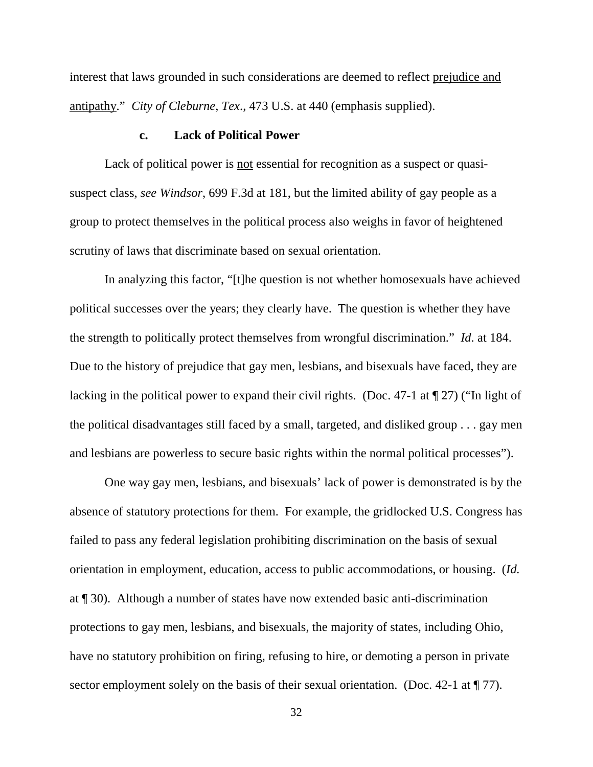interest that laws grounded in such considerations are deemed to reflect prejudice and antipathy." *City of Cleburne, Tex.*, 473 U.S. at 440 (emphasis supplied).

### c. Lack of Political Power

Lack of political power is not essential for recognition as a suspect or quasi-suspect class, *see Windsor*, 699 F.3d at 181, but the limited ability of gay people as a group to protect themselves in the political process also weighs in favor of heightened scrutiny of laws that discriminate based on sexual orientation.

In analyzing this factor, "[t]he question is not whether homosexuals have achieved political successes over the years; they clearly have. The question is whether they have the strength to politically protect themselves from wrongful discrimination." *Id.* at 184. Due to the history of prejudice that gay men, lesbians, and bisexuals have faced, they are lacking in the political power to expand their civil rights. (Doc. 47-1 at ¶ 27) ("In light of the political disadvantages still faced by a small, targeted, and disliked group . . . gay men and lesbians are powerless to secure basic rights within the normal political processes").

One way gay men, lesbians, and bisexuals' lack of power is demonstrated is by the absence of statutory protections for them. For example, the gridlocked U.S. Congress has failed to pass any federal legislation prohibiting discrimination on the basis of sexual orientation in employment, education, access to public accommodations, or housing. (*Id.* at ¶ 30). Although a number of states have now extended basic anti-discrimination protections to gay men, lesbians, and bisexuals, the majority of states, including Ohio, have no statutory prohibition on firing, refusing to hire, or demoting a person in private sector employment solely on the basis of their sexual orientation. (Doc. 42-1 at ¶ 77).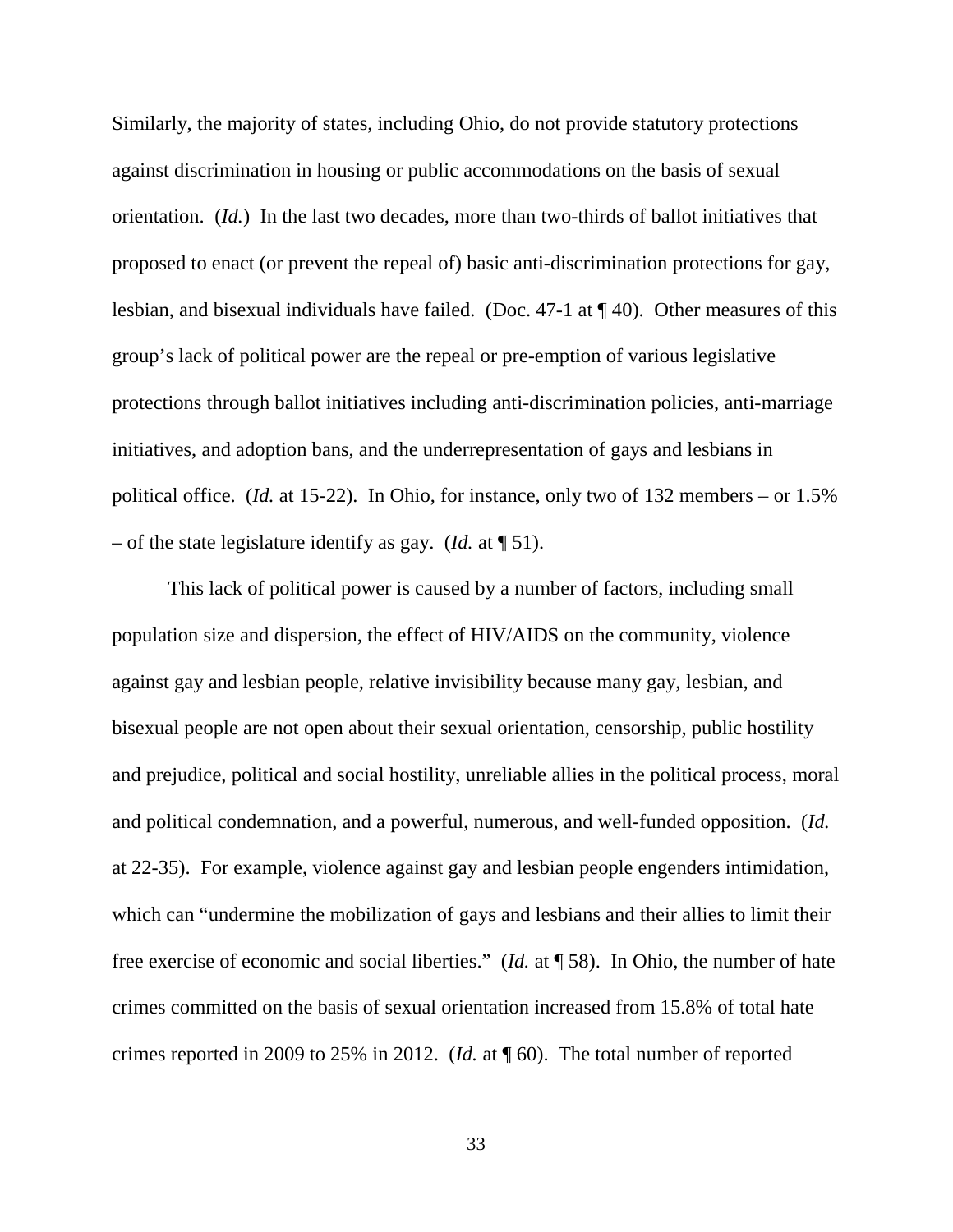Similarly, the majority of states, including Ohio, do not provide statutory protections against discrimination in housing or public accommodations on the basis of sexual orientation. (*Id.*) In the last two decades, more than two-thirds of ballot initiatives that proposed to enact (or prevent the repeal of) basic anti-discrimination protections for gay, lesbian, and bisexual individuals have failed. (Doc. 47-1 at ¶ 40). Other measures of this group's lack of political power are the repeal or pre-emption of various legislative protections through ballot initiatives including anti-discrimination policies, anti-marriage initiatives, and adoption bans, and the underrepresentation of gays and lesbians in political office. (*Id.* at 15-22). In Ohio, for instance, only two of 132 members – or 1.5% – of the state legislature identify as gay. (*Id.* at ¶ 51).

This lack of political power is caused by a number of factors, including small population size and dispersion, the effect of HIV/AIDS on the community, violence against gay and lesbian people, relative invisibility because many gay, lesbian, and bisexual people are not open about their sexual orientation, censorship, public hostility and prejudice, political and social hostility, unreliable allies in the political process, moral and political condemnation, and a powerful, numerous, and well-funded opposition. (*Id.* at 22-35). For example, violence against gay and lesbian people engenders intimidation, which can "undermine the mobilization of gays and lesbians and their allies to limit their free exercise of economic and social liberties." (*Id.* at ¶ 58). In Ohio, the number of hate crimes committed on the basis of sexual orientation increased from 15.8% of total hate crimes reported in 2009 to 25% in 2012. (*Id.* at ¶ 60). The total number of reported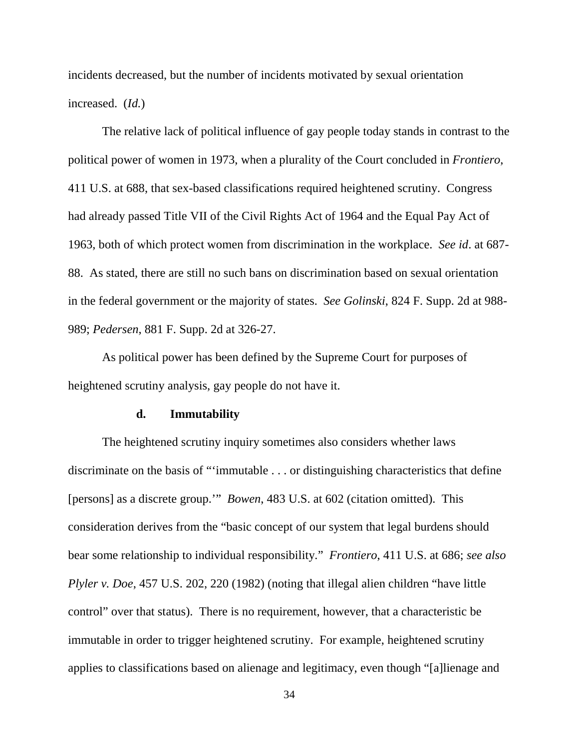incidents decreased, but the number of incidents motivated by sexual orientation increased. (*Id.*)

The relative lack of political influence of gay people today stands in contrast to the political power of women in 1973, when a plurality of the Court concluded in *Frontiero*, 411 U.S. at 688, that sex-based classifications required heightened scrutiny. Congress had already passed Title VII of the Civil Rights Act of 1964 and the Equal Pay Act of 1963, both of which protect women from discrimination in the workplace. *See id*. at 687-88. As stated, there are still no such bans on discrimination based on sexual orientation in the federal government or the majority of states. *See Golinski*, 824 F. Supp. 2d at 988-989; *Pedersen*, 881 F. Supp. 2d at 326-27.

As political power has been defined by the Supreme Court for purposes of heightened scrutiny analysis, gay people do not have it.

**d. Immutability**

The heightened scrutiny inquiry sometimes also considers whether laws discriminate on the basis of "'immutable . . . or distinguishing characteristics that define [persons] as a discrete group.'" *Bowen*, 483 U.S. at 602 (citation omitted). This consideration derives from the "basic concept of our system that legal burdens should bear some relationship to individual responsibility." *Frontiero*, 411 U.S. at 686; *see also Plyler v. Doe*, 457 U.S. 202, 220 (1982) (noting that illegal alien children "have little control" over that status). There is no requirement, however, that a characteristic be immutable in order to trigger heightened scrutiny. For example, heightened scrutiny applies to classifications based on alienage and legitimacy, even though "[a]lienage and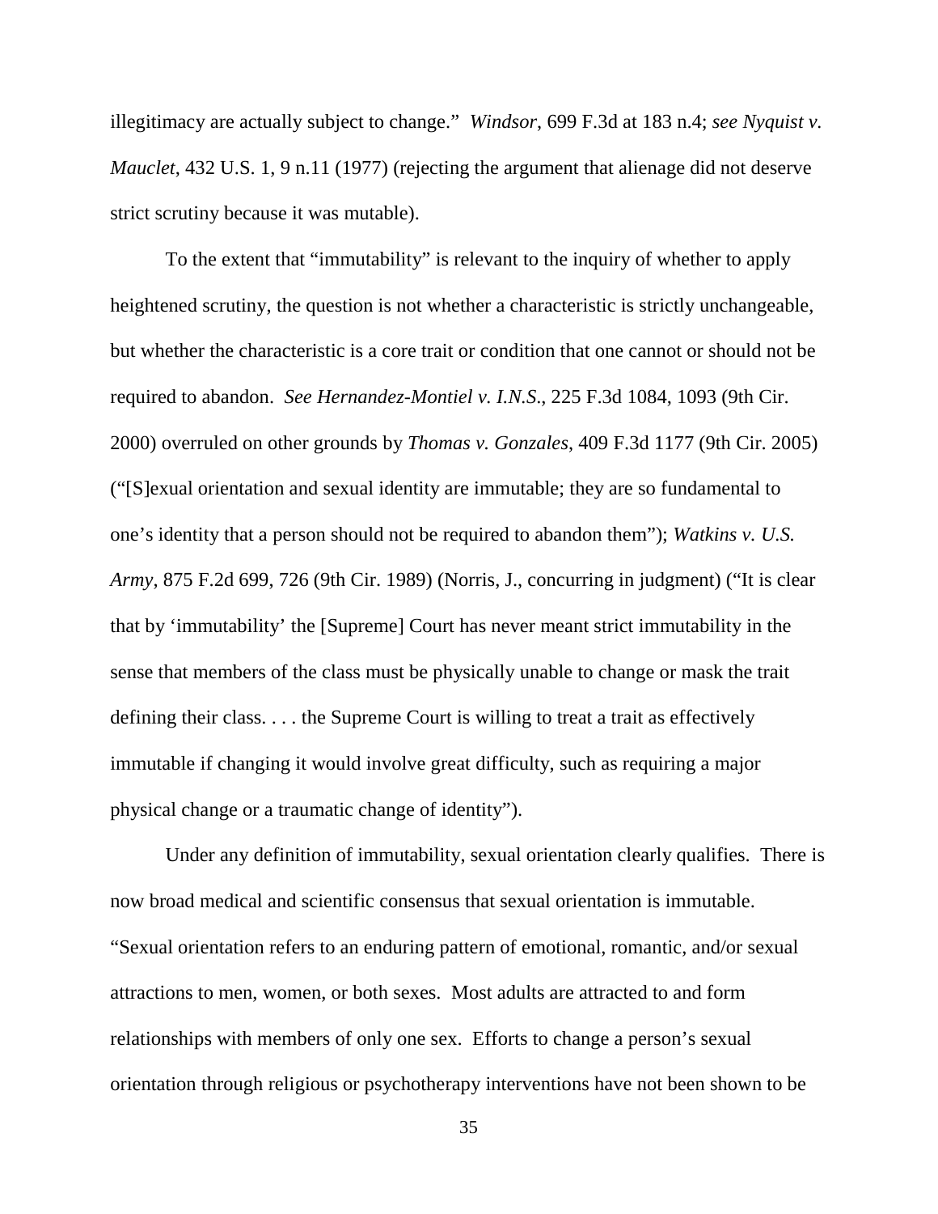illegitimacy are actually subject to change." *Windsor*, 699 F.3d at 183 n.4; *see Nyquist v. Mauclet*, 432 U.S. 1, 9 n.11 (1977) (rejecting the argument that alienage did not deserve strict scrutiny because it was mutable).

To the extent that "immutability" is relevant to the inquiry of whether to apply heightened scrutiny, the question is not whether a characteristic is strictly unchangeable, but whether the characteristic is a core trait or condition that one cannot or should not be required to abandon. *See Hernandez-Montiel v. I.N.S.*, 225 F.3d 1084, 1093 (9th Cir. 2000) overruled on other grounds by *Thomas v. Gonzales*, 409 F.3d 1177 (9th Cir. 2005) ("[S]exual orientation and sexual identity are immutable; they are so fundamental to one's identity that a person should not be required to abandon them"); *Watkins v. U.S. Army*, 875 F.2d 699, 726 (9th Cir. 1989) (Norris, J., concurring in judgment) ("It is clear that by 'immutability' the [Supreme] Court has never meant strict immutability in the sense that members of the class must be physically unable to change or mask the trait defining their class. . . . the Supreme Court is willing to treat a trait as effectively immutable if changing it would involve great difficulty, such as requiring a major physical change or a traumatic change of identity").

Under any definition of immutability, sexual orientation clearly qualifies. There is now broad medical and scientific consensus that sexual orientation is immutable. "Sexual orientation refers to an enduring pattern of emotional, romantic, and/or sexual attractions to men, women, or both sexes. Most adults are attracted to and form relationships with members of only one sex. Efforts to change a person's sexual orientation through religious or psychotherapy interventions have not been shown to be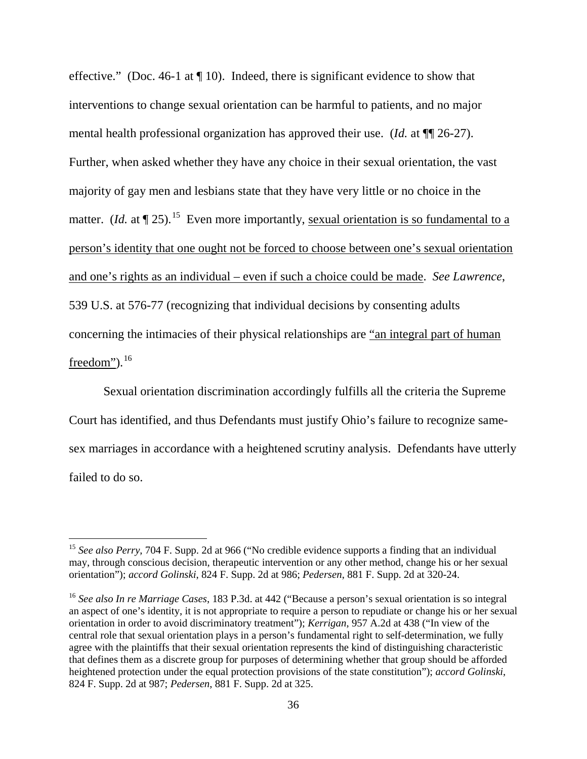effective." (Doc. 46-1 at ¶ 10). Indeed, there is significant evidence to show that interventions to change sexual orientation can be harmful to patients, and no major mental health professional organization has approved their use. (*Id.* at ¶¶ 26-27). Further, when asked whether they have any choice in their sexual orientation, the vast majority of gay men and lesbians state that they have very little or no choice in the matter. (*Id.* at ¶ 25).[15] Even more importantly, <u>sexual orientation is so fundamental to a person's identity that one ought not be forced to choose between one's sexual orientation and one's rights as an individual – even if such a choice could be made</u>. *See Lawrence*, 539 U.S. at 576-77 (recognizing that individual decisions by consenting adults concerning the intimacies of their physical relationships are <u>"an integral part of human freedom"</u>).[16]

Sexual orientation discrimination accordingly fulfills all the criteria the Supreme Court has identified, and thus Defendants must justify Ohio's failure to recognize same-sex marriages in accordance with a heightened scrutiny analysis. Defendants have utterly failed to do so.

---

[15] *See also Perry*, 704 F. Supp. 2d at 966 ("No credible evidence supports a finding that an individual may, through conscious decision, therapeutic intervention or any other method, change his or her sexual orientation"); *accord Golinski*, 824 F. Supp. 2d at 986; *Pedersen*, 881 F. Supp. 2d at 320-24.

[16] *See also In re Marriage Cases*, 183 P.3d. at 442 ("Because a person's sexual orientation is so integral an aspect of one's identity, it is not appropriate to require a person to repudiate or change his or her sexual orientation in order to avoid discriminatory treatment"); *Kerrigan*, 957 A.2d at 438 ("In view of the central role that sexual orientation plays in a person's fundamental right to self-determination, we fully agree with the plaintiffs that their sexual orientation represents the kind of distinguishing characteristic that defines them as a discrete group for purposes of determining whether that group should be afforded heightened protection under the equal protection provisions of the state constitution"); *accord Golinski*, 824 F. Supp. 2d at 987; *Pedersen*, 881 F. Supp. 2d at 325.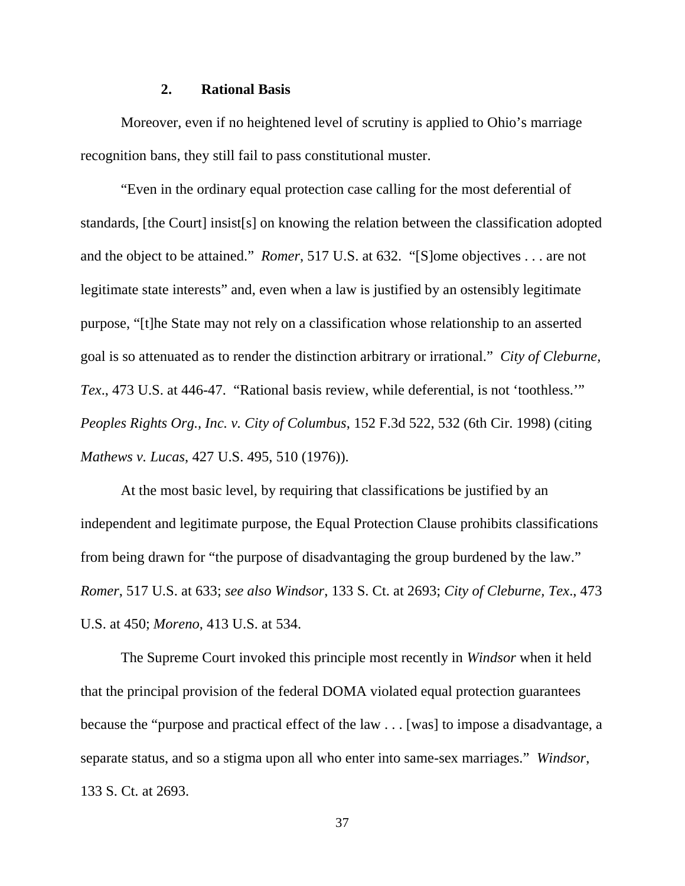### 2. Rational Basis

Moreover, even if no heightened level of scrutiny is applied to Ohio's marriage recognition bans, they still fail to pass constitutional muster.

"Even in the ordinary equal protection case calling for the most deferential of standards, [the Court] insist[s] on knowing the relation between the classification adopted and the object to be attained." *Romer*, 517 U.S. at 632. "[S]ome objectives . . . are not legitimate state interests" and, even when a law is justified by an ostensibly legitimate purpose, "[t]he State may not rely on a classification whose relationship to an asserted goal is so attenuated as to render the distinction arbitrary or irrational." *City of Cleburne, Tex*., 473 U.S. at 446-47. "Rational basis review, while deferential, is not 'toothless.'" *Peoples Rights Org., Inc. v. City of Columbus*, 152 F.3d 522, 532 (6th Cir. 1998) (citing *Mathews v. Lucas*, 427 U.S. 495, 510 (1976)).

At the most basic level, by requiring that classifications be justified by an independent and legitimate purpose, the Equal Protection Clause prohibits classifications from being drawn for "the purpose of disadvantaging the group burdened by the law." *Romer*, 517 U.S. at 633; *see also Windsor*, 133 S. Ct. at 2693; *City of Cleburne, Tex*., 473 U.S. at 450; *Moreno*, 413 U.S. at 534.

The Supreme Court invoked this principle most recently in *Windsor* when it held that the principal provision of the federal DOMA violated equal protection guarantees because the "purpose and practical effect of the law . . . [was] to impose a disadvantage, a separate status, and so a stigma upon all who enter into same-sex marriages." *Windsor*, 133 S. Ct. at 2693.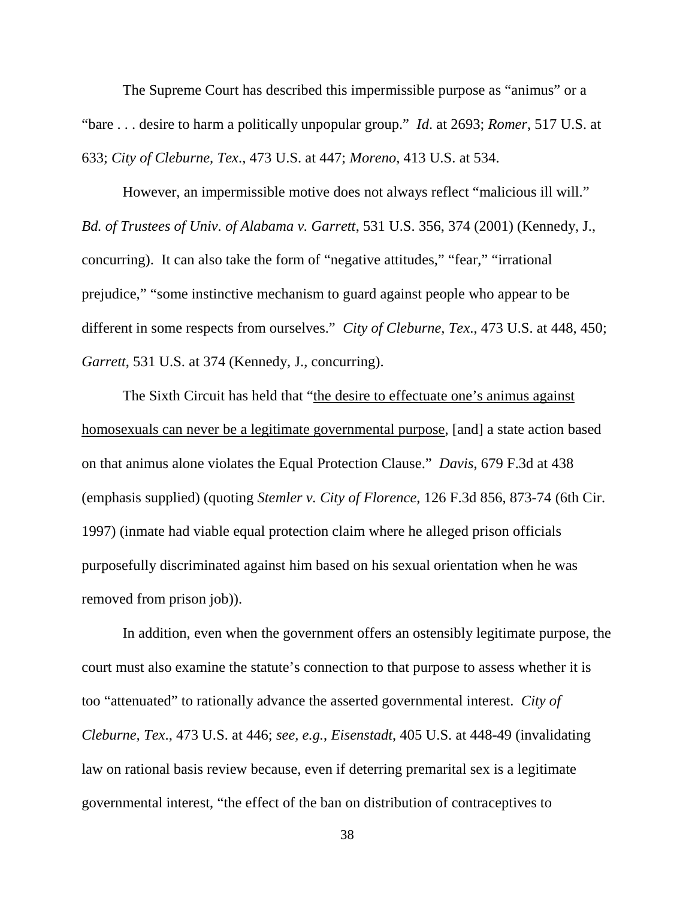The Supreme Court has described this impermissible purpose as "animus" or a "bare . . . desire to harm a politically unpopular group." *Id*. at 2693; *Romer*, 517 U.S. at 633; *City of Cleburne, Tex*., 473 U.S. at 447; *Moreno*, 413 U.S. at 534.

However, an impermissible motive does not always reflect "malicious ill will." *Bd. of Trustees of Univ. of Alabama v. Garrett*, 531 U.S. 356, 374 (2001) (Kennedy, J., concurring). It can also take the form of "negative attitudes," "fear," "irrational prejudice," "some instinctive mechanism to guard against people who appear to be different in some respects from ourselves." *City of Cleburne, Tex*., 473 U.S. at 448, 450; *Garrett*, 531 U.S. at 374 (Kennedy, J., concurring).

The Sixth Circuit has held that "<u>the desire to effectuate one's animus against homosexuals can never be a legitimate governmental purpose</u>, [and] a state action based on that animus alone violates the Equal Protection Clause." *Davis*, 679 F.3d at 438 (emphasis supplied) (quoting *Stemler v. City of Florence*, 126 F.3d 856, 873-74 (6th Cir. 1997) (inmate had viable equal protection claim where he alleged prison officials purposefully discriminated against him based on his sexual orientation when he was removed from prison job)).

In addition, even when the government offers an ostensibly legitimate purpose, the court must also examine the statute's connection to that purpose to assess whether it is too "attenuated" to rationally advance the asserted governmental interest. *City of Cleburne, Tex*., 473 U.S. at 446; *see, e.g.*, *Eisenstadt*, 405 U.S. at 448-49 (invalidating law on rational basis review because, even if deterring premarital sex is a legitimate governmental interest, "the effect of the ban on distribution of contraceptives to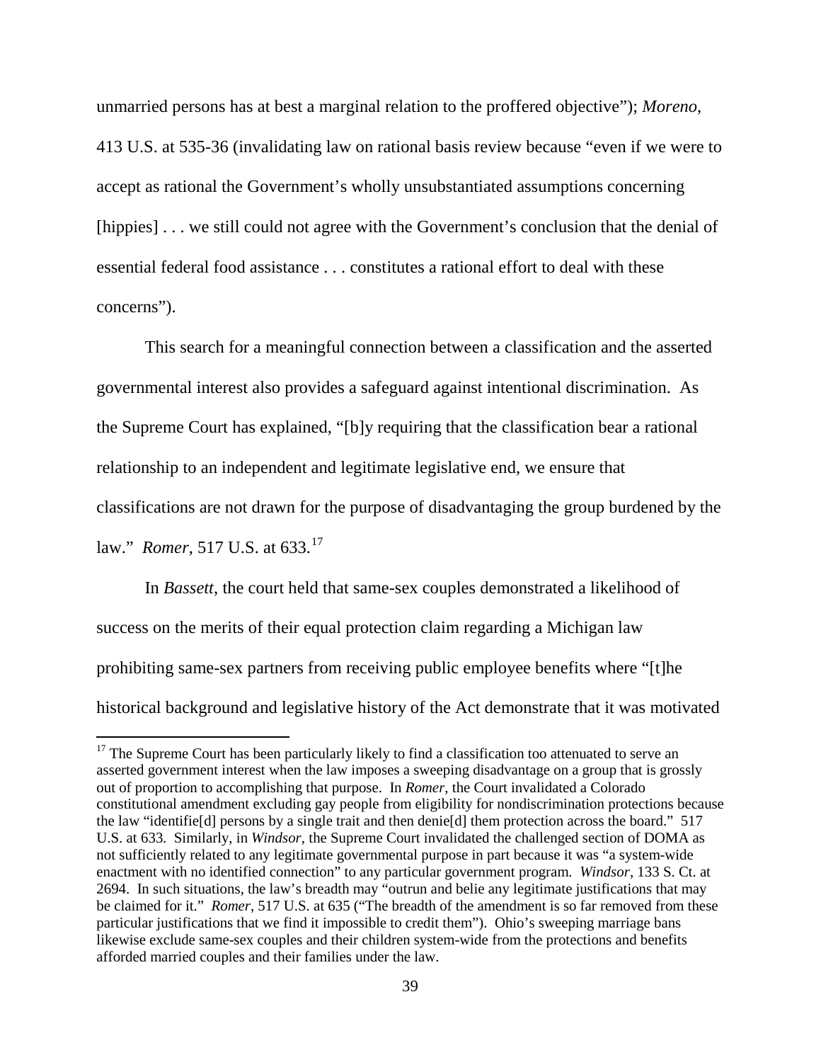unmarried persons has at best a marginal relation to the proffered objective"); *Moreno*, 413 U.S. at 535-36 (invalidating law on rational basis review because "even if we were to accept as rational the Government's wholly unsubstantiated assumptions concerning [hippies] . . . we still could not agree with the Government's conclusion that the denial of essential federal food assistance . . . constitutes a rational effort to deal with these concerns").

This search for a meaningful connection between a classification and the asserted governmental interest also provides a safeguard against intentional discrimination. As the Supreme Court has explained, "[b]y requiring that the classification bear a rational relationship to an independent and legitimate legislative end, we ensure that classifications are not drawn for the purpose of disadvantaging the group burdened by the law." *Romer*, 517 U.S. at 633.[17]

In *Bassett*, the court held that same-sex couples demonstrated a likelihood of success on the merits of their equal protection claim regarding a Michigan law prohibiting same-sex partners from receiving public employee benefits where "[t]he historical background and legislative history of the Act demonstrate that it was motivated

---

[17] The Supreme Court has been particularly likely to find a classification too attenuated to serve an asserted government interest when the law imposes a sweeping disadvantage on a group that is grossly out of proportion to accomplishing that purpose. In *Romer*, the Court invalidated a Colorado constitutional amendment excluding gay people from eligibility for nondiscrimination protections because the law "identifie[d] persons by a single trait and then denie[d] them protection across the board." 517 U.S. at 633. Similarly, in *Windsor*, the Supreme Court invalidated the challenged section of DOMA as not sufficiently related to any legitimate governmental purpose in part because it was "a system-wide enactment with no identified connection" to any particular government program. *Windsor*, 133 S. Ct. at 2694. In such situations, the law's breadth may "outrun and belie any legitimate justifications that may be claimed for it." *Romer*, 517 U.S. at 635 ("The breadth of the amendment is so far removed from these particular justifications that we find it impossible to credit them"). Ohio's sweeping marriage bans likewise exclude same-sex couples and their children system-wide from the protections and benefits afforded married couples and their families under the law.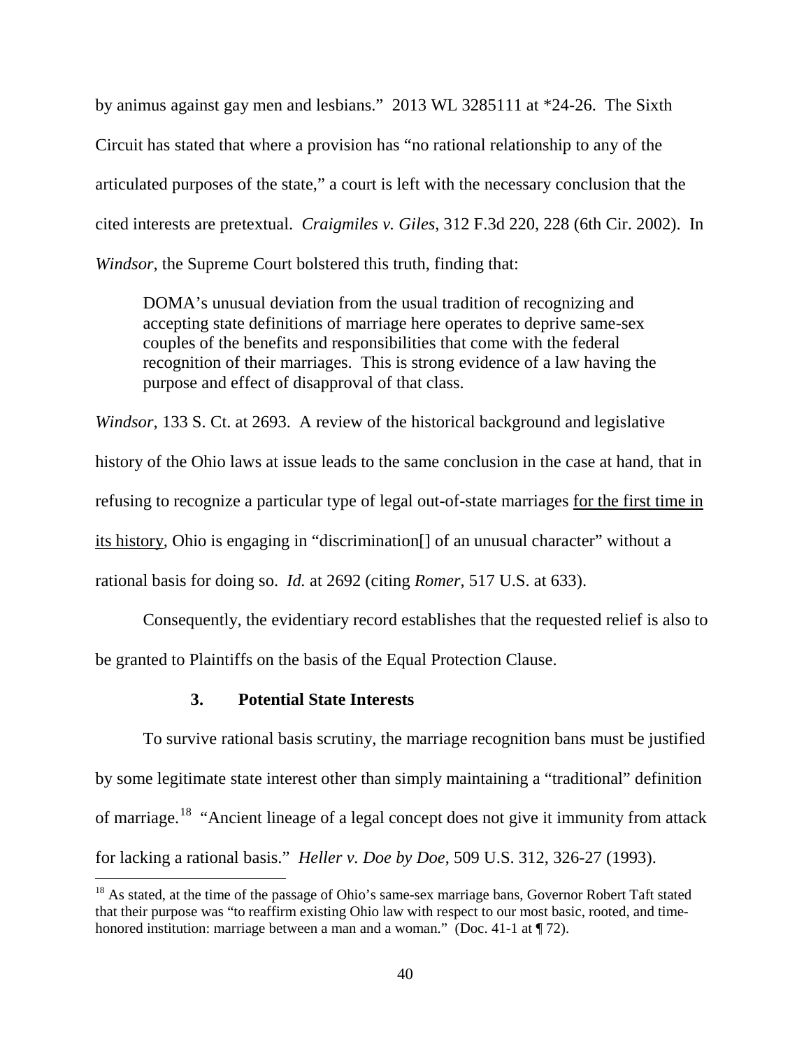by animus against gay men and lesbians." 2013 WL 3285111 at *24-26. The Sixth Circuit has stated that where a provision has "no rational relationship to any of the articulated purposes of the state," a court is left with the necessary conclusion that the cited interests are pretextual. *Craigmiles v. Giles*, 312 F.3d 220, 228 (6th Cir. 2002). In *Windsor*, the Supreme Court bolstered this truth, finding that:

> DOMA's unusual deviation from the usual tradition of recognizing and accepting state definitions of marriage here operates to deprive same-sex couples of the benefits and responsibilities that come with the federal recognition of their marriages. This is strong evidence of a law having the purpose and effect of disapproval of that class.

*Windsor*, 133 S. Ct. at 2693. A review of the historical background and legislative history of the Ohio laws at issue leads to the same conclusion in the case at hand, that in refusing to recognize a particular type of legal out-of-state marriages <u>for the first time in its history</u>, Ohio is engaging in "discrimination[] of an unusual character" without a rational basis for doing so. *Id.* at 2692 (citing *Romer*, 517 U.S. at 633).

Consequently, the evidentiary record establishes that the requested relief is also to be granted to Plaintiffs on the basis of the Equal Protection Clause.

### 3. Potential State Interests

To survive rational basis scrutiny, the marriage recognition bans must be justified by some legitimate state interest other than simply maintaining a "traditional" definition of marriage.[18] "Ancient lineage of a legal concept does not give it immunity from attack for lacking a rational basis." *Heller v. Doe by Doe*, 509 U.S. 312, 326-27 (1993).

[18] As stated, at the time of the passage of Ohio's same-sex marriage bans, Governor Robert Taft stated that their purpose was "to reaffirm existing Ohio law with respect to our most basic, rooted, and time-honored institution: marriage between a man and a woman." (Doc. 41-1 at ¶ 72).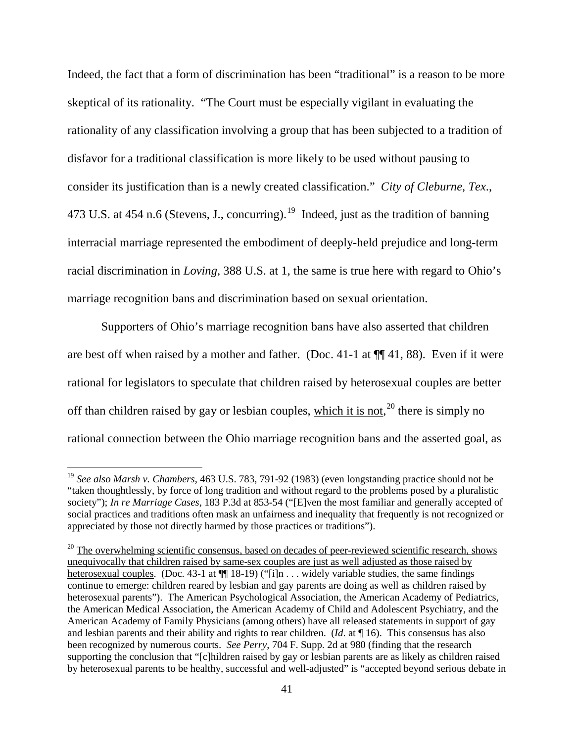Indeed, the fact that a form of discrimination has been "traditional" is a reason to be more skeptical of its rationality. "The Court must be especially vigilant in evaluating the rationality of any classification involving a group that has been subjected to a tradition of disfavor for a traditional classification is more likely to be used without pausing to consider its justification than is a newly created classification." *City of Cleburne, Tex.*, 473 U.S. at 454 n.6 (Stevens, J., concurring).[19] Indeed, just as the tradition of banning interracial marriage represented the embodiment of deeply-held prejudice and long-term racial discrimination in *Loving*, 388 U.S. at 1, the same is true here with regard to Ohio's marriage recognition bans and discrimination based on sexual orientation.

Supporters of Ohio's marriage recognition bans have also asserted that children are best off when raised by a mother and father. (Doc. 41-1 at ¶¶ 41, 88). Even if it were rational for legislators to speculate that children raised by heterosexual couples are better off than children raised by gay or lesbian couples, <u>which it is not</u>,[20] there is simply no rational connection between the Ohio marriage recognition bans and the asserted goal, as

---

[19] *See also Marsh v. Chambers*, 463 U.S. 783, 791-92 (1983) (even longstanding practice should not be "taken thoughtlessly, by force of long tradition and without regard to the problems posed by a pluralistic society"); *In re Marriage Cases*, 183 P.3d at 853-54 ("[E]ven the most familiar and generally accepted of social practices and traditions often mask an unfairness and inequality that frequently is not recognized or appreciated by those not directly harmed by those practices or traditions").

[20] <u>The overwhelming scientific consensus, based on decades of peer-reviewed scientific research, shows unequivocally that children raised by same-sex couples are just as well adjusted as those raised by heterosexual couples</u>. (Doc. 43-1 at ¶¶ 18-19) ("[i]n . . . widely variable studies, the same findings continue to emerge: children reared by lesbian and gay parents are doing as well as children raised by heterosexual parents"). The American Psychological Association, the American Academy of Pediatrics, the American Medical Association, the American Academy of Child and Adolescent Psychiatry, and the American Academy of Family Physicians (among others) have all released statements in support of gay and lesbian parents and their ability and rights to rear children. (*Id*. at ¶ 16). This consensus has also been recognized by numerous courts. *See Perry*, 704 F. Supp. 2d at 980 (finding that the research supporting the conclusion that "[c]hildren raised by gay or lesbian parents are as likely as children raised by heterosexual parents to be healthy, successful and well-adjusted" is "accepted beyond serious debate in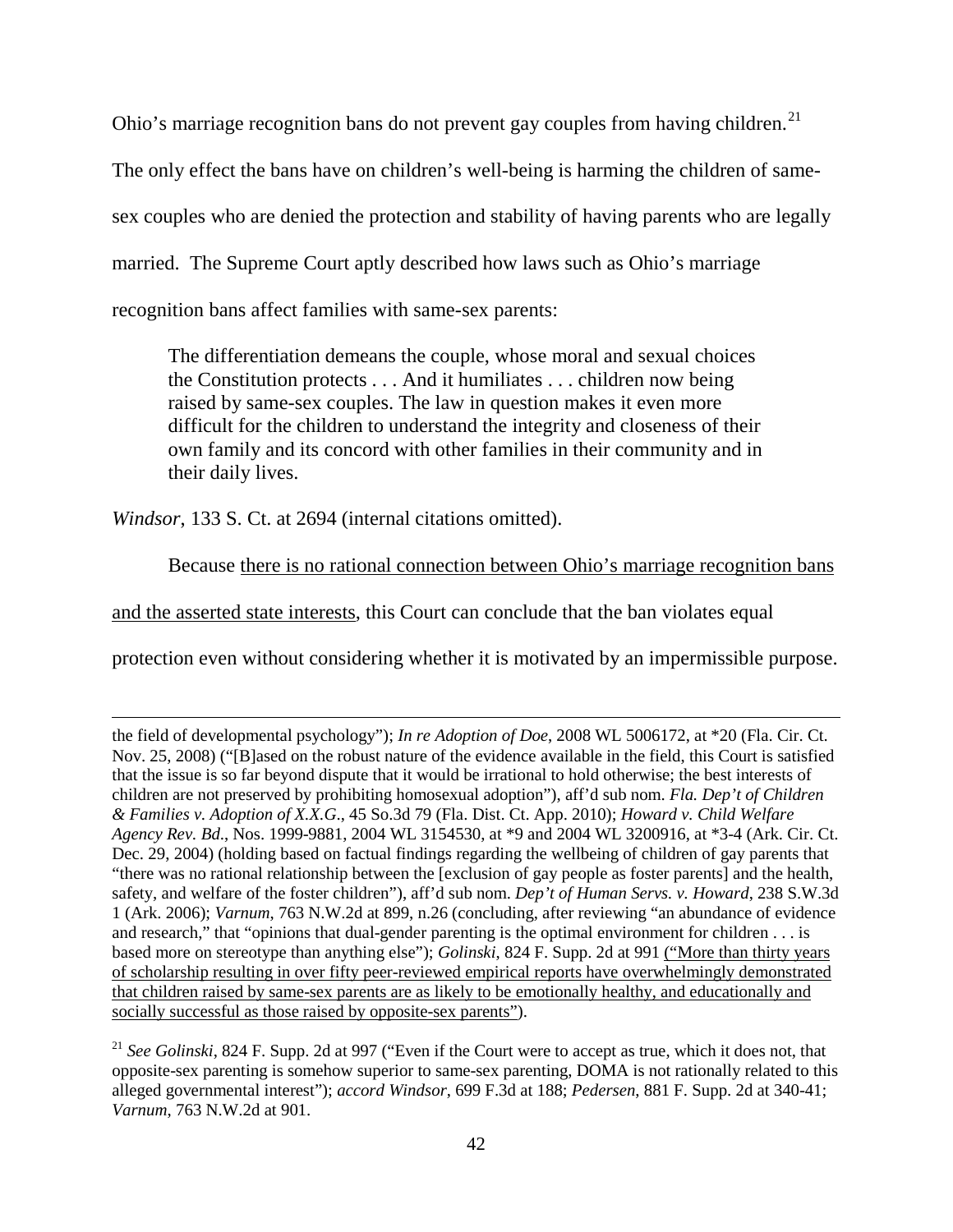Ohio's marriage recognition bans do not prevent gay couples from having children.[21] The only effect the bans have on children's well-being is harming the children of same-sex couples who are denied the protection and stability of having parents who are legally married. The Supreme Court aptly described how laws such as Ohio's marriage recognition bans affect families with same-sex parents:

> The differentiation demeans the couple, whose moral and sexual choices the Constitution protects . . . And it humiliates . . . children now being raised by same-sex couples. The law in question makes it even more difficult for the children to understand the integrity and closeness of their own family and its concord with other families in their community and in their daily lives.

*Windsor*, 133 S. Ct. at 2694 (internal citations omitted).

Because <u>there is no rational connection between Ohio's marriage recognition bans and the asserted state interests</u>, this Court can conclude that the ban violates equal protection even without considering whether it is motivated by an impermissible purpose.

---

the field of developmental psychology"); *In re Adoption of Doe*, 2008 WL 5006172, at *20 (Fla. Cir. Ct. Nov. 25, 2008) ("[B]ased on the robust nature of the evidence available in the field, this Court is satisfied that the issue is so far beyond dispute that it would be irrational to hold otherwise; the best interests of children are not preserved by prohibiting homosexual adoption"), aff'd sub nom. *Fla. Dep't of Children & Families v. Adoption of X.X.G*., 45 So.3d 79 (Fla. Dist. Ct. App. 2010); *Howard v. Child Welfare Agency Rev. Bd.*, Nos. 1999-9881, 2004 WL 3154530, at *9 and 2004 WL 3200916, at *3-4 (Ark. Cir. Ct. Dec. 29, 2004) (holding based on factual findings regarding the wellbeing of children of gay parents that "there was no rational relationship between the [exclusion of gay people as foster parents] and the health, safety, and welfare of the foster children"), aff'd sub nom. *Dep't of Human Servs. v. Howard*, 238 S.W.3d 1 (Ark. 2006); *Varnum*, 763 N.W.2d at 899, n.26 (concluding, after reviewing "an abundance of evidence and research," that "opinions that dual-gender parenting is the optimal environment for children . . . is based more on stereotype than anything else"); *Golinski*, 824 F. Supp. 2d at 991 <u>("More than thirty years of scholarship resulting in over fifty peer-reviewed empirical reports have overwhelmingly demonstrated that children raised by same-sex parents are as likely to be emotionally healthy, and educationally and socially successful as those raised by opposite-sex parents")</u>.

[21] *See Golinski*, 824 F. Supp. 2d at 997 ("Even if the Court were to accept as true, which it does not, that opposite-sex parenting is somehow superior to same-sex parenting, DOMA is not rationally related to this alleged governmental interest"); *accord Windsor*, 699 F.3d at 188; *Pedersen*, 881 F. Supp. 2d at 340-41; *Varnum*, 763 N.W.2d at 901.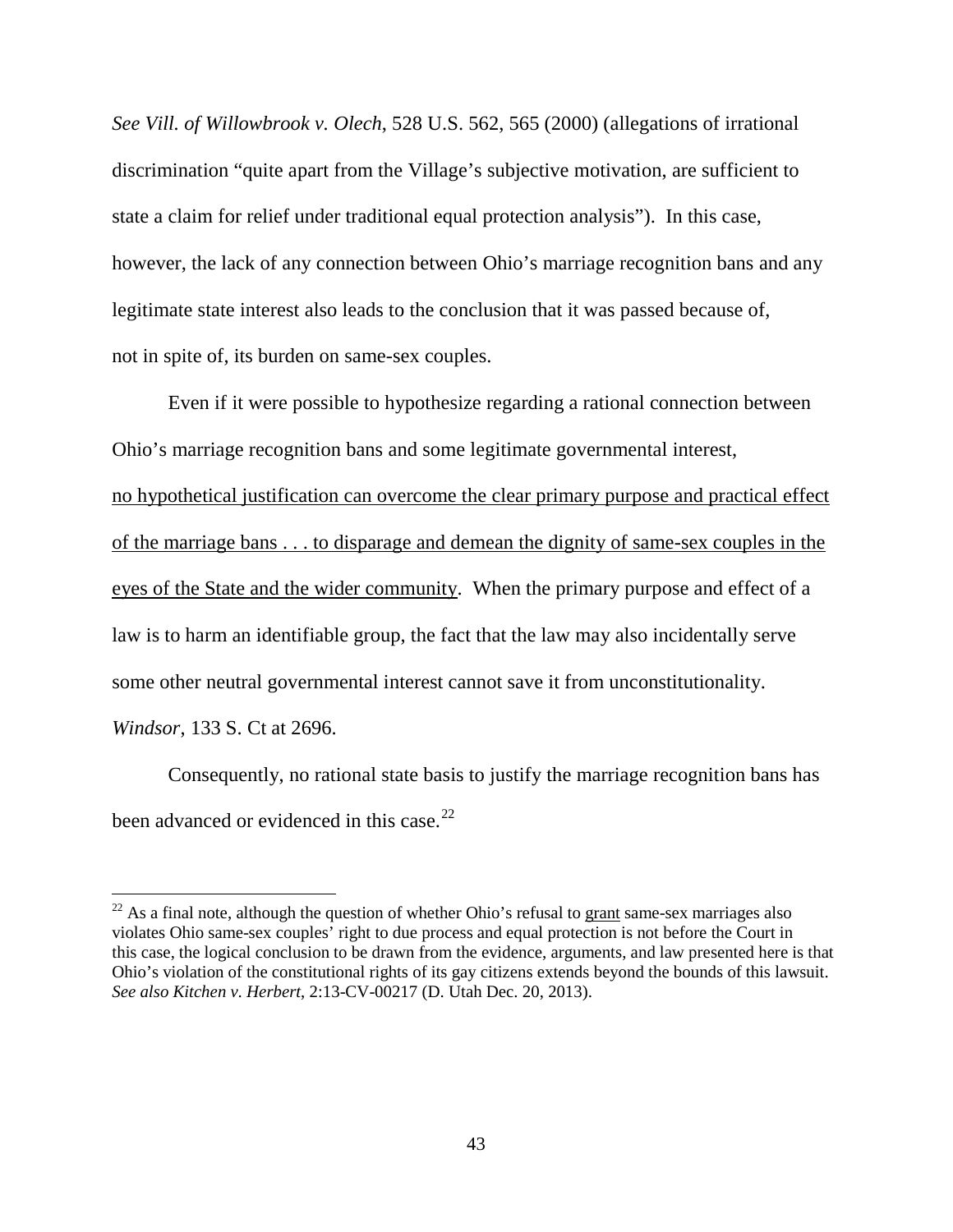*See Vill. of Willowbrook v. Olech*, 528 U.S. 562, 565 (2000) (allegations of irrational discrimination "quite apart from the Village's subjective motivation, are sufficient to state a claim for relief under traditional equal protection analysis"). In this case, however, the lack of any connection between Ohio's marriage recognition bans and any legitimate state interest also leads to the conclusion that it was passed because of, not in spite of, its burden on same-sex couples.

Even if it were possible to hypothesize regarding a rational connection between Ohio's marriage recognition bans and some legitimate governmental interest, <u>no hypothetical justification can overcome the clear primary purpose and practical effect of the marriage bans . . . to disparage and demean the dignity of same-sex couples in the eyes of the State and the wider community</u>. When the primary purpose and effect of a law is to harm an identifiable group, the fact that the law may also incidentally serve some other neutral governmental interest cannot save it from unconstitutionality. *Windsor*, 133 S. Ct at 2696.

Consequently, no rational state basis to justify the marriage recognition bans has been advanced or evidenced in this case.[22]

---

[22] As a final note, although the question of whether Ohio's refusal to <u>grant</u> same-sex marriages also violates Ohio same-sex couples' right to due process and equal protection is not before the Court in this case, the logical conclusion to be drawn from the evidence, arguments, and law presented here is that Ohio's violation of the constitutional rights of its gay citizens extends beyond the bounds of this lawsuit. *See also Kitchen v. Herbert*, 2:13-CV-00217 (D. Utah Dec. 20, 2013).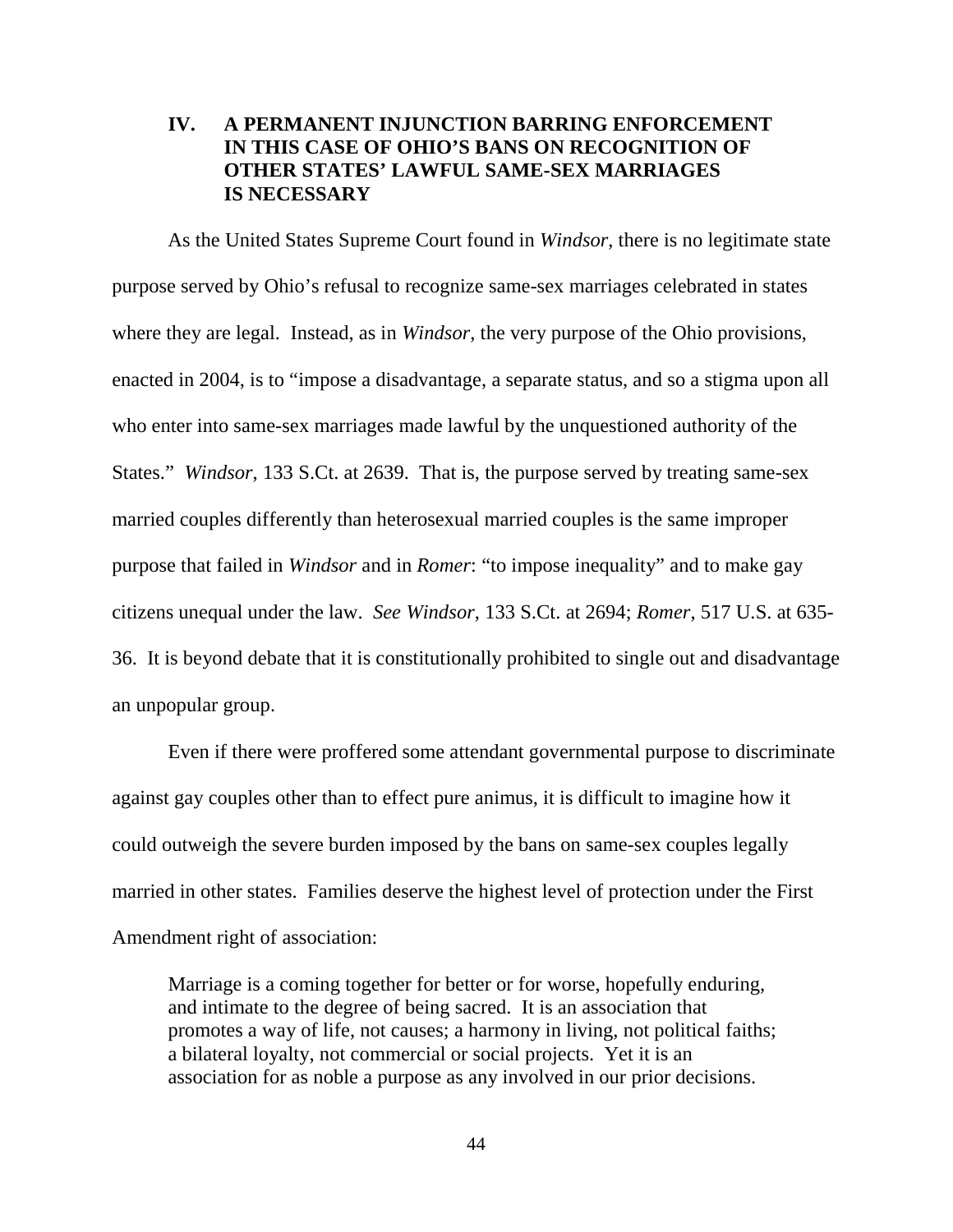## IV. A PERMANENT INJUNCTION BARRING ENFORCEMENT IN THIS CASE OF OHIO'S BANS ON RECOGNITION OF OTHER STATES' LAWFUL SAME-SEX MARRIAGES IS NECESSARY

As the United States Supreme Court found in *Windsor*, there is no legitimate state purpose served by Ohio's refusal to recognize same-sex marriages celebrated in states where they are legal. Instead, as in *Windsor*, the very purpose of the Ohio provisions, enacted in 2004, is to "impose a disadvantage, a separate status, and so a stigma upon all who enter into same-sex marriages made lawful by the unquestioned authority of the States." *Windsor*, 133 S.Ct. at 2639. That is, the purpose served by treating same-sex married couples differently than heterosexual married couples is the same improper purpose that failed in *Windsor* and in *Romer*: "to impose inequality" and to make gay citizens unequal under the law. *See Windsor*, 133 S.Ct. at 2694; *Romer*, 517 U.S. at 635-36. It is beyond debate that it is constitutionally prohibited to single out and disadvantage an unpopular group.

Even if there were proffered some attendant governmental purpose to discriminate against gay couples other than to effect pure animus, it is difficult to imagine how it could outweigh the severe burden imposed by the bans on same-sex couples legally married in other states. Families deserve the highest level of protection under the First Amendment right of association:

> Marriage is a coming together for better or for worse, hopefully enduring, and intimate to the degree of being sacred. It is an association that promotes a way of life, not causes; a harmony in living, not political faiths; a bilateral loyalty, not commercial or social projects. Yet it is an association for as noble a purpose as any involved in our prior decisions.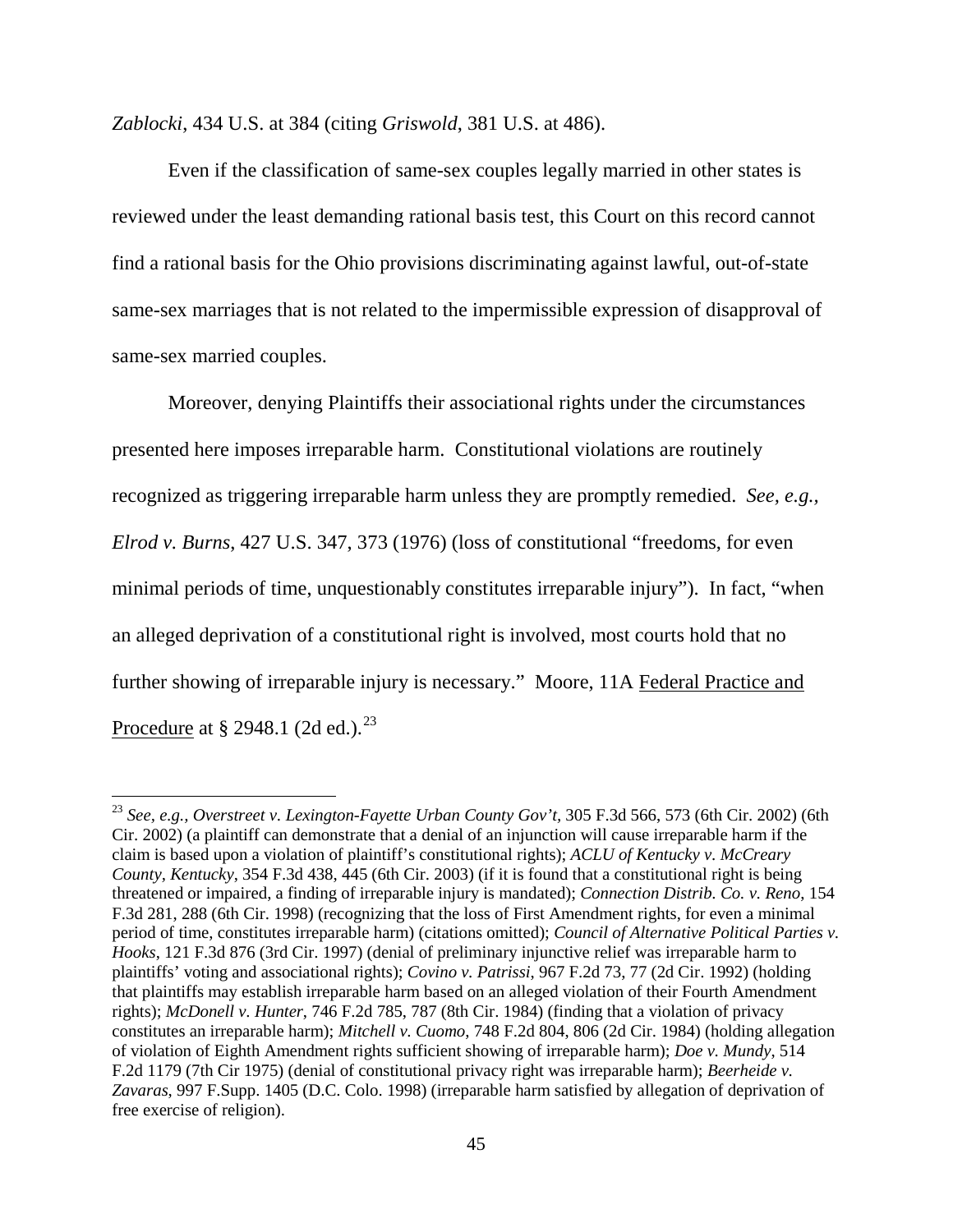*Zablocki*, 434 U.S. at 384 (citing *Griswold*, 381 U.S. at 486).

Even if the classification of same-sex couples legally married in other states is reviewed under the least demanding rational basis test, this Court on this record cannot find a rational basis for the Ohio provisions discriminating against lawful, out-of-state same-sex marriages that is not related to the impermissible expression of disapproval of same-sex married couples.

Moreover, denying Plaintiffs their associational rights under the circumstances presented here imposes irreparable harm. Constitutional violations are routinely recognized as triggering irreparable harm unless they are promptly remedied. *See, e.g.*, *Elrod v. Burns*, 427 U.S. 347, 373 (1976) (loss of constitutional "freedoms, for even minimal periods of time, unquestionably constitutes irreparable injury"). In fact, "when an alleged deprivation of a constitutional right is involved, most courts hold that no further showing of irreparable injury is necessary." Moore, 11A Federal Practice and Procedure at § 2948.1 (2d ed.).[23]

---

[23] *See, e.g., Overstreet v. Lexington-Fayette Urban County Gov't*, 305 F.3d 566, 573 (6th Cir. 2002) (6th Cir. 2002) (a plaintiff can demonstrate that a denial of an injunction will cause irreparable harm if the claim is based upon a violation of plaintiff's constitutional rights); *ACLU of Kentucky v. McCreary County, Kentucky*, 354 F.3d 438, 445 (6th Cir. 2003) (if it is found that a constitutional right is being threatened or impaired, a finding of irreparable injury is mandated); *Connection Distrib. Co. v. Reno*, 154 F.3d 281, 288 (6th Cir. 1998) (recognizing that the loss of First Amendment rights, for even a minimal period of time, constitutes irreparable harm) (citations omitted); *Council of Alternative Political Parties v. Hooks*, 121 F.3d 876 (3rd Cir. 1997) (denial of preliminary injunctive relief was irreparable harm to plaintiffs' voting and associational rights); *Covino v. Patrissi*, 967 F.2d 73, 77 (2d Cir. 1992) (holding that plaintiffs may establish irreparable harm based on an alleged violation of their Fourth Amendment rights); *McDonell v. Hunter*, 746 F.2d 785, 787 (8th Cir. 1984) (finding that a violation of privacy constitutes an irreparable harm); *Mitchell v. Cuomo*, 748 F.2d 804, 806 (2d Cir. 1984) (holding allegation of violation of Eighth Amendment rights sufficient showing of irreparable harm); *Doe v. Mundy*, 514 F.2d 1179 (7th Cir 1975) (denial of constitutional privacy right was irreparable harm); *Beerheide v. Zavaras*, 997 F.Supp. 1405 (D.C. Colo. 1998) (irreparable harm satisfied by allegation of deprivation of free exercise of religion).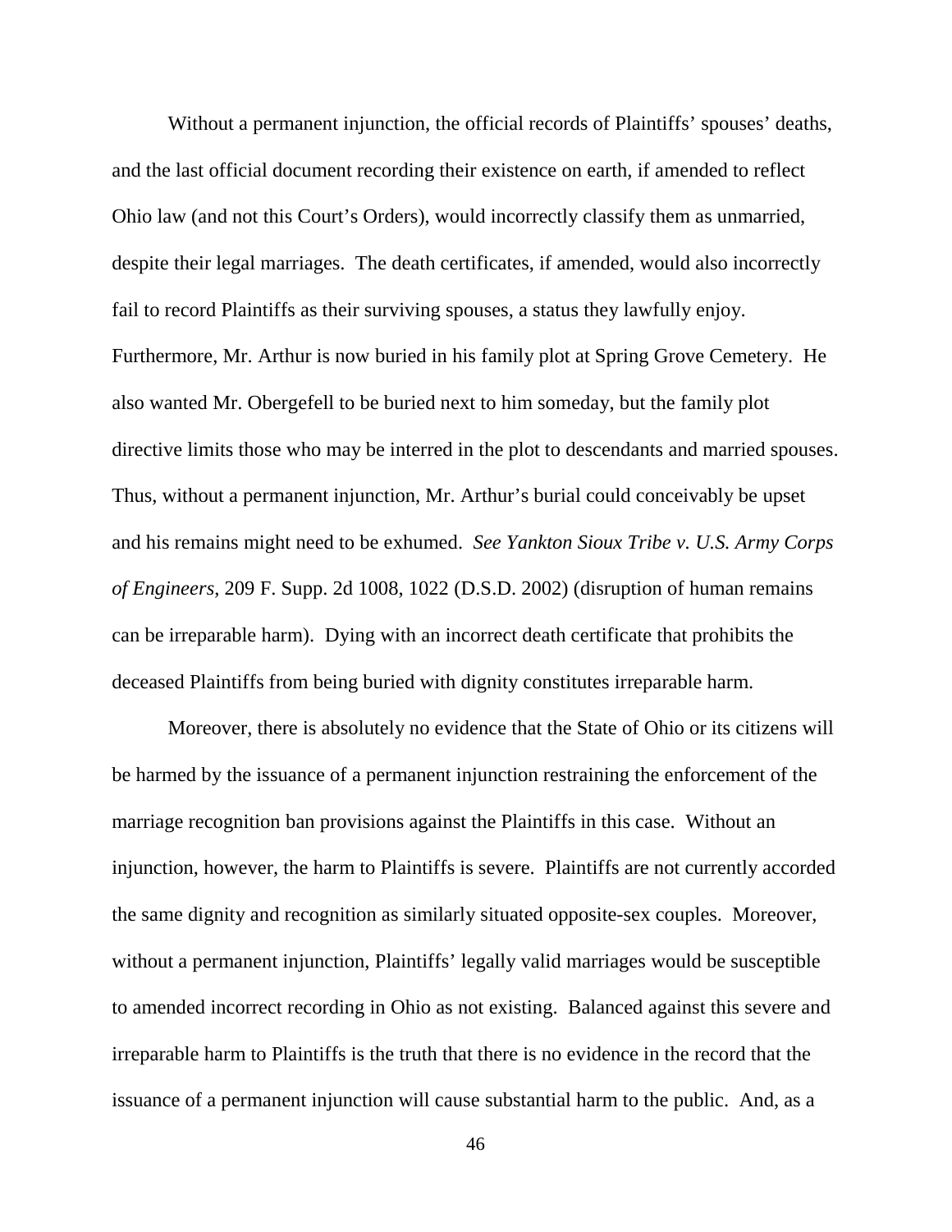Without a permanent injunction, the official records of Plaintiffs' spouses' deaths, and the last official document recording their existence on earth, if amended to reflect Ohio law (and not this Court's Orders), would incorrectly classify them as unmarried, despite their legal marriages. The death certificates, if amended, would also incorrectly fail to record Plaintiffs as their surviving spouses, a status they lawfully enjoy. Furthermore, Mr. Arthur is now buried in his family plot at Spring Grove Cemetery. He also wanted Mr. Obergefell to be buried next to him someday, but the family plot directive limits those who may be interred in the plot to descendants and married spouses. Thus, without a permanent injunction, Mr. Arthur's burial could conceivably be upset and his remains might need to be exhumed. *See Yankton Sioux Tribe v. U.S. Army Corps of Engineers*, 209 F. Supp. 2d 1008, 1022 (D.S.D. 2002) (disruption of human remains can be irreparable harm). Dying with an incorrect death certificate that prohibits the deceased Plaintiffs from being buried with dignity constitutes irreparable harm.

Moreover, there is absolutely no evidence that the State of Ohio or its citizens will be harmed by the issuance of a permanent injunction restraining the enforcement of the marriage recognition ban provisions against the Plaintiffs in this case. Without an injunction, however, the harm to Plaintiffs is severe. Plaintiffs are not currently accorded the same dignity and recognition as similarly situated opposite-sex couples. Moreover, without a permanent injunction, Plaintiffs' legally valid marriages would be susceptible to amended incorrect recording in Ohio as not existing. Balanced against this severe and irreparable harm to Plaintiffs is the truth that there is no evidence in the record that the issuance of a permanent injunction will cause substantial harm to the public. And, as a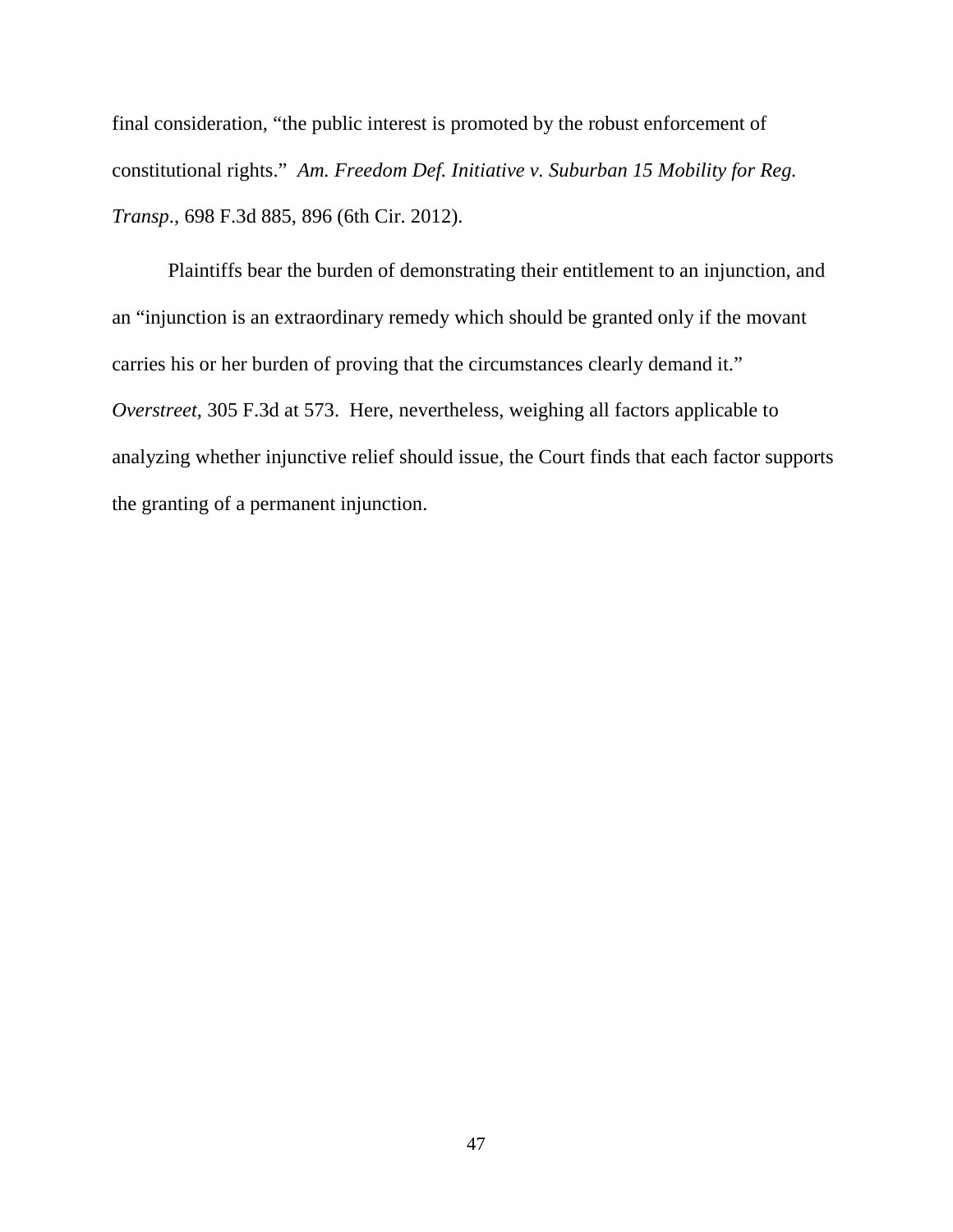final consideration, "the public interest is promoted by the robust enforcement of constitutional rights." *Am. Freedom Def. Initiative v. Suburban 15 Mobility for Reg. Transp*., 698 F.3d 885, 896 (6th Cir. 2012).

Plaintiffs bear the burden of demonstrating their entitlement to an injunction, and an "injunction is an extraordinary remedy which should be granted only if the movant carries his or her burden of proving that the circumstances clearly demand it." *Overstreet*, 305 F.3d at 573. Here, nevertheless, weighing all factors applicable to analyzing whether injunctive relief should issue, the Court finds that each factor supports the granting of a permanent injunction.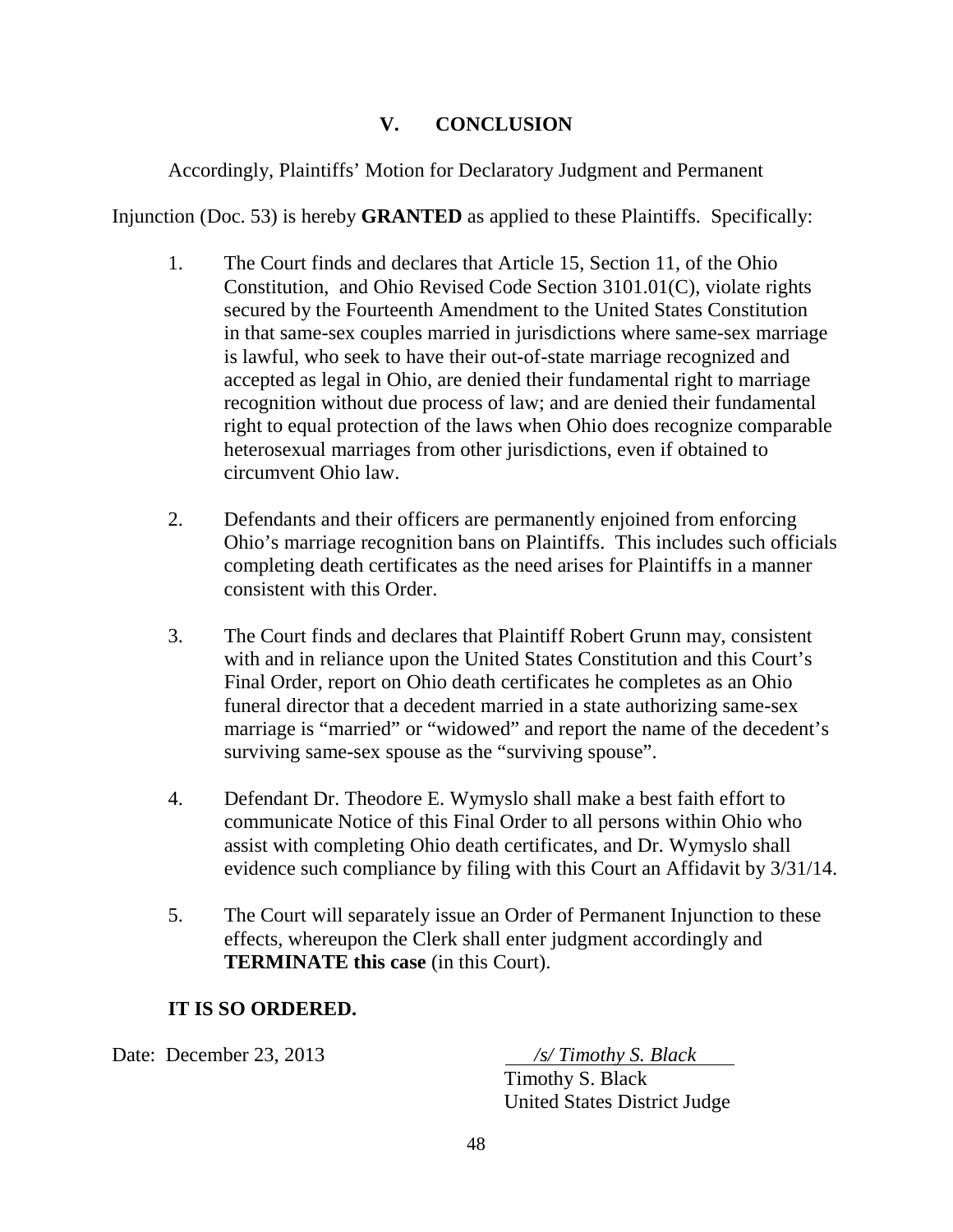## V. CONCLUSION

Accordingly, Plaintiffs' Motion for Declaratory Judgment and Permanent Injunction (Doc. 53) is hereby **GRANTED** as applied to these Plaintiffs. Specifically:

1. The Court finds and declares that Article 15, Section 11, of the Ohio Constitution, and Ohio Revised Code Section 3101.01(C), violate rights secured by the Fourteenth Amendment to the United States Constitution in that same-sex couples married in jurisdictions where same-sex marriage is lawful, who seek to have their out-of-state marriage recognized and accepted as legal in Ohio, are denied their fundamental right to marriage recognition without due process of law; and are denied their fundamental right to equal protection of the laws when Ohio does recognize comparable heterosexual marriages from other jurisdictions, even if obtained to circumvent Ohio law.

2. Defendants and their officers are permanently enjoined from enforcing Ohio's marriage recognition bans on Plaintiffs. This includes such officials completing death certificates as the need arises for Plaintiffs in a manner consistent with this Order.

3. The Court finds and declares that Plaintiff Robert Grunn may, consistent with and in reliance upon the United States Constitution and this Court's Final Order, report on Ohio death certificates he completes as an Ohio funeral director that a decedent married in a state authorizing same-sex marriage is "married" or "widowed" and report the name of the decedent's surviving same-sex spouse as the "surviving spouse".

4. Defendant Dr. Theodore E. Wymyslo shall make a best faith effort to communicate Notice of this Final Order to all persons within Ohio who assist with completing Ohio death certificates, and Dr. Wymyslo shall evidence such compliance by filing with this Court an Affidavit by 3/31/14.

5. The Court will separately issue an Order of Permanent Injunction to these effects, whereupon the Clerk shall enter judgment accordingly and **TERMINATE this case** (in this Court).

**IT IS SO ORDERED.**

Date: December 23, 2013

*/s/ Timothy S. Black*
Timothy S. Black
United States District Judge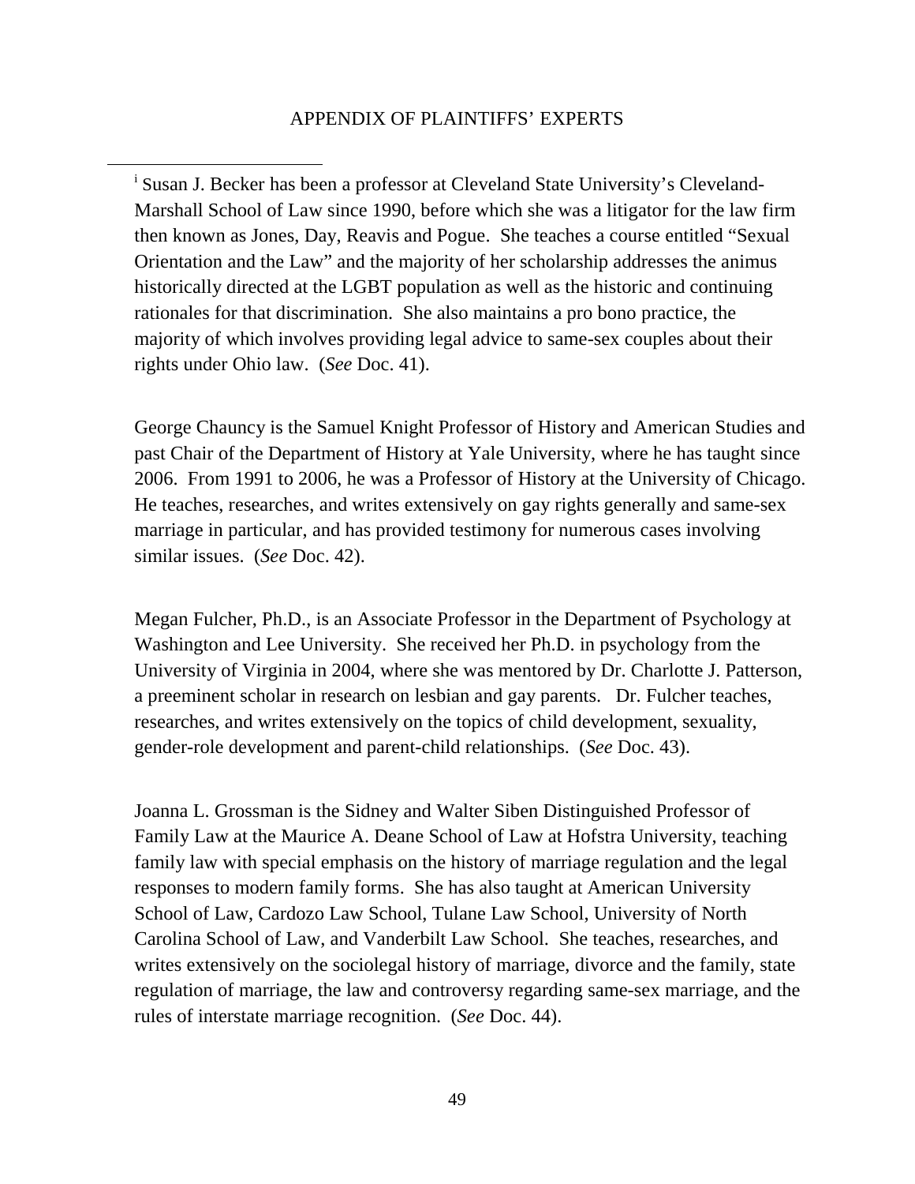## APPENDIX OF PLAINTIFFS' EXPERTS

[i] Susan J. Becker has been a professor at Cleveland State University's Cleveland-Marshall School of Law since 1990, before which she was a litigator for the law firm then known as Jones, Day, Reavis and Pogue. She teaches a course entitled "Sexual Orientation and the Law" and the majority of her scholarship addresses the animus historically directed at the LGBT population as well as the historic and continuing rationales for that discrimination. She also maintains a pro bono practice, the majority of which involves providing legal advice to same-sex couples about their rights under Ohio law. (*See* Doc. 41).

George Chauncy is the Samuel Knight Professor of History and American Studies and past Chair of the Department of History at Yale University, where he has taught since 2006. From 1991 to 2006, he was a Professor of History at the University of Chicago. He teaches, researches, and writes extensively on gay rights generally and same-sex marriage in particular, and has provided testimony for numerous cases involving similar issues. (*See* Doc. 42).

Megan Fulcher, Ph.D., is an Associate Professor in the Department of Psychology at Washington and Lee University. She received her Ph.D. in psychology from the University of Virginia in 2004, where she was mentored by Dr. Charlotte J. Patterson, a preeminent scholar in research on lesbian and gay parents. Dr. Fulcher teaches, researches, and writes extensively on the topics of child development, sexuality, gender-role development and parent-child relationships. (*See* Doc. 43).

Joanna L. Grossman is the Sidney and Walter Siben Distinguished Professor of Family Law at the Maurice A. Deane School of Law at Hofstra University, teaching family law with special emphasis on the history of marriage regulation and the legal responses to modern family forms. She has also taught at American University School of Law, Cardozo Law School, Tulane Law School, University of North Carolina School of Law, and Vanderbilt Law School. She teaches, researches, and writes extensively on the sociolegal history of marriage, divorce and the family, state regulation of marriage, the law and controversy regarding same-sex marriage, and the rules of interstate marriage recognition. (*See* Doc. 44).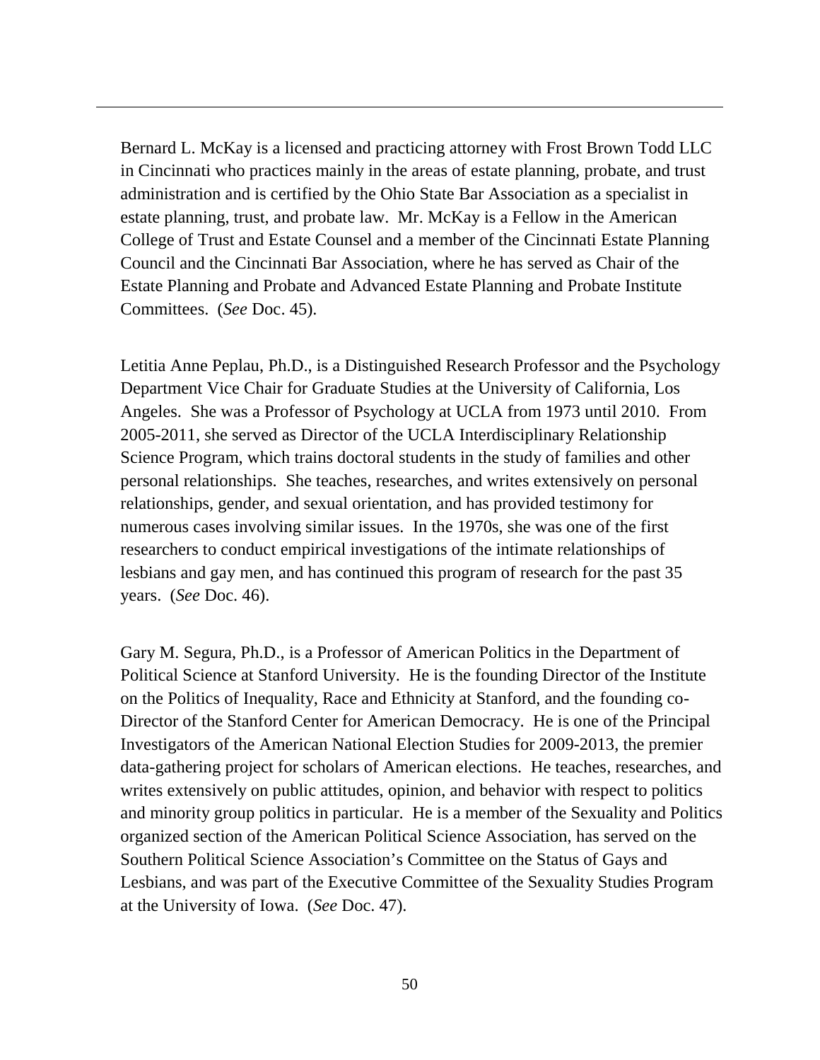---

Bernard L. McKay is a licensed and practicing attorney with Frost Brown Todd LLC in Cincinnati who practices mainly in the areas of estate planning, probate, and trust administration and is certified by the Ohio State Bar Association as a specialist in estate planning, trust, and probate law. Mr. McKay is a Fellow in the American College of Trust and Estate Counsel and a member of the Cincinnati Estate Planning Council and the Cincinnati Bar Association, where he has served as Chair of the Estate Planning and Probate and Advanced Estate Planning and Probate Institute Committees. (*See* Doc. 45).

Letitia Anne Peplau, Ph.D., is a Distinguished Research Professor and the Psychology Department Vice Chair for Graduate Studies at the University of California, Los Angeles. She was a Professor of Psychology at UCLA from 1973 until 2010. From 2005-2011, she served as Director of the UCLA Interdisciplinary Relationship Science Program, which trains doctoral students in the study of families and other personal relationships. She teaches, researches, and writes extensively on personal relationships, gender, and sexual orientation, and has provided testimony for numerous cases involving similar issues. In the 1970s, she was one of the first researchers to conduct empirical investigations of the intimate relationships of lesbians and gay men, and has continued this program of research for the past 35 years. (*See* Doc. 46).

Gary M. Segura, Ph.D., is a Professor of American Politics in the Department of Political Science at Stanford University. He is the founding Director of the Institute on the Politics of Inequality, Race and Ethnicity at Stanford, and the founding co-Director of the Stanford Center for American Democracy. He is one of the Principal Investigators of the American National Election Studies for 2009-2013, the premier data-gathering project for scholars of American elections. He teaches, researches, and writes extensively on public attitudes, opinion, and behavior with respect to politics and minority group politics in particular. He is a member of the Sexuality and Politics organized section of the American Political Science Association, has served on the Southern Political Science Association's Committee on the Status of Gays and Lesbians, and was part of the Executive Committee of the Sexuality Studies Program at the University of Iowa. (*See* Doc. 47).